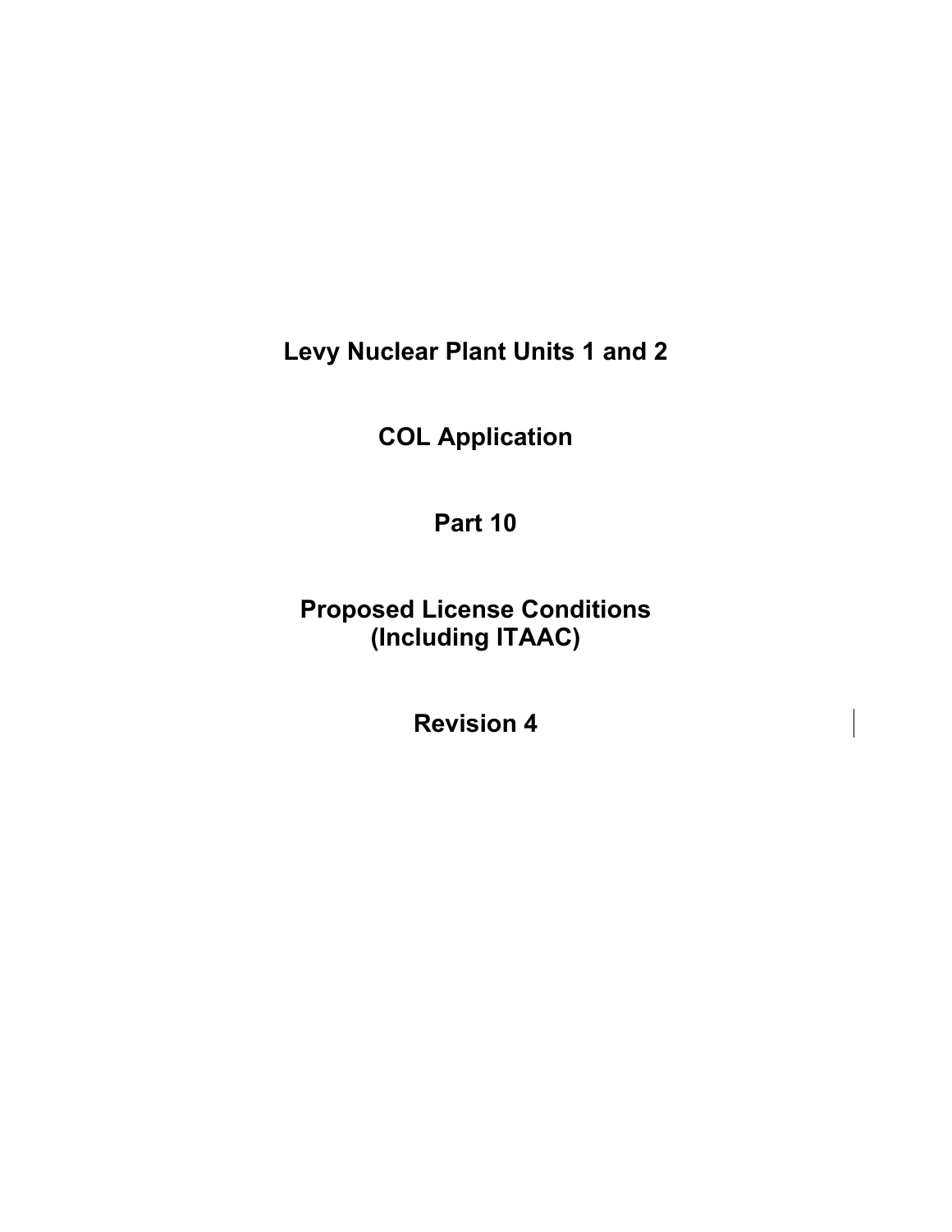# Levy Nuclear Plant Units 1 and 2

# COL Application

# Part 10

# Proposed License Conditions (Including ITAAC)

# Revision 4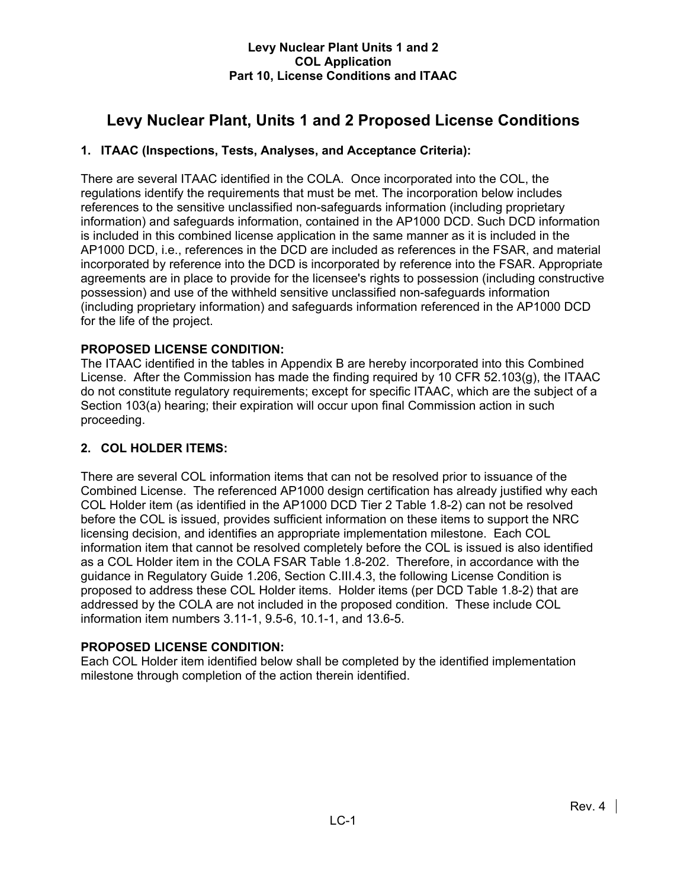# Levy Nuclear Plant, Units 1 and 2 Proposed License Conditions

## 1. ITAAC (Inspections, Tests, Analyses, and Acceptance Criteria):

There are several ITAAC identified in the COLA. Once incorporated into the COL, the regulations identify the requirements that must be met. The incorporation below includes references to the sensitive unclassified non-safeguards information (including proprietary information) and safeguards information, contained in the AP1000 DCD. Such DCD information is included in this combined license application in the same manner as it is included in the AP1000 DCD, i.e., references in the DCD are included as references in the FSAR, and material incorporated by reference into the DCD is incorporated by reference into the FSAR. Appropriate agreements are in place to provide for the licensee's rights to possession (including constructive possession) and use of the withheld sensitive unclassified non-safeguards information (including proprietary information) and safeguards information referenced in the AP1000 DCD for the life of the project.

**PROPOSED LICENSE CONDITION:**
The ITAAC identified in the tables in Appendix B are hereby incorporated into this Combined License. After the Commission has made the finding required by 10 CFR 52.103(g), the ITAAC do not constitute regulatory requirements; except for specific ITAAC, which are the subject of a Section 103(a) hearing; their expiration will occur upon final Commission action in such proceeding.

## 2. COL HOLDER ITEMS:

There are several COL information items that can not be resolved prior to issuance of the Combined License. The referenced AP1000 design certification has already justified why each COL Holder item (as identified in the AP1000 DCD Tier 2 Table 1.8-2) can not be resolved before the COL is issued, provides sufficient information on these items to support the NRC licensing decision, and identifies an appropriate implementation milestone. Each COL information item that cannot be resolved completely before the COL is issued is also identified as a COL Holder item in the COLA FSAR Table 1.8-202. Therefore, in accordance with the guidance in Regulatory Guide 1.206, Section C.III.4.3, the following License Condition is proposed to address these COL Holder items. Holder items (per DCD Table 1.8-2) that are addressed by the COLA are not included in the proposed condition. These include COL information item numbers 3.11-1, 9.5-6, 10.1-1, and 13.6-5.

**PROPOSED LICENSE CONDITION:**
Each COL Holder item identified below shall be completed by the identified implementation milestone through completion of the action therein identified.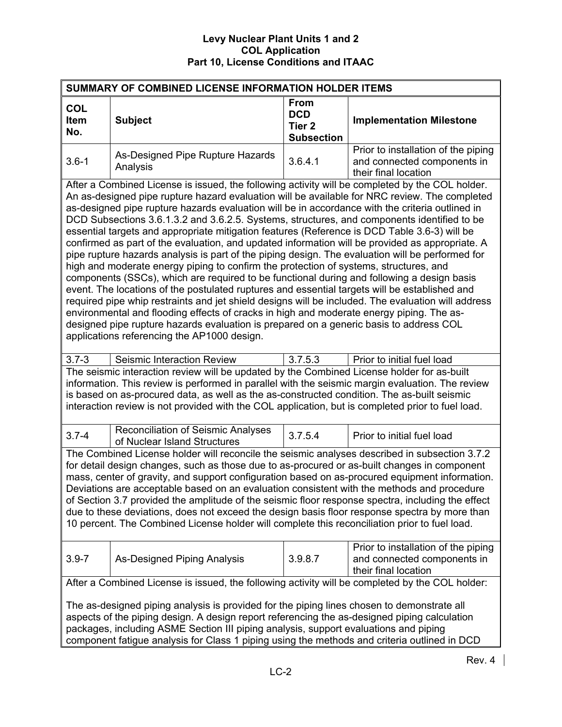| SUMMARY OF COMBINED LICENSE INFORMATION HOLDER ITEMS | | | |
|---|---|---|---|
| **COL Item No.** | **Subject** | **From DCD Tier 2 Subsection** | **Implementation Milestone** |
| 3.6-1 | As-Designed Pipe Rupture Hazards Analysis | 3.6.4.1 | Prior to installation of the piping and connected components in their final location |
| After a Combined License is issued, the following activity will be completed by the COL holder. An as-designed pipe rupture hazard evaluation will be available for NRC review. The completed as-designed pipe rupture hazards evaluation will be in accordance with the criteria outlined in DCD Subsections 3.6.1.3.2 and 3.6.2.5. Systems, structures, and components identified to be essential targets and appropriate mitigation features (Reference is DCD Table 3.6-3) will be confirmed as part of the evaluation, and updated information will be provided as appropriate. A pipe rupture hazards analysis is part of the piping design. The evaluation will be performed for high and moderate energy piping to confirm the protection of systems, structures, and components (SSCs), which are required to be functional during and following a design basis event. The locations of the postulated ruptures and essential targets will be established and required pipe whip restraints and jet shield designs will be included. The evaluation will address environmental and flooding effects of cracks in high and moderate energy piping. The as-designed pipe rupture hazards evaluation is prepared on a generic basis to address COL applications referencing the AP1000 design. | | | |
| 3.7-3 | Seismic Interaction Review | 3.7.5.3 | Prior to initial fuel load |
| The seismic interaction review will be updated by the Combined License holder for as-built information. This review is performed in parallel with the seismic margin evaluation. The review is based on as-procured data, as well as the as-constructed condition. The as-built seismic interaction review is not provided with the COL application, but is completed prior to fuel load. | | | |
| 3.7-4 | Reconciliation of Seismic Analyses of Nuclear Island Structures | 3.7.5.4 | Prior to initial fuel load |
| The Combined License holder will reconcile the seismic analyses described in subsection 3.7.2 for detail design changes, such as those due to as-procured or as-built changes in component mass, center of gravity, and support configuration based on as-procured equipment information. Deviations are acceptable based on an evaluation consistent with the methods and procedure of Section 3.7 provided the amplitude of the seismic floor response spectra, including the effect due to these deviations, does not exceed the design basis floor response spectra by more than 10 percent. The Combined License holder will complete this reconciliation prior to fuel load. | | | |
| 3.9-7 | As-Designed Piping Analysis | 3.9.8.7 | Prior to installation of the piping and connected components in their final location |
| After a Combined License is issued, the following activity will be completed by the COL holder:<br><br>The as-designed piping analysis is provided for the piping lines chosen to demonstrate all aspects of the piping design. A design report referencing the as-designed piping calculation packages, including ASME Section III piping analysis, support evaluations and piping component fatigue analysis for Class 1 piping using the methods and criteria outlined in DCD | | | |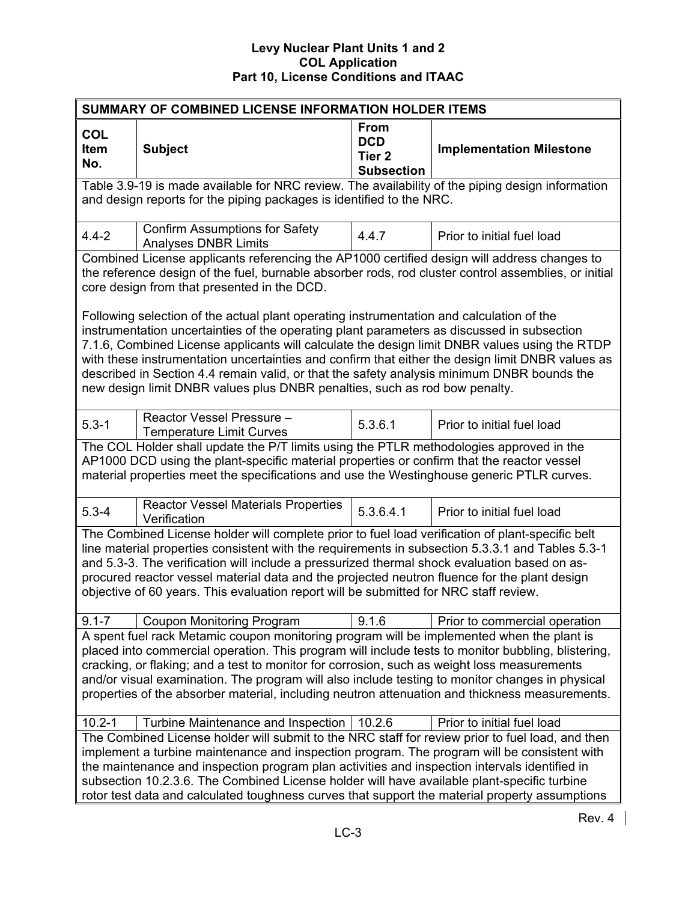| SUMMARY OF COMBINED LICENSE INFORMATION HOLDER ITEMS | | | |
|---|---|---|---|
| **COL Item No.** | **Subject** | **From DCD Tier 2 Subsection** | **Implementation Milestone** |
| Table 3.9-19 is made available for NRC review. The availability of the piping design information and design reports for the piping packages is identified to the NRC. | | | |
| 4.4-2 | Confirm Assumptions for Safety Analyses DNBR Limits | 4.4.7 | Prior to initial fuel load |
| Combined License applicants referencing the AP1000 certified design will address changes to the reference design of the fuel, burnable absorber rods, rod cluster control assemblies, or initial core design from that presented in the DCD.<br><br>Following selection of the actual plant operating instrumentation and calculation of the instrumentation uncertainties of the operating plant parameters as discussed in subsection 7.1.6, Combined License applicants will calculate the design limit DNBR values using the RTDP with these instrumentation uncertainties and confirm that either the design limit DNBR values as described in Section 4.4 remain valid, or that the safety analysis minimum DNBR bounds the new design limit DNBR values plus DNBR penalties, such as rod bow penalty. | | | |
| 5.3-1 | Reactor Vessel Pressure – Temperature Limit Curves | 5.3.6.1 | Prior to initial fuel load |
| The COL Holder shall update the P/T limits using the PTLR methodologies approved in the AP1000 DCD using the plant-specific material properties or confirm that the reactor vessel material properties meet the specifications and use the Westinghouse generic PTLR curves. | | | |
| 5.3-4 | Reactor Vessel Materials Properties Verification | 5.3.6.4.1 | Prior to initial fuel load |
| The Combined License holder will complete prior to fuel load verification of plant-specific belt line material properties consistent with the requirements in subsection 5.3.3.1 and Tables 5.3-1 and 5.3-3. The verification will include a pressurized thermal shock evaluation based on as-procured reactor vessel material data and the projected neutron fluence for the plant design objective of 60 years. This evaluation report will be submitted for NRC staff review. | | | |
| 9.1-7 | Coupon Monitoring Program | 9.1.6 | Prior to commercial operation |
| A spent fuel rack Metamic coupon monitoring program will be implemented when the plant is placed into commercial operation. This program will include tests to monitor bubbling, blistering, cracking, or flaking; and a test to monitor for corrosion, such as weight loss measurements and/or visual examination. The program will also include testing to monitor changes in physical properties of the absorber material, including neutron attenuation and thickness measurements. | | | |
| 10.2-1 | Turbine Maintenance and Inspection | 10.2.6 | Prior to initial fuel load |
| The Combined License holder will submit to the NRC staff for review prior to fuel load, and then implement a turbine maintenance and inspection program. The program will be consistent with the maintenance and inspection program plan activities and inspection intervals identified in subsection 10.2.3.6. The Combined License holder will have available plant-specific turbine rotor test data and calculated toughness curves that support the material property assumptions | | | |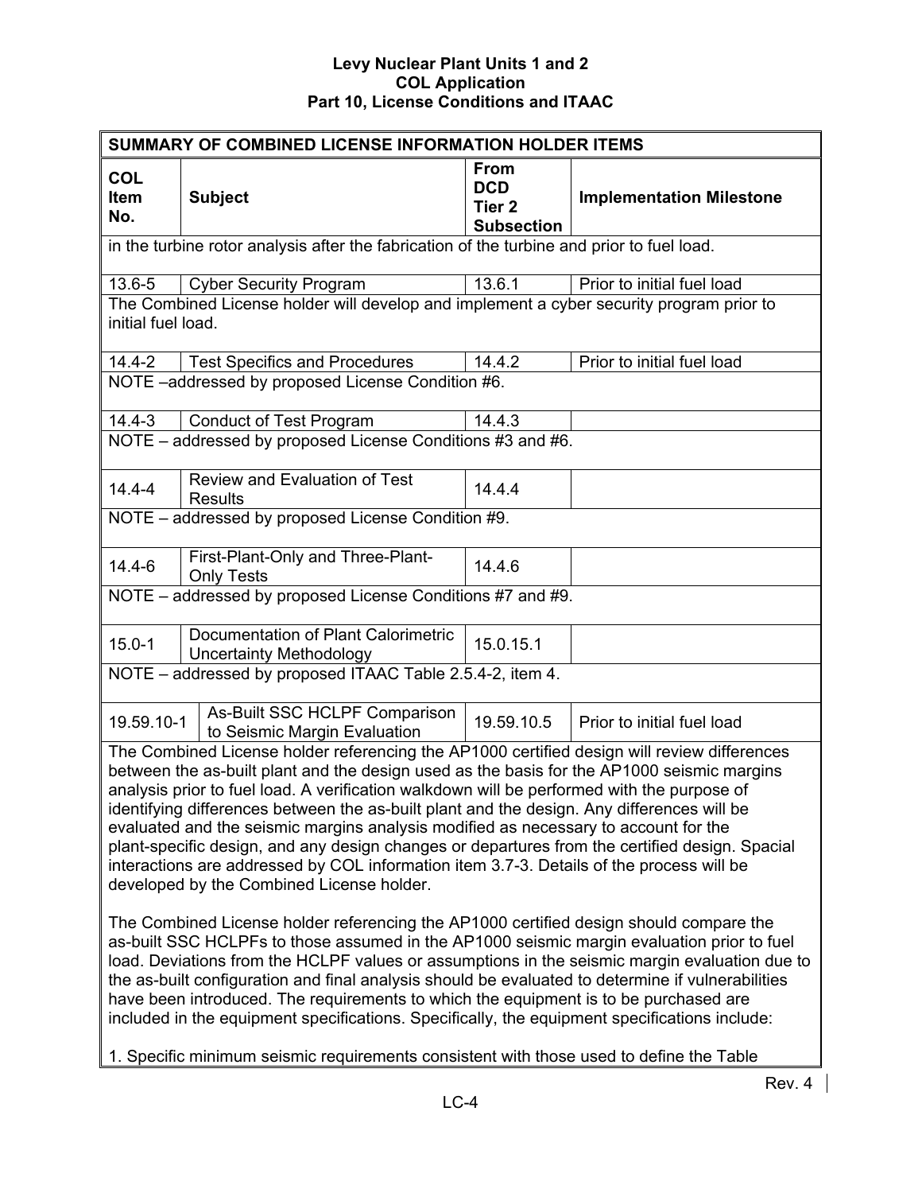| SUMMARY OF COMBINED LICENSE INFORMATION HOLDER ITEMS | | | |
|---|---|---|---|
| **COL Item No.** | **Subject** | **From DCD Tier 2 Subsection** | **Implementation Milestone** |
| in the turbine rotor analysis after the fabrication of the turbine and prior to fuel load. | | | |
| 13.6-5 | Cyber Security Program | 13.6.1 | Prior to initial fuel load |
| The Combined License holder will develop and implement a cyber security program prior to initial fuel load. | | | |
| 14.4-2 | Test Specifics and Procedures | 14.4.2 | Prior to initial fuel load |
| NOTE –addressed by proposed License Condition #6. | | | |
| 14.4-3 | Conduct of Test Program | 14.4.3 | |
| NOTE – addressed by proposed License Conditions #3 and #6. | | | |
| 14.4-4 | Review and Evaluation of Test Results | 14.4.4 | |
| NOTE – addressed by proposed License Condition #9. | | | |
| 14.4-6 | First-Plant-Only and Three-Plant-Only Tests | 14.4.6 | |
| NOTE – addressed by proposed License Conditions #7 and #9. | | | |
| 15.0-1 | Documentation of Plant Calorimetric Uncertainty Methodology | 15.0.15.1 | |
| NOTE – addressed by proposed ITAAC Table 2.5.4-2, item 4. | | | |
| 19.59.10-1 | As-Built SSC HCLPF Comparison to Seismic Margin Evaluation | 19.59.10.5 | Prior to initial fuel load |
| The Combined License holder referencing the AP1000 certified design will review differences between the as-built plant and the design used as the basis for the AP1000 seismic margins analysis prior to fuel load. A verification walkdown will be performed with the purpose of identifying differences between the as-built plant and the design. Any differences will be evaluated and the seismic margins analysis modified as necessary to account for the plant-specific design, and any design changes or departures from the certified design. Spacial interactions are addressed by COL information item 3.7-3. Details of the process will be developed by the Combined License holder.<br><br>The Combined License holder referencing the AP1000 certified design should compare the as-built SSC HCLPFs to those assumed in the AP1000 seismic margin evaluation prior to fuel load. Deviations from the HCLPF values or assumptions in the seismic margin evaluation due to the as-built configuration and final analysis should be evaluated to determine if vulnerabilities have been introduced. The requirements to which the equipment is to be purchased are included in the equipment specifications. Specifically, the equipment specifications include:<br><br>1. Specific minimum seismic requirements consistent with those used to define the Table | | | |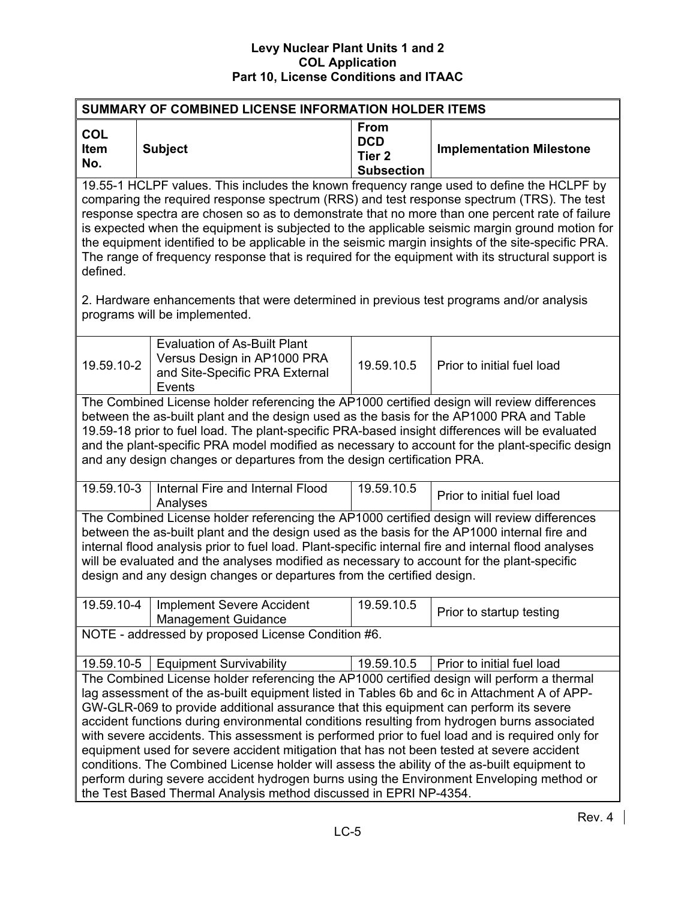| SUMMARY OF COMBINED LICENSE INFORMATION HOLDER ITEMS | | | |
|---|---|---|---|
| **COL Item No.** | **Subject** | **From DCD Tier 2 Subsection** | **Implementation Milestone** |
| 19.55-1 HCLPF values. This includes the known frequency range used to define the HCLPF by comparing the required response spectrum (RRS) and test response spectrum (TRS). The test response spectra are chosen so as to demonstrate that no more than one percent rate of failure is expected when the equipment is subjected to the applicable seismic margin ground motion for the equipment identified to be applicable in the seismic margin insights of the site-specific PRA. The range of frequency response that is required for the equipment with its structural support is defined.<br><br>2. Hardware enhancements that were determined in previous test programs and/or analysis programs will be implemented. | | | |
| 19.59.10-2 | Evaluation of As-Built Plant Versus Design in AP1000 PRA and Site-Specific PRA External Events | 19.59.10.5 | Prior to initial fuel load |
| The Combined License holder referencing the AP1000 certified design will review differences between the as-built plant and the design used as the basis for the AP1000 PRA and Table 19.59-18 prior to fuel load. The plant-specific PRA-based insight differences will be evaluated and the plant-specific PRA model modified as necessary to account for the plant-specific design and any design changes or departures from the design certification PRA. | | | |
| 19.59.10-3 | Internal Fire and Internal Flood Analyses | 19.59.10.5 | Prior to initial fuel load |
| The Combined License holder referencing the AP1000 certified design will review differences between the as-built plant and the design used as the basis for the AP1000 internal fire and internal flood analysis prior to fuel load. Plant-specific internal fire and internal flood analyses will be evaluated and the analyses modified as necessary to account for the plant-specific design and any design changes or departures from the certified design. | | | |
| 19.59.10-4 | Implement Severe Accident Management Guidance | 19.59.10.5 | Prior to startup testing |
| NOTE - addressed by proposed License Condition #6. | | | |
| 19.59.10-5 | Equipment Survivability | 19.59.10.5 | Prior to initial fuel load |
| The Combined License holder referencing the AP1000 certified design will perform a thermal lag assessment of the as-built equipment listed in Tables 6b and 6c in Attachment A of APP-GW-GLR-069 to provide additional assurance that this equipment can perform its severe accident functions during environmental conditions resulting from hydrogen burns associated with severe accidents. This assessment is performed prior to fuel load and is required only for equipment used for severe accident mitigation that has not been tested at severe accident conditions. The Combined License holder will assess the ability of the as-built equipment to perform during severe accident hydrogen burns using the Environment Enveloping method or the Test Based Thermal Analysis method discussed in EPRI NP-4354. | | | |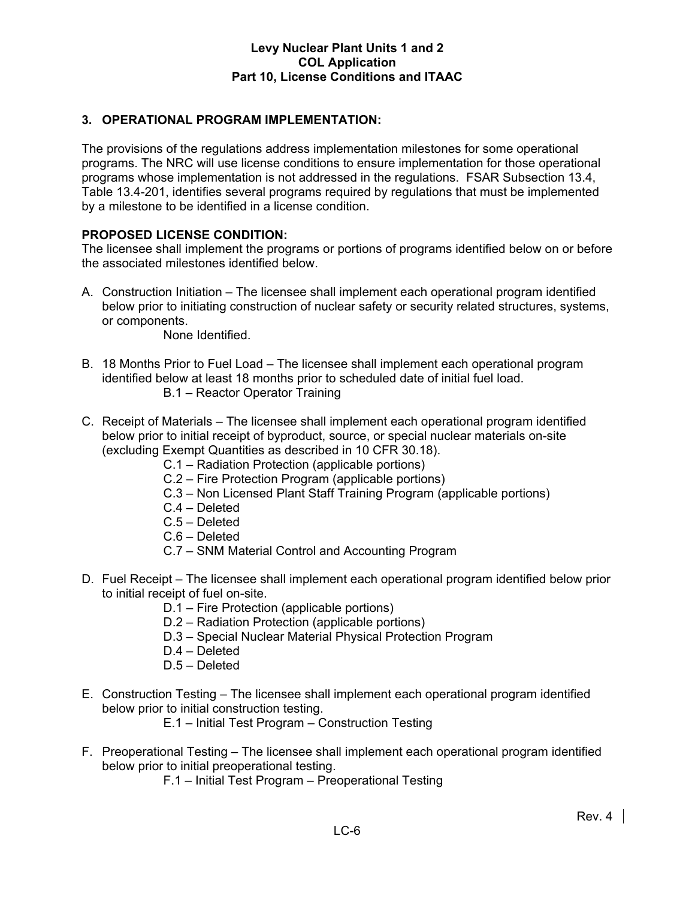## 3. OPERATIONAL PROGRAM IMPLEMENTATION:

The provisions of the regulations address implementation milestones for some operational programs. The NRC will use license conditions to ensure implementation for those operational programs whose implementation is not addressed in the regulations. FSAR Subsection 13.4, Table 13.4-201, identifies several programs required by regulations that must be implemented by a milestone to be identified in a license condition.

**PROPOSED LICENSE CONDITION:**
The licensee shall implement the programs or portions of programs identified below on or before the associated milestones identified below.

A. Construction Initiation – The licensee shall implement each operational program identified below prior to initiating construction of nuclear safety or security related structures, systems, or components.
   - None Identified.

B. 18 Months Prior to Fuel Load – The licensee shall implement each operational program identified below at least 18 months prior to scheduled date of initial fuel load.
   - B.1 – Reactor Operator Training

C. Receipt of Materials – The licensee shall implement each operational program identified below prior to initial receipt of byproduct, source, or special nuclear materials on-site (excluding Exempt Quantities as described in 10 CFR 30.18).
   - C.1 – Radiation Protection (applicable portions)
   - C.2 – Fire Protection Program (applicable portions)
   - C.3 – Non Licensed Plant Staff Training Program (applicable portions)
   - C.4 – Deleted
   - C.5 – Deleted
   - C.6 – Deleted
   - C.7 – SNM Material Control and Accounting Program

D. Fuel Receipt – The licensee shall implement each operational program identified below prior to initial receipt of fuel on-site.
   - D.1 – Fire Protection (applicable portions)
   - D.2 – Radiation Protection (applicable portions)
   - D.3 – Special Nuclear Material Physical Protection Program
   - D.4 – Deleted
   - D.5 – Deleted

E. Construction Testing – The licensee shall implement each operational program identified below prior to initial construction testing.
   - E.1 – Initial Test Program – Construction Testing

F. Preoperational Testing – The licensee shall implement each operational program identified below prior to initial preoperational testing.
   - F.1 – Initial Test Program – Preoperational Testing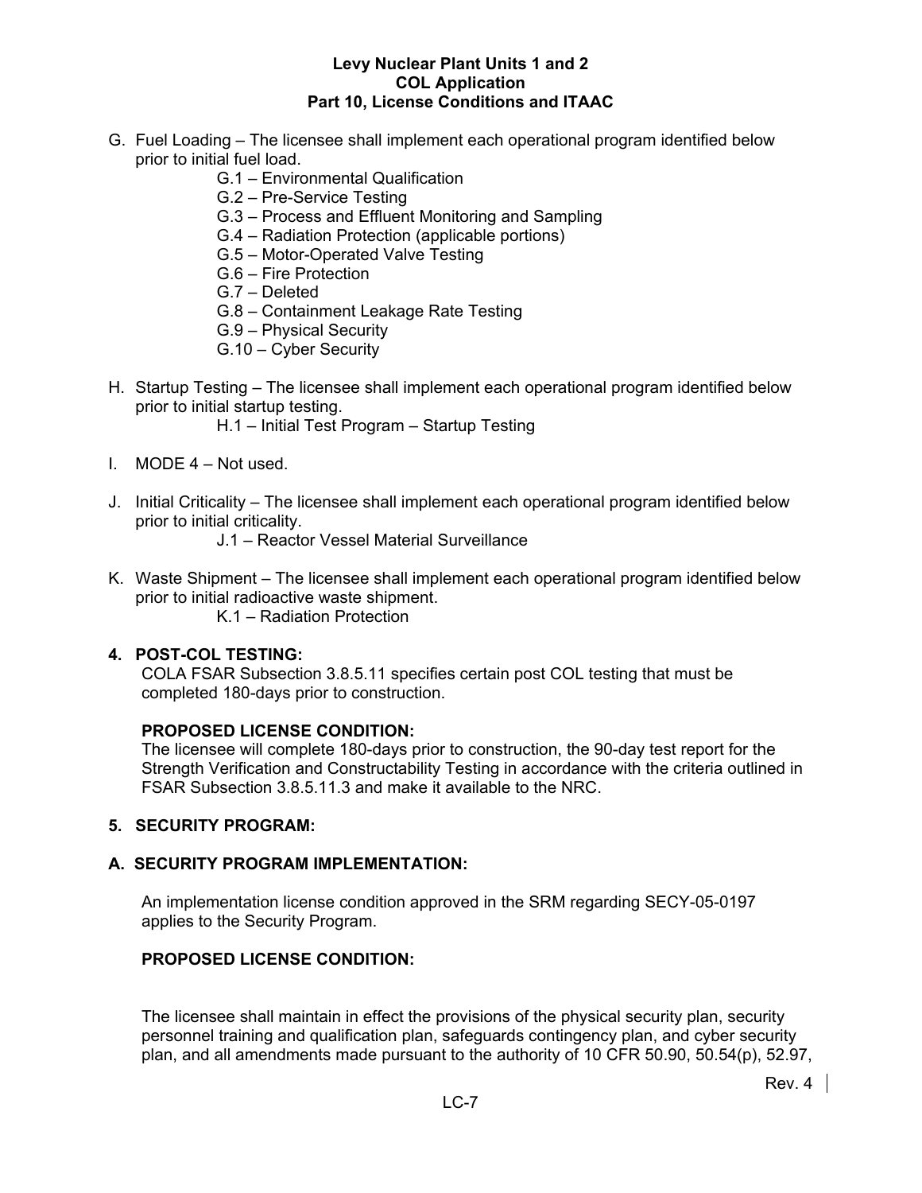G. Fuel Loading – The licensee shall implement each operational program identified below prior to initial fuel load.
   - G.1 – Environmental Qualification
   - G.2 – Pre-Service Testing
   - G.3 – Process and Effluent Monitoring and Sampling
   - G.4 – Radiation Protection (applicable portions)
   - G.5 – Motor-Operated Valve Testing
   - G.6 – Fire Protection
   - G.7 – Deleted
   - G.8 – Containment Leakage Rate Testing
   - G.9 – Physical Security
   - G.10 – Cyber Security

H. Startup Testing – The licensee shall implement each operational program identified below prior to initial startup testing.
   - H.1 – Initial Test Program – Startup Testing

I. MODE 4 – Not used.

J. Initial Criticality – The licensee shall implement each operational program identified below prior to initial criticality.
   - J.1 – Reactor Vessel Material Surveillance

K. Waste Shipment – The licensee shall implement each operational program identified below prior to initial radioactive waste shipment.
   - K.1 – Radiation Protection

**4. POST-COL TESTING:**

COLA FSAR Subsection 3.8.5.11 specifies certain post COL testing that must be completed 180-days prior to construction.

**PROPOSED LICENSE CONDITION:**

The licensee will complete 180-days prior to construction, the 90-day test report for the Strength Verification and Constructability Testing in accordance with the criteria outlined in FSAR Subsection 3.8.5.11.3 and make it available to the NRC.

**5. SECURITY PROGRAM:**

**A. SECURITY PROGRAM IMPLEMENTATION:**

An implementation license condition approved in the SRM regarding SECY-05-0197 applies to the Security Program.

**PROPOSED LICENSE CONDITION:**

The licensee shall maintain in effect the provisions of the physical security plan, security personnel training and qualification plan, safeguards contingency plan, and cyber security plan, and all amendments made pursuant to the authority of 10 CFR 50.90, 50.54(p), 52.97,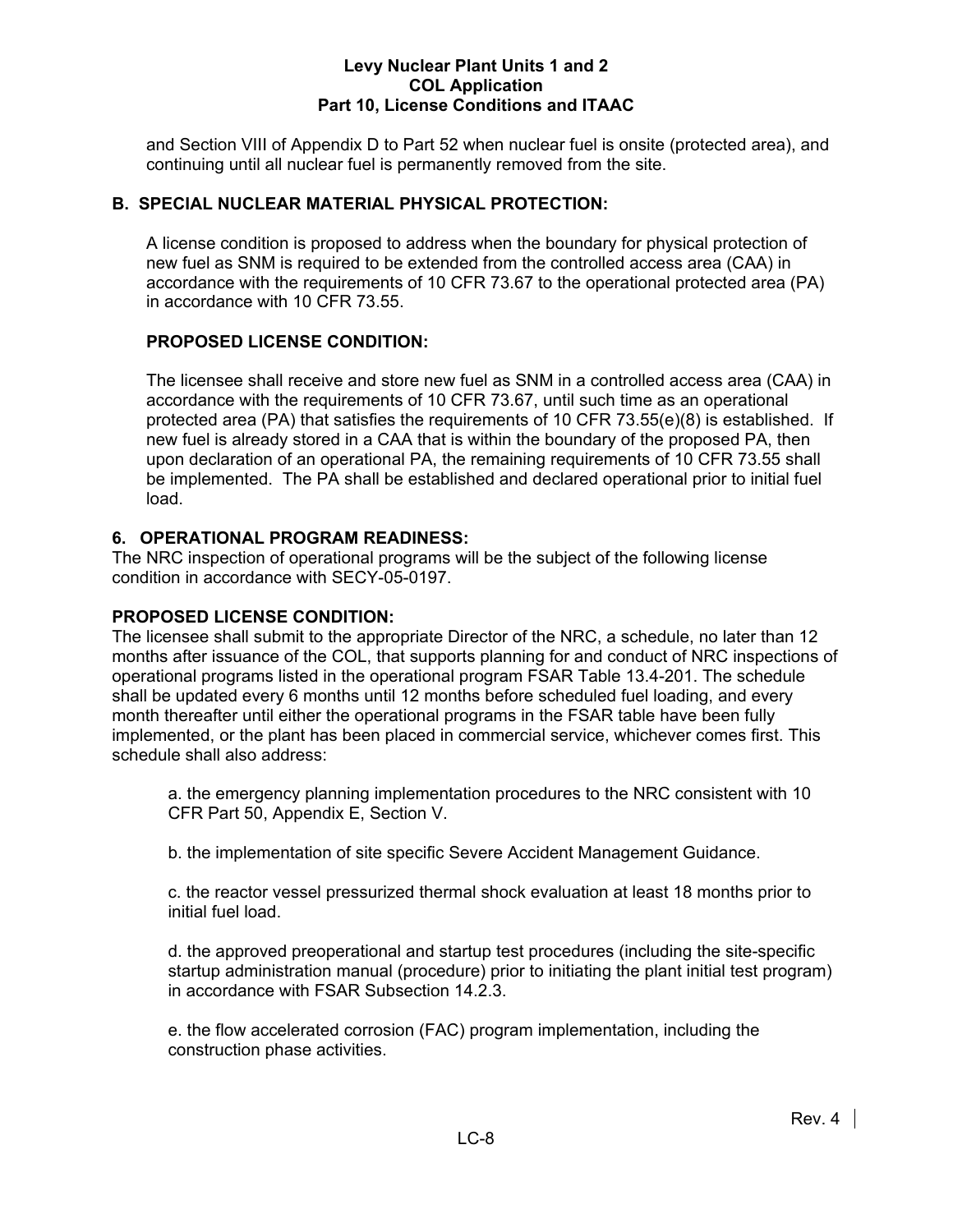and Section VIII of Appendix D to Part 52 when nuclear fuel is onsite (protected area), and continuing until all nuclear fuel is permanently removed from the site.

## B. SPECIAL NUCLEAR MATERIAL PHYSICAL PROTECTION:

A license condition is proposed to address when the boundary for physical protection of new fuel as SNM is required to be extended from the controlled access area (CAA) in accordance with the requirements of 10 CFR 73.67 to the operational protected area (PA) in accordance with 10 CFR 73.55.

### PROPOSED LICENSE CONDITION:

The licensee shall receive and store new fuel as SNM in a controlled access area (CAA) in accordance with the requirements of 10 CFR 73.67, until such time as an operational protected area (PA) that satisfies the requirements of 10 CFR 73.55(e)(8) is established. If new fuel is already stored in a CAA that is within the boundary of the proposed PA, then upon declaration of an operational PA, the remaining requirements of 10 CFR 73.55 shall be implemented. The PA shall be established and declared operational prior to initial fuel load.

## 6. OPERATIONAL PROGRAM READINESS:

The NRC inspection of operational programs will be the subject of the following license condition in accordance with SECY-05-0197.

### PROPOSED LICENSE CONDITION:

The licensee shall submit to the appropriate Director of the NRC, a schedule, no later than 12 months after issuance of the COL, that supports planning for and conduct of NRC inspections of operational programs listed in the operational program FSAR Table 13.4-201. The schedule shall be updated every 6 months until 12 months before scheduled fuel loading, and every month thereafter until either the operational programs in the FSAR table have been fully implemented, or the plant has been placed in commercial service, whichever comes first. This schedule shall also address:

a. the emergency planning implementation procedures to the NRC consistent with 10 CFR Part 50, Appendix E, Section V.

b. the implementation of site specific Severe Accident Management Guidance.

c. the reactor vessel pressurized thermal shock evaluation at least 18 months prior to initial fuel load.

d. the approved preoperational and startup test procedures (including the site-specific startup administration manual (procedure) prior to initiating the plant initial test program) in accordance with FSAR Subsection 14.2.3.

e. the flow accelerated corrosion (FAC) program implementation, including the construction phase activities.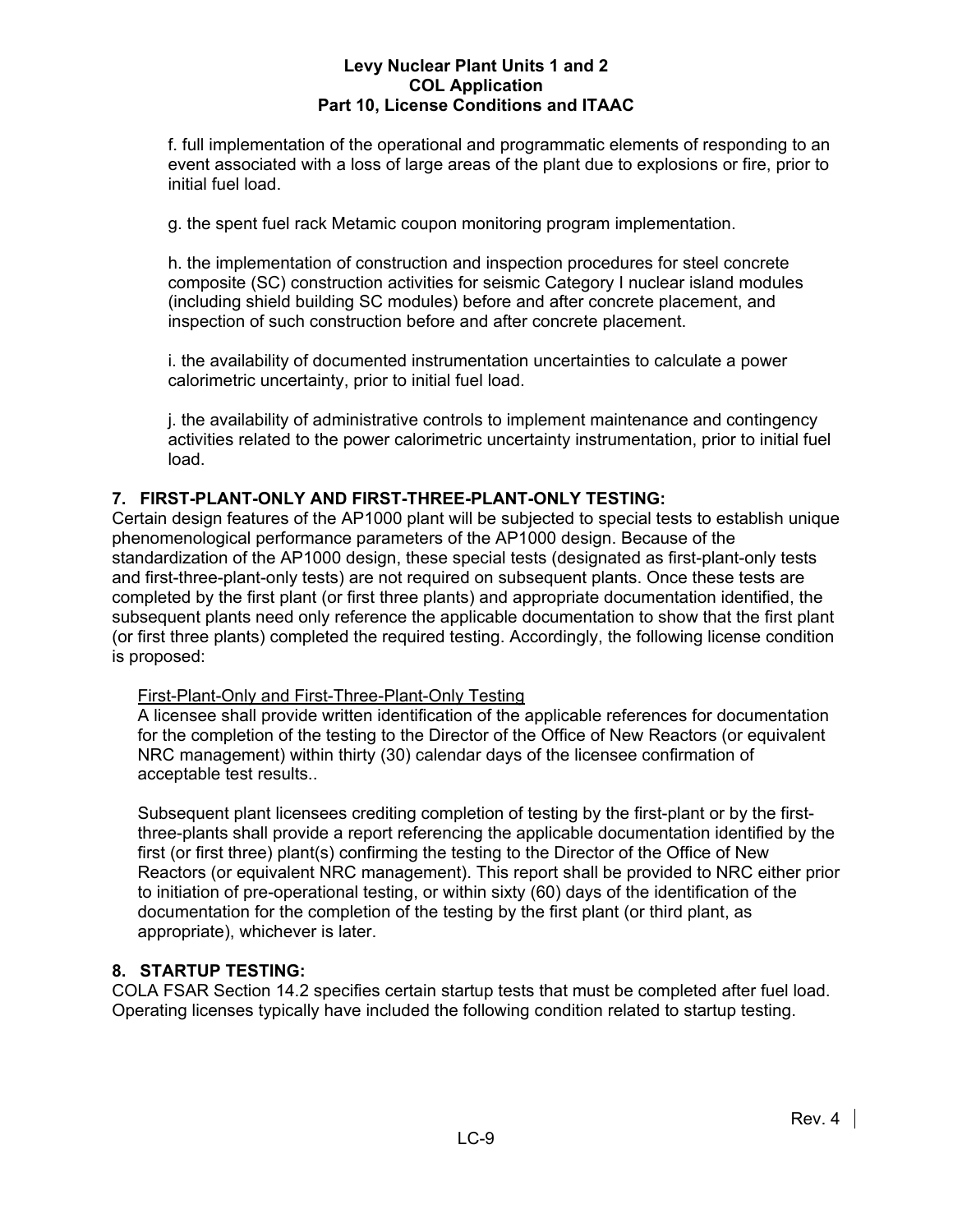f. full implementation of the operational and programmatic elements of responding to an event associated with a loss of large areas of the plant due to explosions or fire, prior to initial fuel load.

g. the spent fuel rack Metamic coupon monitoring program implementation.

h. the implementation of construction and inspection procedures for steel concrete composite (SC) construction activities for seismic Category I nuclear island modules (including shield building SC modules) before and after concrete placement, and inspection of such construction before and after concrete placement.

i. the availability of documented instrumentation uncertainties to calculate a power calorimetric uncertainty, prior to initial fuel load.

j. the availability of administrative controls to implement maintenance and contingency activities related to the power calorimetric uncertainty instrumentation, prior to initial fuel load.

## 7. FIRST-PLANT-ONLY AND FIRST-THREE-PLANT-ONLY TESTING:

Certain design features of the AP1000 plant will be subjected to special tests to establish unique phenomenological performance parameters of the AP1000 design. Because of the standardization of the AP1000 design, these special tests (designated as first-plant-only tests and first-three-plant-only tests) are not required on subsequent plants. Once these tests are completed by the first plant (or first three plants) and appropriate documentation identified, the subsequent plants need only reference the applicable documentation to show that the first plant (or first three plants) completed the required testing. Accordingly, the following license condition is proposed:

<u>First-Plant-Only and First-Three-Plant-Only Testing</u>
A licensee shall provide written identification of the applicable references for documentation for the completion of the testing to the Director of the Office of New Reactors (or equivalent NRC management) within thirty (30) calendar days of the licensee confirmation of acceptable test results..

Subsequent plant licensees crediting completion of testing by the first-plant or by the first-three-plants shall provide a report referencing the applicable documentation identified by the first (or first three) plant(s) confirming the testing to the Director of the Office of New Reactors (or equivalent NRC management). This report shall be provided to NRC either prior to initiation of pre-operational testing, or within sixty (60) days of the identification of the documentation for the completion of the testing by the first plant (or third plant, as appropriate), whichever is later.

## 8. STARTUP TESTING:

COLA FSAR Section 14.2 specifies certain startup tests that must be completed after fuel load. Operating licenses typically have included the following condition related to startup testing.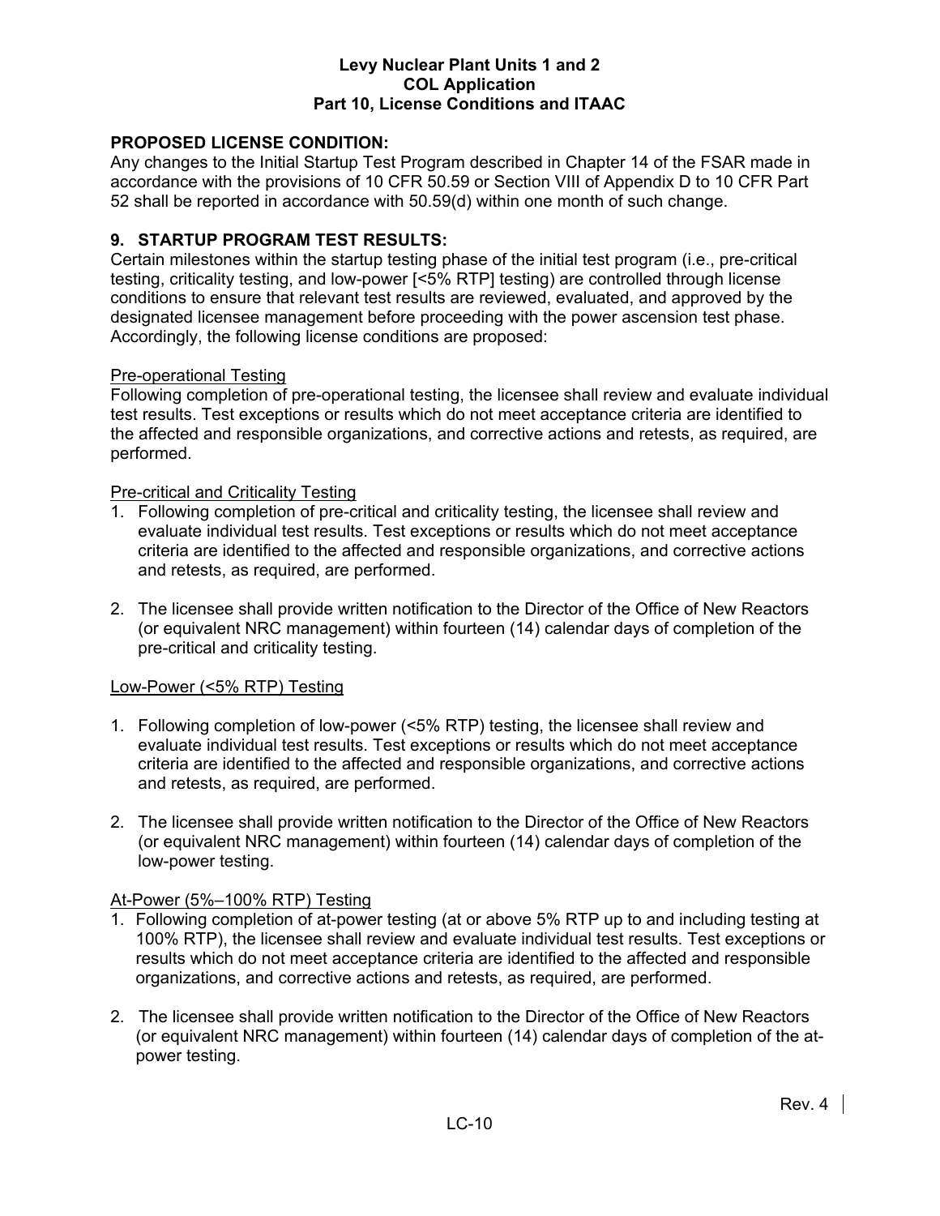**PROPOSED LICENSE CONDITION:**
Any changes to the Initial Startup Test Program described in Chapter 14 of the FSAR made in accordance with the provisions of 10 CFR 50.59 or Section VIII of Appendix D to 10 CFR Part 52 shall be reported in accordance with 50.59(d) within one month of such change.

## 9. STARTUP PROGRAM TEST RESULTS:

Certain milestones within the startup testing phase of the initial test program (i.e., pre-critical testing, criticality testing, and low-power [<5% RTP] testing) are controlled through license conditions to ensure that relevant test results are reviewed, evaluated, and approved by the designated licensee management before proceeding with the power ascension test phase. Accordingly, the following license conditions are proposed:

<u>Pre-operational Testing</u>
Following completion of pre-operational testing, the licensee shall review and evaluate individual test results. Test exceptions or results which do not meet acceptance criteria are identified to the affected and responsible organizations, and corrective actions and retests, as required, are performed.

<u>Pre-critical and Criticality Testing</u>

1. Following completion of pre-critical and criticality testing, the licensee shall review and evaluate individual test results. Test exceptions or results which do not meet acceptance criteria are identified to the affected and responsible organizations, and corrective actions and retests, as required, are performed.

2. The licensee shall provide written notification to the Director of the Office of New Reactors (or equivalent NRC management) within fourteen (14) calendar days of completion of the pre-critical and criticality testing.

<u>Low-Power (<5% RTP) Testing</u>

1. Following completion of low-power (<5% RTP) testing, the licensee shall review and evaluate individual test results. Test exceptions or results which do not meet acceptance criteria are identified to the affected and responsible organizations, and corrective actions and retests, as required, are performed.

2. The licensee shall provide written notification to the Director of the Office of New Reactors (or equivalent NRC management) within fourteen (14) calendar days of completion of the low-power testing.

<u>At-Power (5%–100% RTP) Testing</u>

1. Following completion of at-power testing (at or above 5% RTP up to and including testing at 100% RTP), the licensee shall review and evaluate individual test results. Test exceptions or results which do not meet acceptance criteria are identified to the affected and responsible organizations, and corrective actions and retests, as required, are performed.

2. The licensee shall provide written notification to the Director of the Office of New Reactors (or equivalent NRC management) within fourteen (14) calendar days of completion of the at-power testing.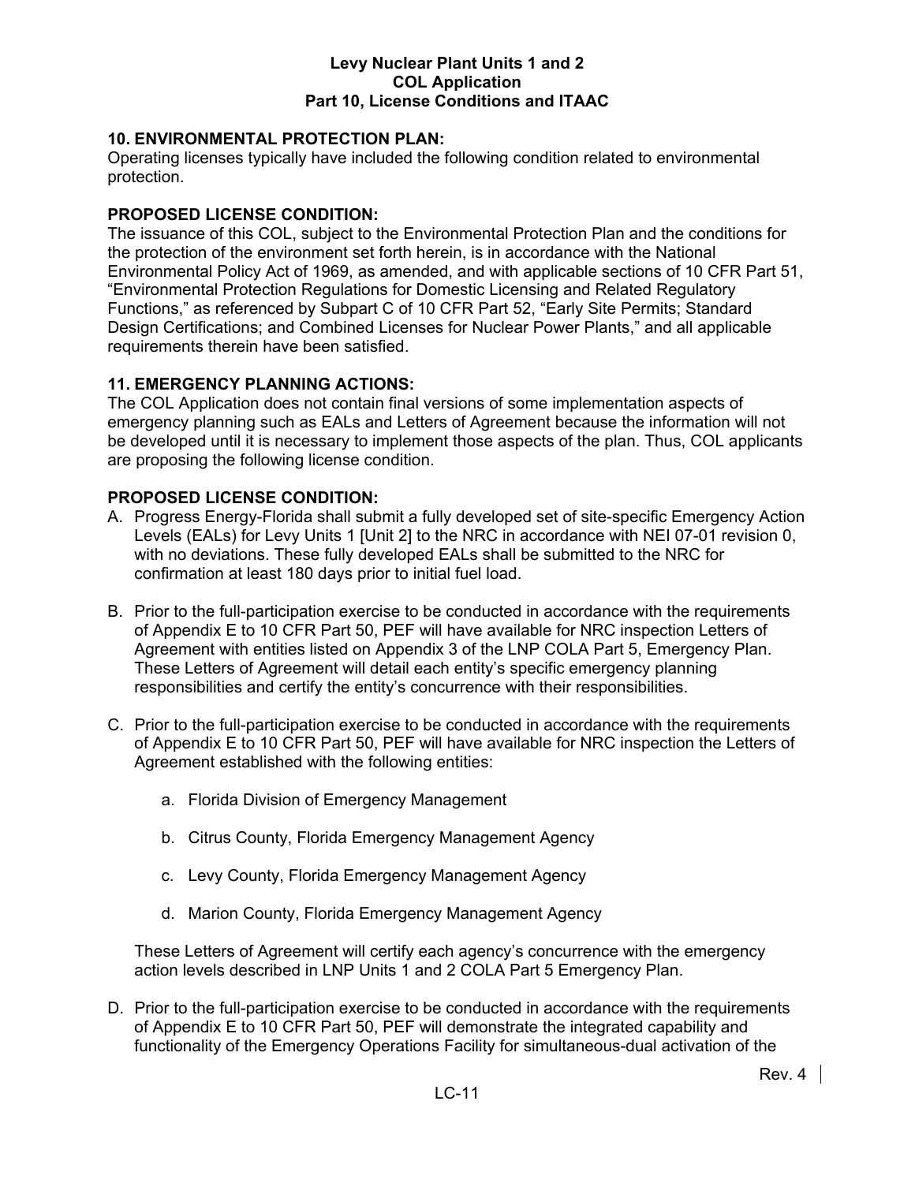**10. ENVIRONMENTAL PROTECTION PLAN:**
Operating licenses typically have included the following condition related to environmental protection.

**PROPOSED LICENSE CONDITION:**
The issuance of this COL, subject to the Environmental Protection Plan and the conditions for the protection of the environment set forth herein, is in accordance with the National Environmental Policy Act of 1969, as amended, and with applicable sections of 10 CFR Part 51, "Environmental Protection Regulations for Domestic Licensing and Related Regulatory Functions," as referenced by Subpart C of 10 CFR Part 52, "Early Site Permits; Standard Design Certifications; and Combined Licenses for Nuclear Power Plants," and all applicable requirements therein have been satisfied.

**11. EMERGENCY PLANNING ACTIONS:**
The COL Application does not contain final versions of some implementation aspects of emergency planning such as EALs and Letters of Agreement because the information will not be developed until it is necessary to implement those aspects of the plan. Thus, COL applicants are proposing the following license condition.

**PROPOSED LICENSE CONDITION:**

A. Progress Energy-Florida shall submit a fully developed set of site-specific Emergency Action Levels (EALs) for Levy Units 1 [Unit 2] to the NRC in accordance with NEI 07-01 revision 0, with no deviations. These fully developed EALs shall be submitted to the NRC for confirmation at least 180 days prior to initial fuel load.

B. Prior to the full-participation exercise to be conducted in accordance with the requirements of Appendix E to 10 CFR Part 50, PEF will have available for NRC inspection Letters of Agreement with entities listed on Appendix 3 of the LNP COLA Part 5, Emergency Plan. These Letters of Agreement will detail each entity's specific emergency planning responsibilities and certify the entity's concurrence with their responsibilities.

C. Prior to the full-participation exercise to be conducted in accordance with the requirements of Appendix E to 10 CFR Part 50, PEF will have available for NRC inspection the Letters of Agreement established with the following entities:

   a. Florida Division of Emergency Management

   b. Citrus County, Florida Emergency Management Agency

   c. Levy County, Florida Emergency Management Agency

   d. Marion County, Florida Emergency Management Agency

   These Letters of Agreement will certify each agency's concurrence with the emergency action levels described in LNP Units 1 and 2 COLA Part 5 Emergency Plan.

D. Prior to the full-participation exercise to be conducted in accordance with the requirements of Appendix E to 10 CFR Part 50, PEF will demonstrate the integrated capability and functionality of the Emergency Operations Facility for simultaneous-dual activation of the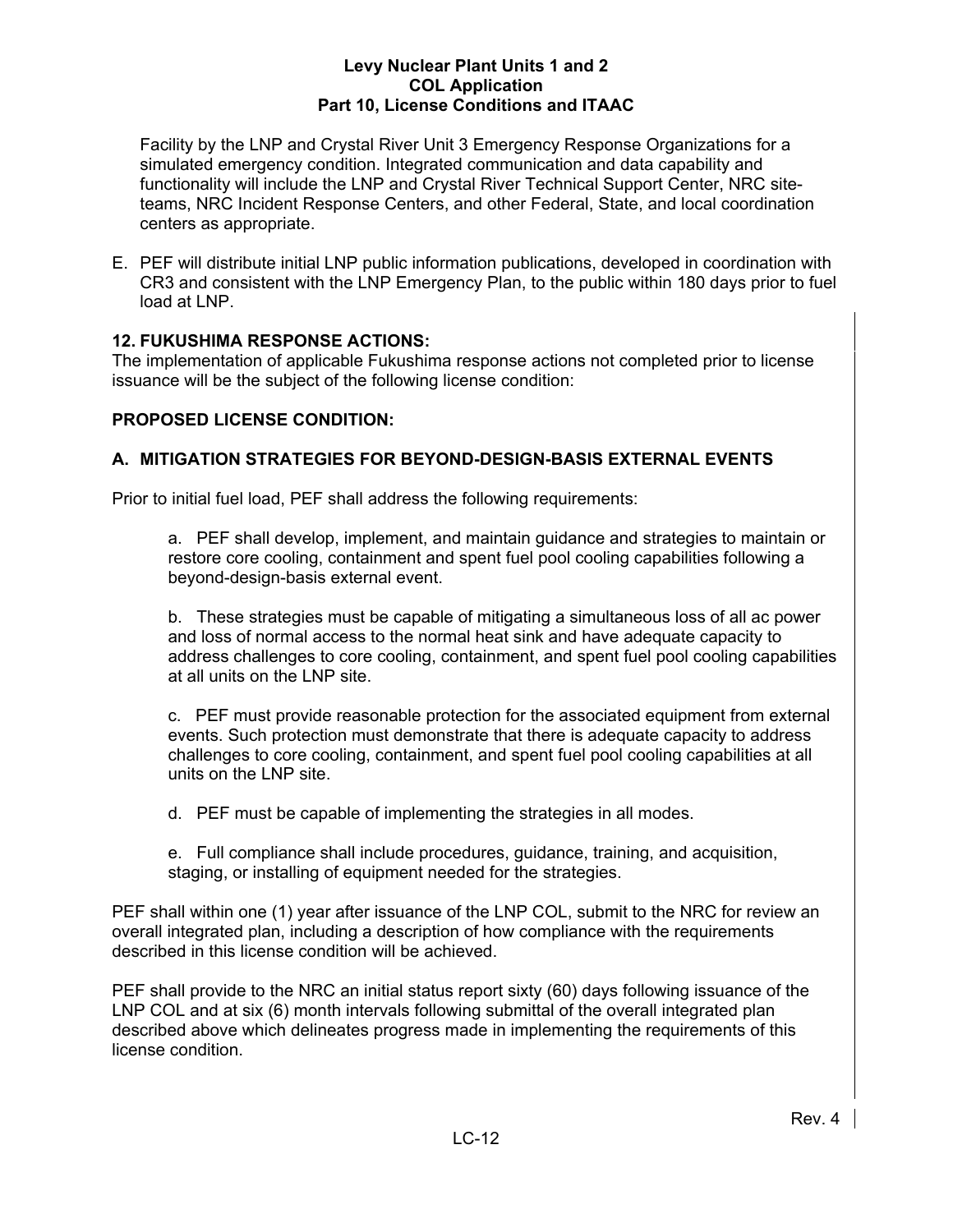Facility by the LNP and Crystal River Unit 3 Emergency Response Organizations for a simulated emergency condition. Integrated communication and data capability and functionality will include the LNP and Crystal River Technical Support Center, NRC site-teams, NRC Incident Response Centers, and other Federal, State, and local coordination centers as appropriate.

E. PEF will distribute initial LNP public information publications, developed in coordination with CR3 and consistent with the LNP Emergency Plan, to the public within 180 days prior to fuel load at LNP.

**12. FUKUSHIMA RESPONSE ACTIONS:**
The implementation of applicable Fukushima response actions not completed prior to license issuance will be the subject of the following license condition:

**PROPOSED LICENSE CONDITION:**

**A. MITIGATION STRATEGIES FOR BEYOND-DESIGN-BASIS EXTERNAL EVENTS**

Prior to initial fuel load, PEF shall address the following requirements:

a. PEF shall develop, implement, and maintain guidance and strategies to maintain or restore core cooling, containment and spent fuel pool cooling capabilities following a beyond-design-basis external event.

b. These strategies must be capable of mitigating a simultaneous loss of all ac power and loss of normal access to the normal heat sink and have adequate capacity to address challenges to core cooling, containment, and spent fuel pool cooling capabilities at all units on the LNP site.

c. PEF must provide reasonable protection for the associated equipment from external events. Such protection must demonstrate that there is adequate capacity to address challenges to core cooling, containment, and spent fuel pool cooling capabilities at all units on the LNP site.

d. PEF must be capable of implementing the strategies in all modes.

e. Full compliance shall include procedures, guidance, training, and acquisition, staging, or installing of equipment needed for the strategies.

PEF shall within one (1) year after issuance of the LNP COL, submit to the NRC for review an overall integrated plan, including a description of how compliance with the requirements described in this license condition will be achieved.

PEF shall provide to the NRC an initial status report sixty (60) days following issuance of the LNP COL and at six (6) month intervals following submittal of the overall integrated plan described above which delineates progress made in implementing the requirements of this license condition.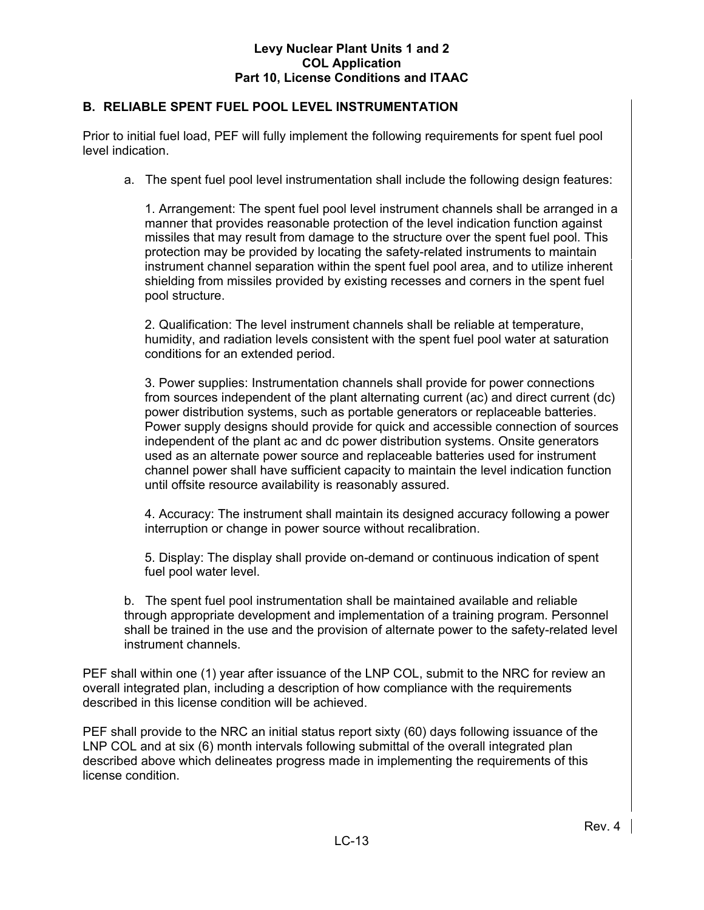## B. RELIABLE SPENT FUEL POOL LEVEL INSTRUMENTATION

Prior to initial fuel load, PEF will fully implement the following requirements for spent fuel pool level indication.

a. The spent fuel pool level instrumentation shall include the following design features:

1. Arrangement: The spent fuel pool level instrument channels shall be arranged in a manner that provides reasonable protection of the level indication function against missiles that may result from damage to the structure over the spent fuel pool. This protection may be provided by locating the safety-related instruments to maintain instrument channel separation within the spent fuel pool area, and to utilize inherent shielding from missiles provided by existing recesses and corners in the spent fuel pool structure.

2. Qualification: The level instrument channels shall be reliable at temperature, humidity, and radiation levels consistent with the spent fuel pool water at saturation conditions for an extended period.

3. Power supplies: Instrumentation channels shall provide for power connections from sources independent of the plant alternating current (ac) and direct current (dc) power distribution systems, such as portable generators or replaceable batteries. Power supply designs should provide for quick and accessible connection of sources independent of the plant ac and dc power distribution systems. Onsite generators used as an alternate power source and replaceable batteries used for instrument channel power shall have sufficient capacity to maintain the level indication function until offsite resource availability is reasonably assured.

4. Accuracy: The instrument shall maintain its designed accuracy following a power interruption or change in power source without recalibration.

5. Display: The display shall provide on-demand or continuous indication of spent fuel pool water level.

b. The spent fuel pool instrumentation shall be maintained available and reliable through appropriate development and implementation of a training program. Personnel shall be trained in the use and the provision of alternate power to the safety-related level instrument channels.

PEF shall within one (1) year after issuance of the LNP COL, submit to the NRC for review an overall integrated plan, including a description of how compliance with the requirements described in this license condition will be achieved.

PEF shall provide to the NRC an initial status report sixty (60) days following issuance of the LNP COL and at six (6) month intervals following submittal of the overall integrated plan described above which delineates progress made in implementing the requirements of this license condition.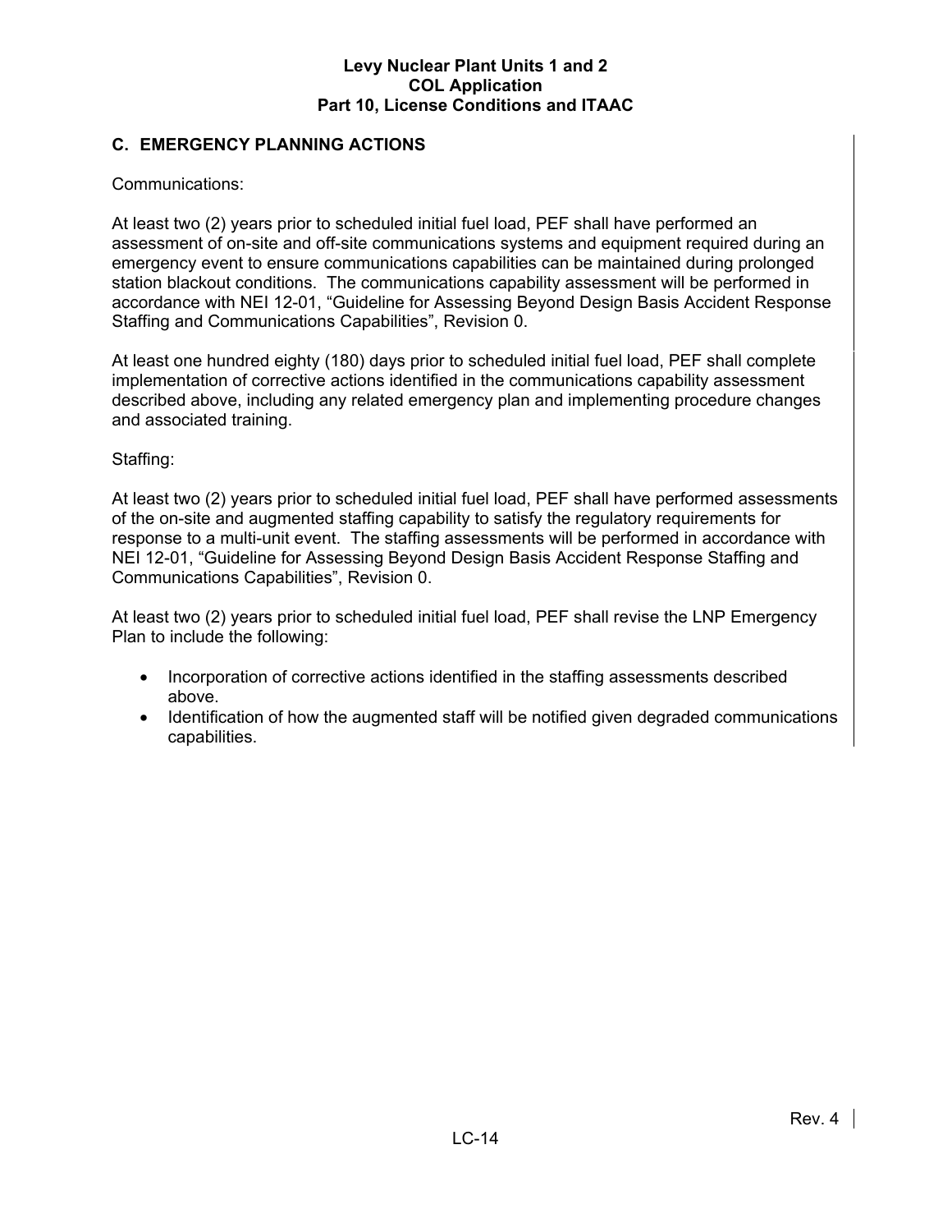## C. EMERGENCY PLANNING ACTIONS

Communications:

At least two (2) years prior to scheduled initial fuel load, PEF shall have performed an assessment of on-site and off-site communications systems and equipment required during an emergency event to ensure communications capabilities can be maintained during prolonged station blackout conditions. The communications capability assessment will be performed in accordance with NEI 12-01, "Guideline for Assessing Beyond Design Basis Accident Response Staffing and Communications Capabilities", Revision 0.

At least one hundred eighty (180) days prior to scheduled initial fuel load, PEF shall complete implementation of corrective actions identified in the communications capability assessment described above, including any related emergency plan and implementing procedure changes and associated training.

Staffing:

At least two (2) years prior to scheduled initial fuel load, PEF shall have performed assessments of the on-site and augmented staffing capability to satisfy the regulatory requirements for response to a multi-unit event. The staffing assessments will be performed in accordance with NEI 12-01, "Guideline for Assessing Beyond Design Basis Accident Response Staffing and Communications Capabilities", Revision 0.

At least two (2) years prior to scheduled initial fuel load, PEF shall revise the LNP Emergency Plan to include the following:

- Incorporation of corrective actions identified in the staffing assessments described above.
- Identification of how the augmented staff will be notified given degraded communications capabilities.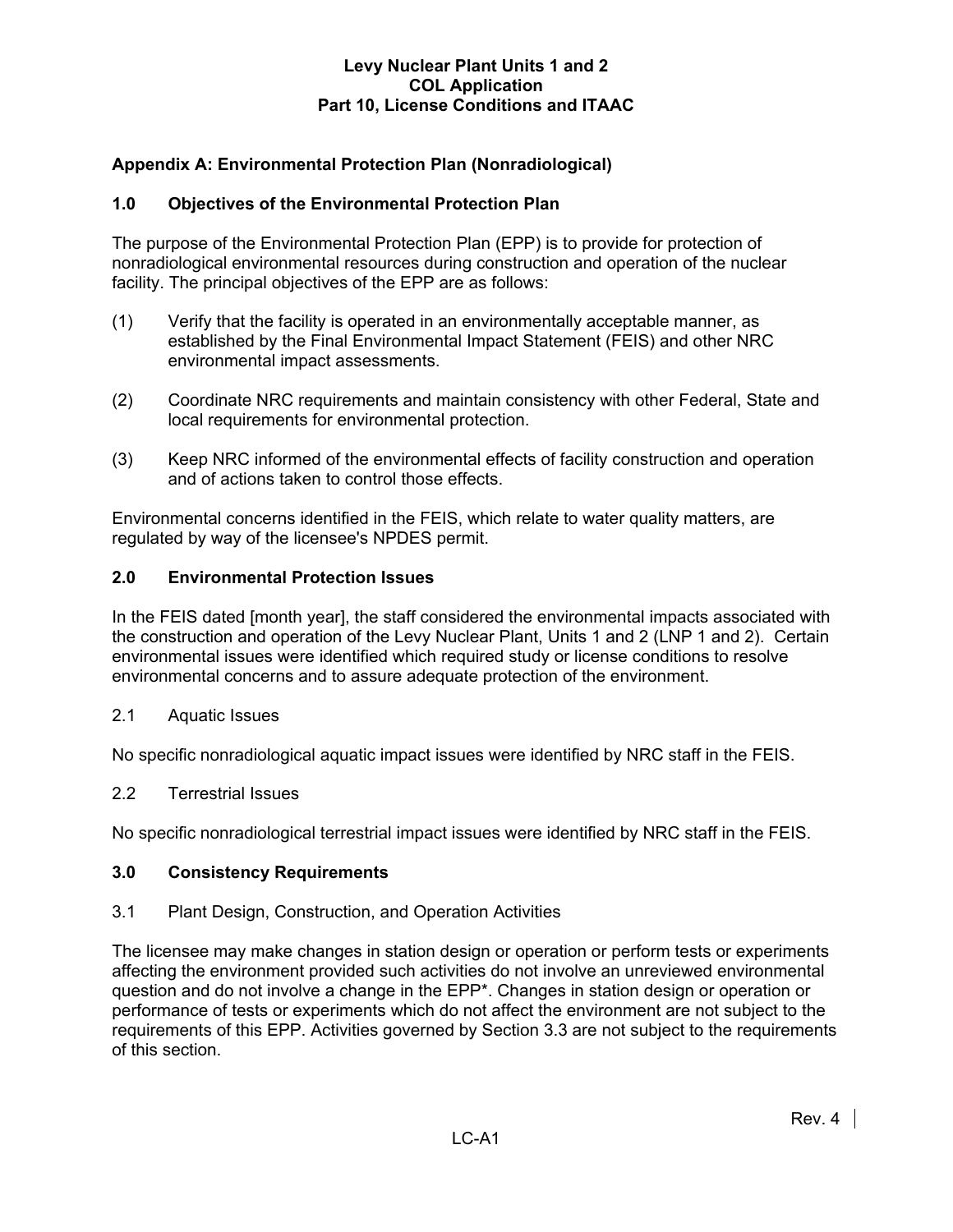## Appendix A: Environmental Protection Plan (Nonradiological)

### 1.0 Objectives of the Environmental Protection Plan

The purpose of the Environmental Protection Plan (EPP) is to provide for protection of nonradiological environmental resources during construction and operation of the nuclear facility. The principal objectives of the EPP are as follows:

(1) Verify that the facility is operated in an environmentally acceptable manner, as established by the Final Environmental Impact Statement (FEIS) and other NRC environmental impact assessments.

(2) Coordinate NRC requirements and maintain consistency with other Federal, State and local requirements for environmental protection.

(3) Keep NRC informed of the environmental effects of facility construction and operation and of actions taken to control those effects.

Environmental concerns identified in the FEIS, which relate to water quality matters, are regulated by way of the licensee's NPDES permit.

### 2.0 Environmental Protection Issues

In the FEIS dated [month year], the staff considered the environmental impacts associated with the construction and operation of the Levy Nuclear Plant, Units 1 and 2 (LNP 1 and 2). Certain environmental issues were identified which required study or license conditions to resolve environmental concerns and to assure adequate protection of the environment.

2.1 Aquatic Issues

No specific nonradiological aquatic impact issues were identified by NRC staff in the FEIS.

2.2 Terrestrial Issues

No specific nonradiological terrestrial impact issues were identified by NRC staff in the FEIS.

### 3.0 Consistency Requirements

3.1 Plant Design, Construction, and Operation Activities

The licensee may make changes in station design or operation or perform tests or experiments affecting the environment provided such activities do not involve an unreviewed environmental question and do not involve a change in the EPP*. Changes in station design or operation or performance of tests or experiments which do not affect the environment are not subject to the requirements of this EPP. Activities governed by Section 3.3 are not subject to the requirements of this section.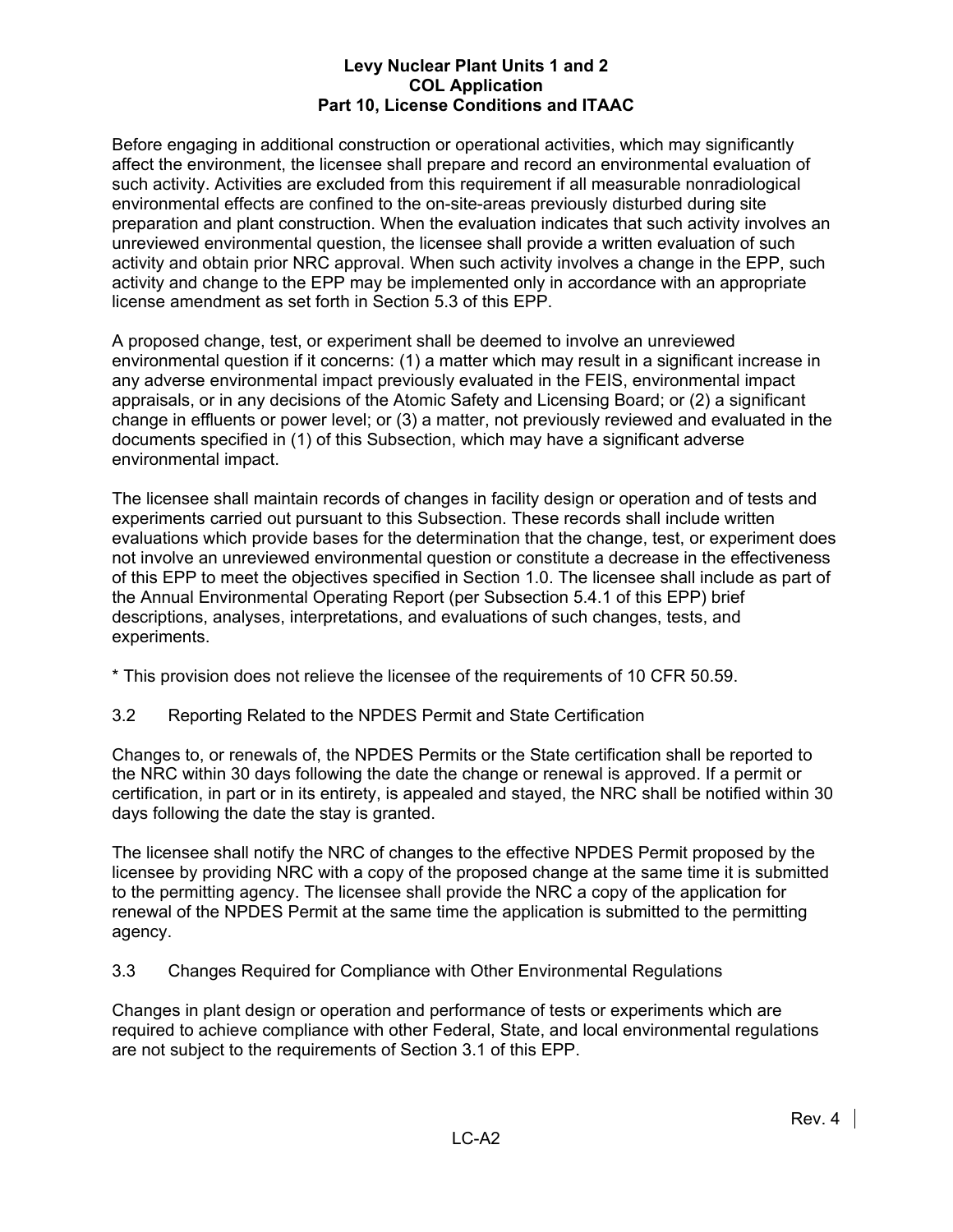Before engaging in additional construction or operational activities, which may significantly affect the environment, the licensee shall prepare and record an environmental evaluation of such activity. Activities are excluded from this requirement if all measurable nonradiological environmental effects are confined to the on-site-areas previously disturbed during site preparation and plant construction. When the evaluation indicates that such activity involves an unreviewed environmental question, the licensee shall provide a written evaluation of such activity and obtain prior NRC approval. When such activity involves a change in the EPP, such activity and change to the EPP may be implemented only in accordance with an appropriate license amendment as set forth in Section 5.3 of this EPP.

A proposed change, test, or experiment shall be deemed to involve an unreviewed environmental question if it concerns: (1) a matter which may result in a significant increase in any adverse environmental impact previously evaluated in the FEIS, environmental impact appraisals, or in any decisions of the Atomic Safety and Licensing Board; or (2) a significant change in effluents or power level; or (3) a matter, not previously reviewed and evaluated in the documents specified in (1) of this Subsection, which may have a significant adverse environmental impact.

The licensee shall maintain records of changes in facility design or operation and of tests and experiments carried out pursuant to this Subsection. These records shall include written evaluations which provide bases for the determination that the change, test, or experiment does not involve an unreviewed environmental question or constitute a decrease in the effectiveness of this EPP to meet the objectives specified in Section 1.0. The licensee shall include as part of the Annual Environmental Operating Report (per Subsection 5.4.1 of this EPP) brief descriptions, analyses, interpretations, and evaluations of such changes, tests, and experiments.

* This provision does not relieve the licensee of the requirements of 10 CFR 50.59.

## 3.2 Reporting Related to the NPDES Permit and State Certification

Changes to, or renewals of, the NPDES Permits or the State certification shall be reported to the NRC within 30 days following the date the change or renewal is approved. If a permit or certification, in part or in its entirety, is appealed and stayed, the NRC shall be notified within 30 days following the date the stay is granted.

The licensee shall notify the NRC of changes to the effective NPDES Permit proposed by the licensee by providing NRC with a copy of the proposed change at the same time it is submitted to the permitting agency. The licensee shall provide the NRC a copy of the application for renewal of the NPDES Permit at the same time the application is submitted to the permitting agency.

## 3.3 Changes Required for Compliance with Other Environmental Regulations

Changes in plant design or operation and performance of tests or experiments which are required to achieve compliance with other Federal, State, and local environmental regulations are not subject to the requirements of Section 3.1 of this EPP.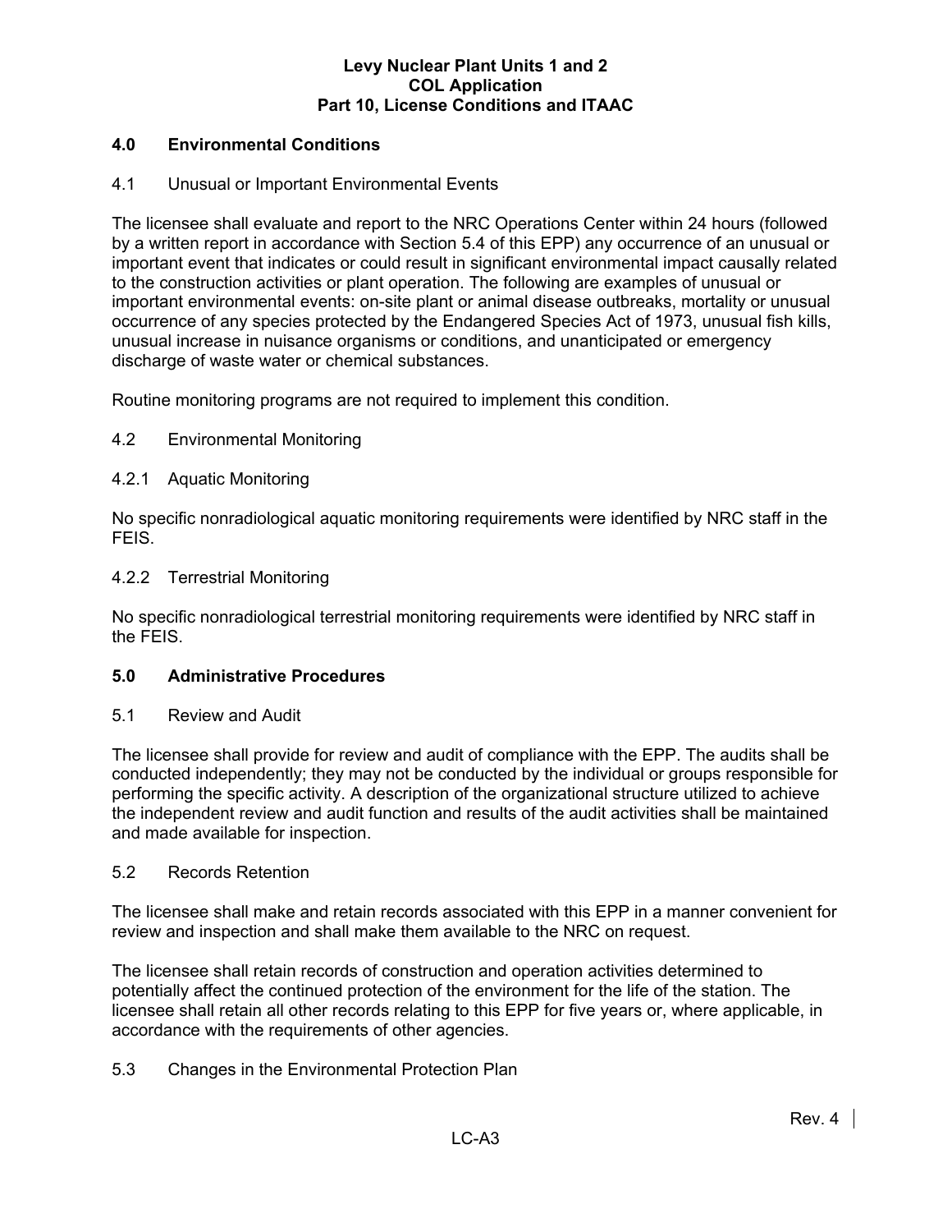## 4.0 Environmental Conditions

### 4.1 Unusual or Important Environmental Events

The licensee shall evaluate and report to the NRC Operations Center within 24 hours (followed by a written report in accordance with Section 5.4 of this EPP) any occurrence of an unusual or important event that indicates or could result in significant environmental impact causally related to the construction activities or plant operation. The following are examples of unusual or important environmental events: on-site plant or animal disease outbreaks, mortality or unusual occurrence of any species protected by the Endangered Species Act of 1973, unusual fish kills, unusual increase in nuisance organisms or conditions, and unanticipated or emergency discharge of waste water or chemical substances.

Routine monitoring programs are not required to implement this condition.

### 4.2 Environmental Monitoring

#### 4.2.1 Aquatic Monitoring

No specific nonradiological aquatic monitoring requirements were identified by NRC staff in the FEIS.

#### 4.2.2 Terrestrial Monitoring

No specific nonradiological terrestrial monitoring requirements were identified by NRC staff in the FEIS.

## 5.0 Administrative Procedures

### 5.1 Review and Audit

The licensee shall provide for review and audit of compliance with the EPP. The audits shall be conducted independently; they may not be conducted by the individual or groups responsible for performing the specific activity. A description of the organizational structure utilized to achieve the independent review and audit function and results of the audit activities shall be maintained and made available for inspection.

### 5.2 Records Retention

The licensee shall make and retain records associated with this EPP in a manner convenient for review and inspection and shall make them available to the NRC on request.

The licensee shall retain records of construction and operation activities determined to potentially affect the continued protection of the environment for the life of the station. The licensee shall retain all other records relating to this EPP for five years or, where applicable, in accordance with the requirements of other agencies.

### 5.3 Changes in the Environmental Protection Plan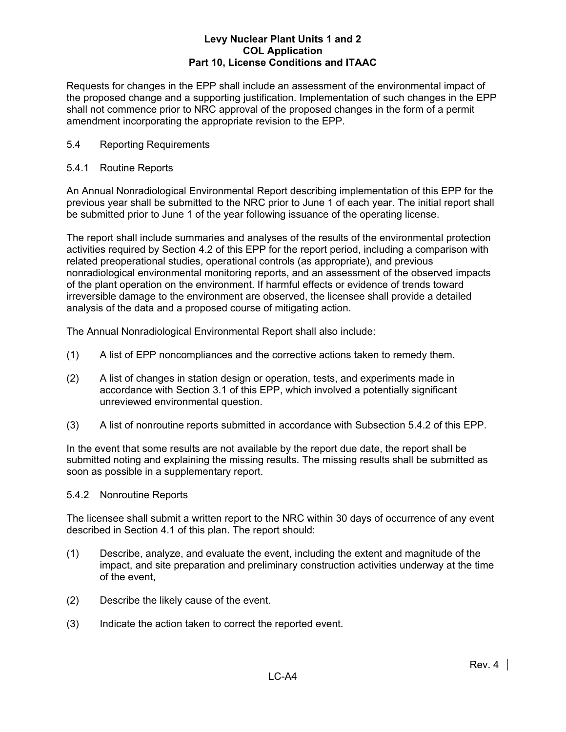Requests for changes in the EPP shall include an assessment of the environmental impact of the proposed change and a supporting justification. Implementation of such changes in the EPP shall not commence prior to NRC approval of the proposed changes in the form of a permit amendment incorporating the appropriate revision to the EPP.

## 5.4 Reporting Requirements

### 5.4.1 Routine Reports

An Annual Nonradiological Environmental Report describing implementation of this EPP for the previous year shall be submitted to the NRC prior to June 1 of each year. The initial report shall be submitted prior to June 1 of the year following issuance of the operating license.

The report shall include summaries and analyses of the results of the environmental protection activities required by Section 4.2 of this EPP for the report period, including a comparison with related preoperational studies, operational controls (as appropriate), and previous nonradiological environmental monitoring reports, and an assessment of the observed impacts of the plant operation on the environment. If harmful effects or evidence of trends toward irreversible damage to the environment are observed, the licensee shall provide a detailed analysis of the data and a proposed course of mitigating action.

The Annual Nonradiological Environmental Report shall also include:

(1) A list of EPP noncompliances and the corrective actions taken to remedy them.

(2) A list of changes in station design or operation, tests, and experiments made in accordance with Section 3.1 of this EPP, which involved a potentially significant unreviewed environmental question.

(3) A list of nonroutine reports submitted in accordance with Subsection 5.4.2 of this EPP.

In the event that some results are not available by the report due date, the report shall be submitted noting and explaining the missing results. The missing results shall be submitted as soon as possible in a supplementary report.

### 5.4.2 Nonroutine Reports

The licensee shall submit a written report to the NRC within 30 days of occurrence of any event described in Section 4.1 of this plan. The report should:

(1) Describe, analyze, and evaluate the event, including the extent and magnitude of the impact, and site preparation and preliminary construction activities underway at the time of the event,

(2) Describe the likely cause of the event.

(3) Indicate the action taken to correct the reported event.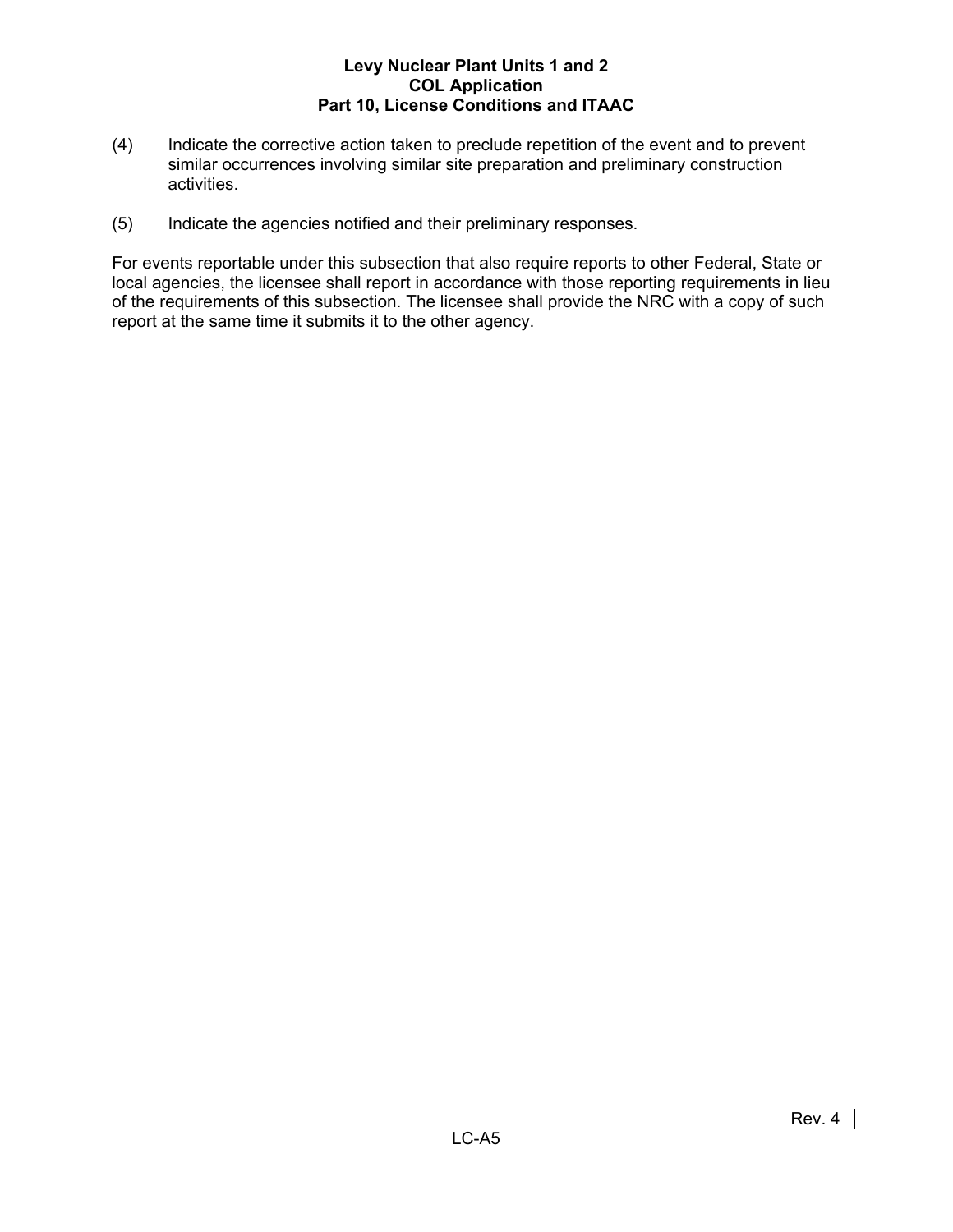(4) Indicate the corrective action taken to preclude repetition of the event and to prevent similar occurrences involving similar site preparation and preliminary construction activities.

(5) Indicate the agencies notified and their preliminary responses.

For events reportable under this subsection that also require reports to other Federal, State or local agencies, the licensee shall report in accordance with those reporting requirements in lieu of the requirements of this subsection. The licensee shall provide the NRC with a copy of such report at the same time it submits it to the other agency.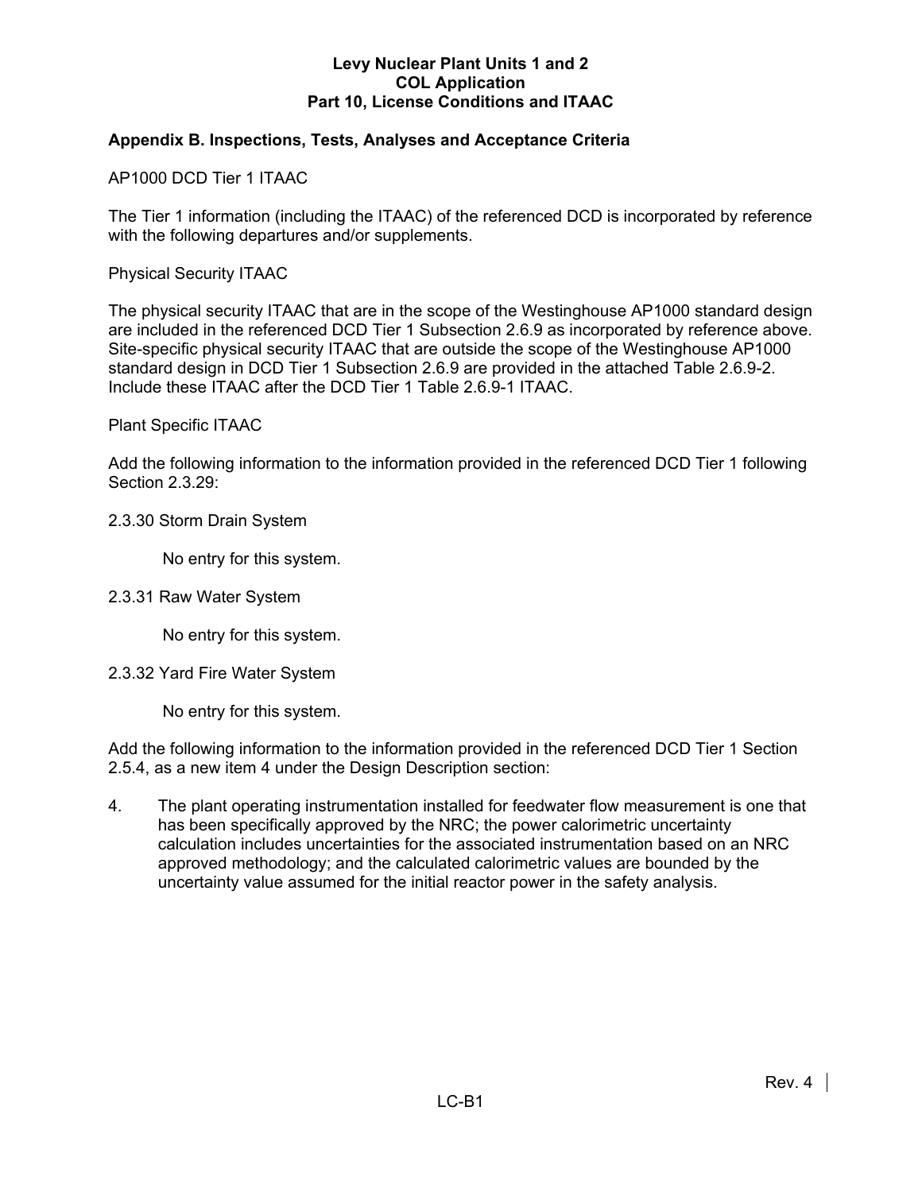## Appendix B. Inspections, Tests, Analyses and Acceptance Criteria

AP1000 DCD Tier 1 ITAAC

The Tier 1 information (including the ITAAC) of the referenced DCD is incorporated by reference with the following departures and/or supplements.

Physical Security ITAAC

The physical security ITAAC that are in the scope of the Westinghouse AP1000 standard design are included in the referenced DCD Tier 1 Subsection 2.6.9 as incorporated by reference above. Site-specific physical security ITAAC that are outside the scope of the Westinghouse AP1000 standard design in DCD Tier 1 Subsection 2.6.9 are provided in the attached Table 2.6.9-2. Include these ITAAC after the DCD Tier 1 Table 2.6.9-1 ITAAC.

Plant Specific ITAAC

Add the following information to the information provided in the referenced DCD Tier 1 following Section 2.3.29:

2.3.30 Storm Drain System

No entry for this system.

2.3.31 Raw Water System

No entry for this system.

2.3.32 Yard Fire Water System

No entry for this system.

Add the following information to the information provided in the referenced DCD Tier 1 Section 2.5.4, as a new item 4 under the Design Description section:

4. The plant operating instrumentation installed for feedwater flow measurement is one that has been specifically approved by the NRC; the power calorimetric uncertainty calculation includes uncertainties for the associated instrumentation based on an NRC approved methodology; and the calculated calorimetric values are bounded by the uncertainty value assumed for the initial reactor power in the safety analysis.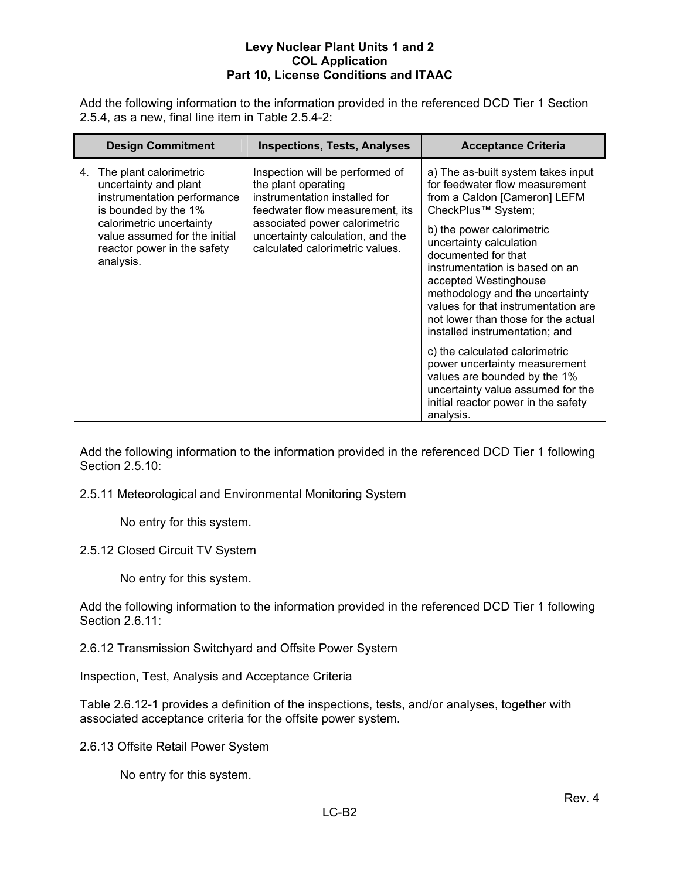Add the following information to the information provided in the referenced DCD Tier 1 Section 2.5.4, as a new, final line item in Table 2.5.4-2:

| Design Commitment | Inspections, Tests, Analyses | Acceptance Criteria |
|---|---|---|
| 4. The plant calorimetric uncertainty and plant instrumentation performance is bounded by the 1% calorimetric uncertainty value assumed for the initial reactor power in the safety analysis. | Inspection will be performed of the plant operating instrumentation installed for feedwater flow measurement, its associated power calorimetric uncertainty calculation, and the calculated calorimetric values. | a) The as-built system takes input for feedwater flow measurement from a Caldon [Cameron] LEFM CheckPlus™ System;<br><br>b) the power calorimetric uncertainty calculation documented for that instrumentation is based on an accepted Westinghouse methodology and the uncertainty values for that instrumentation are not lower than those for the actual installed instrumentation; and<br><br>c) the calculated calorimetric power uncertainty measurement values are bounded by the 1% uncertainty value assumed for the initial reactor power in the safety analysis. |

Add the following information to the information provided in the referenced DCD Tier 1 following Section 2.5.10:

2.5.11 Meteorological and Environmental Monitoring System

No entry for this system.

2.5.12 Closed Circuit TV System

No entry for this system.

Add the following information to the information provided in the referenced DCD Tier 1 following Section 2.6.11:

2.6.12 Transmission Switchyard and Offsite Power System

Inspection, Test, Analysis and Acceptance Criteria

Table 2.6.12-1 provides a definition of the inspections, tests, and/or analyses, together with associated acceptance criteria for the offsite power system.

2.6.13 Offsite Retail Power System

No entry for this system.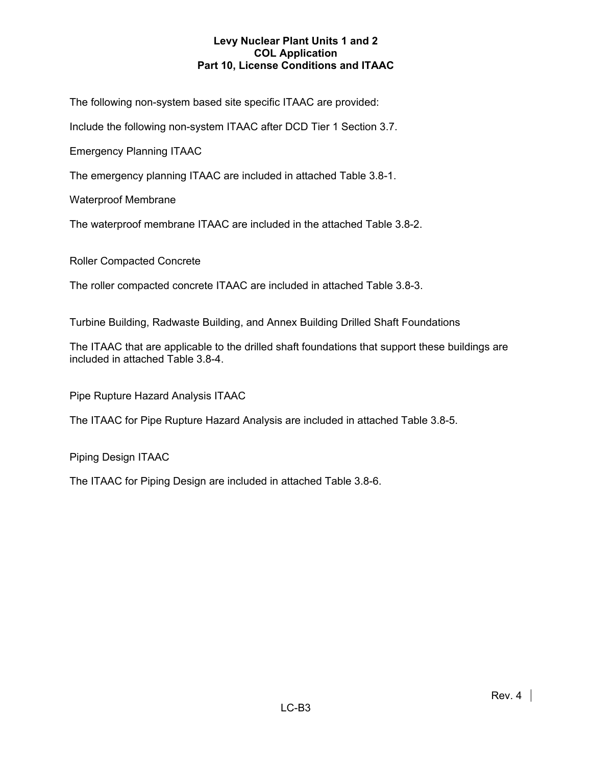The following non-system based site specific ITAAC are provided:

Include the following non-system ITAAC after DCD Tier 1 Section 3.7.

Emergency Planning ITAAC

The emergency planning ITAAC are included in attached Table 3.8-1.

Waterproof Membrane

The waterproof membrane ITAAC are included in the attached Table 3.8-2.

Roller Compacted Concrete

The roller compacted concrete ITAAC are included in attached Table 3.8-3.

Turbine Building, Radwaste Building, and Annex Building Drilled Shaft Foundations

The ITAAC that are applicable to the drilled shaft foundations that support these buildings are included in attached Table 3.8-4.

Pipe Rupture Hazard Analysis ITAAC

The ITAAC for Pipe Rupture Hazard Analysis are included in attached Table 3.8-5.

Piping Design ITAAC

The ITAAC for Piping Design are included in attached Table 3.8-6.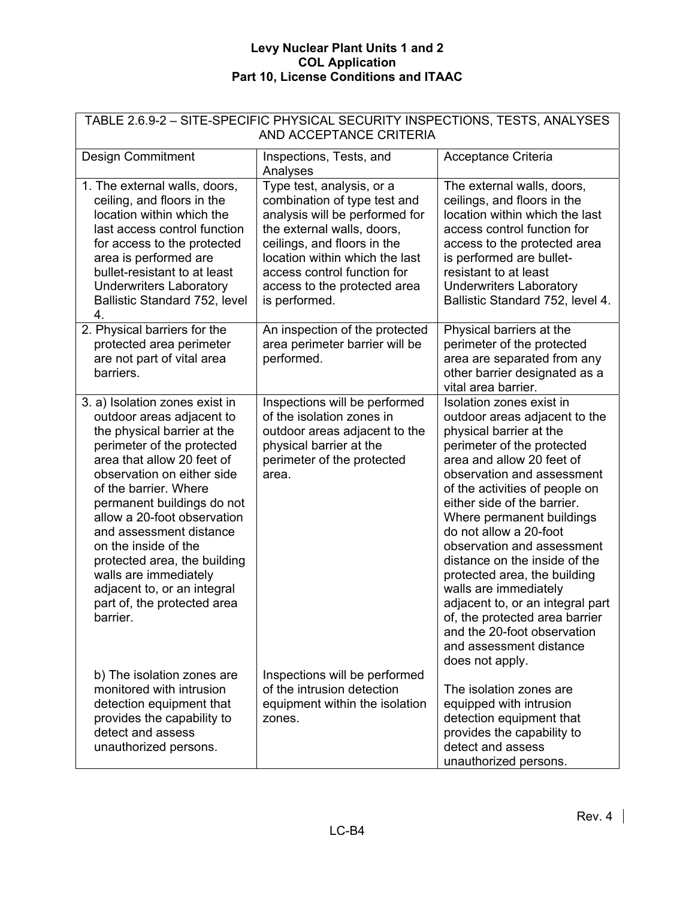| TABLE 2.6.9-2 – SITE-SPECIFIC PHYSICAL SECURITY INSPECTIONS, TESTS, ANALYSES AND ACCEPTANCE CRITERIA | | |
|---|---|---|
| Design Commitment | Inspections, Tests, and Analyses | Acceptance Criteria |
| 1. The external walls, doors, ceiling, and floors in the location within which the last access control function for access to the protected area is performed are bullet-resistant to at least Underwriters Laboratory Ballistic Standard 752, level 4. | Type test, analysis, or a combination of type test and analysis will be performed for the external walls, doors, ceilings, and floors in the location within which the last access control function for access to the protected area is performed. | The external walls, doors, ceilings, and floors in the location within which the last access control function for access to the protected area is performed are bullet-resistant to at least Underwriters Laboratory Ballistic Standard 752, level 4. |
| 2. Physical barriers for the protected area perimeter are not part of vital area barriers. | An inspection of the protected area perimeter barrier will be performed. | Physical barriers at the perimeter of the protected area are separated from any other barrier designated as a vital area barrier. |
| 3. a) Isolation zones exist in outdoor areas adjacent to the physical barrier at the perimeter of the protected area that allow 20 feet of observation on either side of the barrier. Where permanent buildings do not allow a 20-foot observation and assessment distance on the inside of the protected area, the building walls are immediately adjacent to, or an integral part of, the protected area barrier. | Inspections will be performed of the isolation zones in outdoor areas adjacent to the physical barrier at the perimeter of the protected area. | Isolation zones exist in outdoor areas adjacent to the physical barrier at the perimeter of the protected area and allow 20 feet of observation and assessment of the activities of people on either side of the barrier. Where permanent buildings do not allow a 20-foot observation and assessment distance on the inside of the protected area, the building walls are immediately adjacent to, or an integral part of, the protected area barrier and the 20-foot observation and assessment distance does not apply. |
| b) The isolation zones are monitored with intrusion detection equipment that provides the capability to detect and assess unauthorized persons. | Inspections will be performed of the intrusion detection equipment within the isolation zones. | The isolation zones are equipped with intrusion detection equipment that provides the capability to detect and assess unauthorized persons. |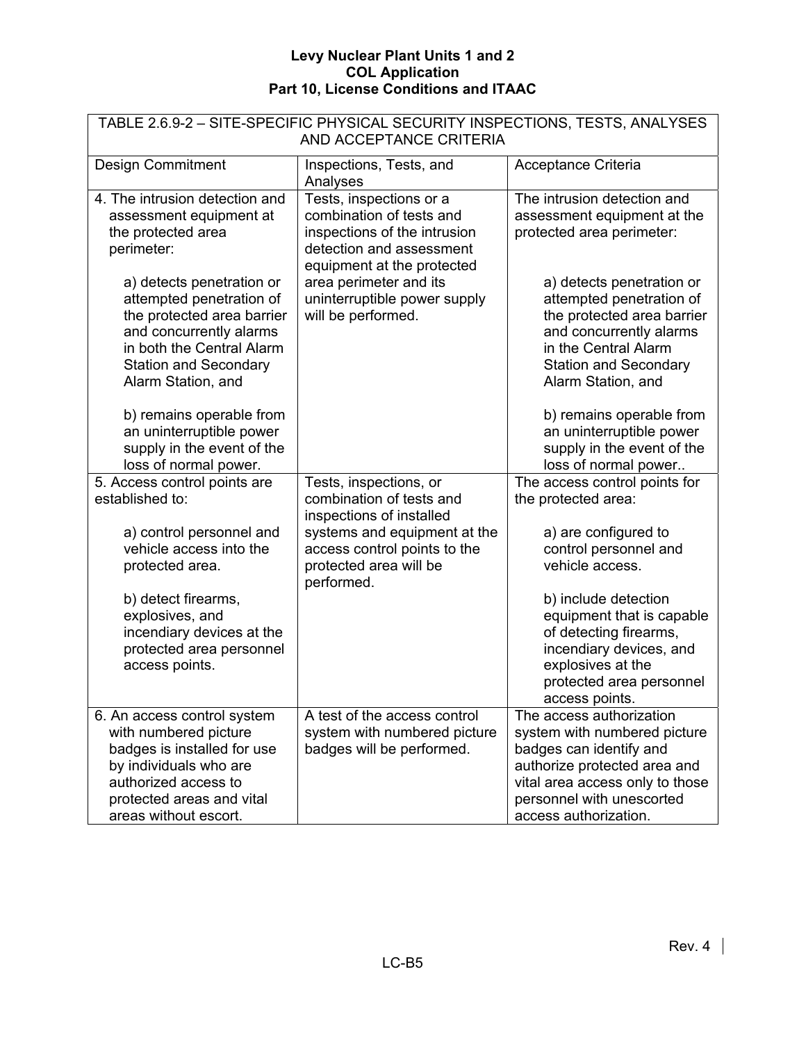| TABLE 2.6.9-2 – SITE-SPECIFIC PHYSICAL SECURITY INSPECTIONS, TESTS, ANALYSES AND ACCEPTANCE CRITERIA | | |
|---|---|---|
| Design Commitment | Inspections, Tests, and Analyses | Acceptance Criteria |
| 4. The intrusion detection and assessment equipment at the protected area perimeter:<br><br>a) detects penetration or attempted penetration of the protected area barrier and concurrently alarms in both the Central Alarm Station and Secondary Alarm Station, and<br><br>b) remains operable from an uninterruptible power supply in the event of the loss of normal power. | Tests, inspections or a combination of tests and inspections of the intrusion detection and assessment equipment at the protected area perimeter and its uninterruptible power supply will be performed. | The intrusion detection and assessment equipment at the protected area perimeter:<br><br>a) detects penetration or attempted penetration of the protected area barrier and concurrently alarms in the Central Alarm Station and Secondary Alarm Station, and<br><br>b) remains operable from an uninterruptible power supply in the event of the loss of normal power.. |
| 5. Access control points are established to:<br><br>a) control personnel and vehicle access into the protected area.<br><br>b) detect firearms, explosives, and incendiary devices at the protected area personnel access points. | Tests, inspections, or combination of tests and inspections of installed systems and equipment at the access control points to the protected area will be performed. | The access control points for the protected area:<br><br>a) are configured to control personnel and vehicle access.<br><br>b) include detection equipment that is capable of detecting firearms, incendiary devices, and explosives at the protected area personnel access points. |
| 6. An access control system with numbered picture badges is installed for use by individuals who are authorized access to protected areas and vital areas without escort. | A test of the access control system with numbered picture badges will be performed. | The access authorization system with numbered picture badges can identify and authorize protected area and vital area access only to those personnel with unescorted access authorization. |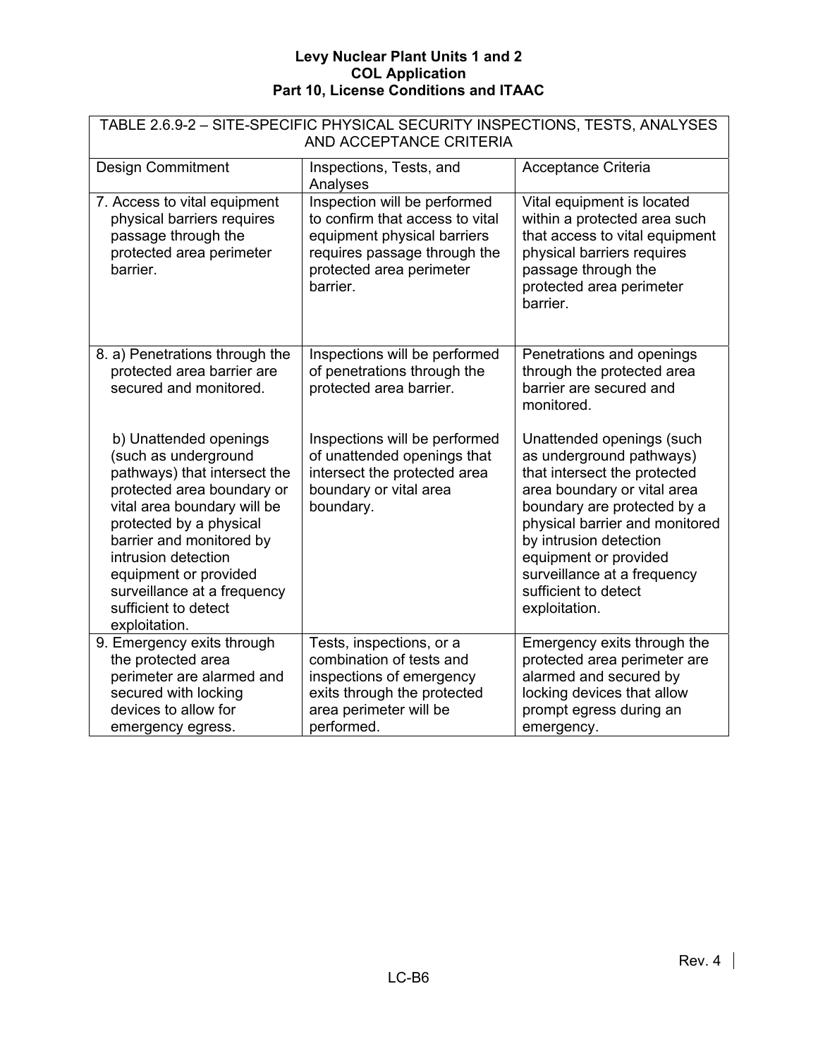**TABLE 2.6.9-2 – SITE-SPECIFIC PHYSICAL SECURITY INSPECTIONS, TESTS, ANALYSES AND ACCEPTANCE CRITERIA**

| Design Commitment | Inspections, Tests, and Analyses | Acceptance Criteria |
|---|---|---|
| 7. Access to vital equipment physical barriers requires passage through the protected area perimeter barrier. | Inspection will be performed to confirm that access to vital equipment physical barriers requires passage through the protected area perimeter barrier. | Vital equipment is located within a protected area such that access to vital equipment physical barriers requires passage through the protected area perimeter barrier. |
| 8. a) Penetrations through the protected area barrier are secured and monitored. | Inspections will be performed of penetrations through the protected area barrier. | Penetrations and openings through the protected area barrier are secured and monitored. |
| b) Unattended openings (such as underground pathways) that intersect the protected area boundary or vital area boundary will be protected by a physical barrier and monitored by intrusion detection equipment or provided surveillance at a frequency sufficient to detect exploitation. | Inspections will be performed of unattended openings that intersect the protected area boundary or vital area boundary. | Unattended openings (such as underground pathways) that intersect the protected area boundary or vital area boundary are protected by a physical barrier and monitored by intrusion detection equipment or provided surveillance at a frequency sufficient to detect exploitation. |
| 9. Emergency exits through the protected area perimeter are alarmed and secured with locking devices to allow for emergency egress. | Tests, inspections, or a combination of tests and inspections of emergency exits through the protected area perimeter will be performed. | Emergency exits through the protected area perimeter are alarmed and secured by locking devices that allow prompt egress during an emergency. |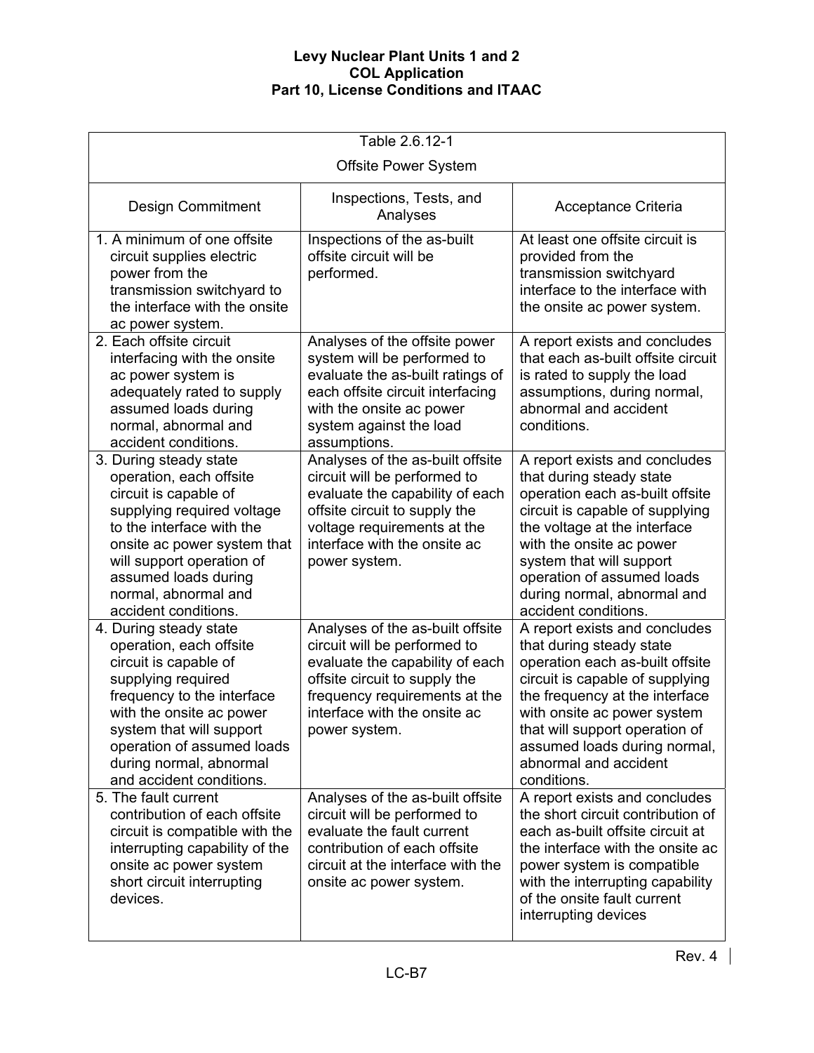Table 2.6.12-1

Offsite Power System

| Design Commitment | Inspections, Tests, and Analyses | Acceptance Criteria |
|---|---|---|
| 1. A minimum of one offsite circuit supplies electric power from the transmission switchyard to the interface with the onsite ac power system. | Inspections of the as-built offsite circuit will be performed. | At least one offsite circuit is provided from the transmission switchyard interface to the interface with the onsite ac power system. |
| 2. Each offsite circuit interfacing with the onsite ac power system is adequately rated to supply assumed loads during normal, abnormal and accident conditions. | Analyses of the offsite power system will be performed to evaluate the as-built ratings of each offsite circuit interfacing with the onsite ac power system against the load assumptions. | A report exists and concludes that each as-built offsite circuit is rated to supply the load assumptions, during normal, abnormal and accident conditions. |
| 3. During steady state operation, each offsite circuit is capable of supplying required voltage to the interface with the onsite ac power system that will support operation of assumed loads during normal, abnormal and accident conditions. | Analyses of the as-built offsite circuit will be performed to evaluate the capability of each offsite circuit to supply the voltage requirements at the interface with the onsite ac power system. | A report exists and concludes that during steady state operation each as-built offsite circuit is capable of supplying the voltage at the interface with the onsite ac power system that will support operation of assumed loads during normal, abnormal and accident conditions. |
| 4. During steady state operation, each offsite circuit is capable of supplying required frequency to the interface with the onsite ac power system that will support operation of assumed loads during normal, abnormal and accident conditions. | Analyses of the as-built offsite circuit will be performed to evaluate the capability of each offsite circuit to supply the frequency requirements at the interface with the onsite ac power system. | A report exists and concludes that during steady state operation each as-built offsite circuit is capable of supplying the frequency at the interface with onsite ac power system that will support operation of assumed loads during normal, abnormal and accident conditions. |
| 5. The fault current contribution of each offsite circuit is compatible with the interrupting capability of the onsite ac power system short circuit interrupting devices. | Analyses of the as-built offsite circuit will be performed to evaluate the fault current contribution of each offsite circuit at the interface with the onsite ac power system. | A report exists and concludes the short circuit contribution of each as-built offsite circuit at the interface with the onsite ac power system is compatible with the interrupting capability of the onsite fault current interrupting devices |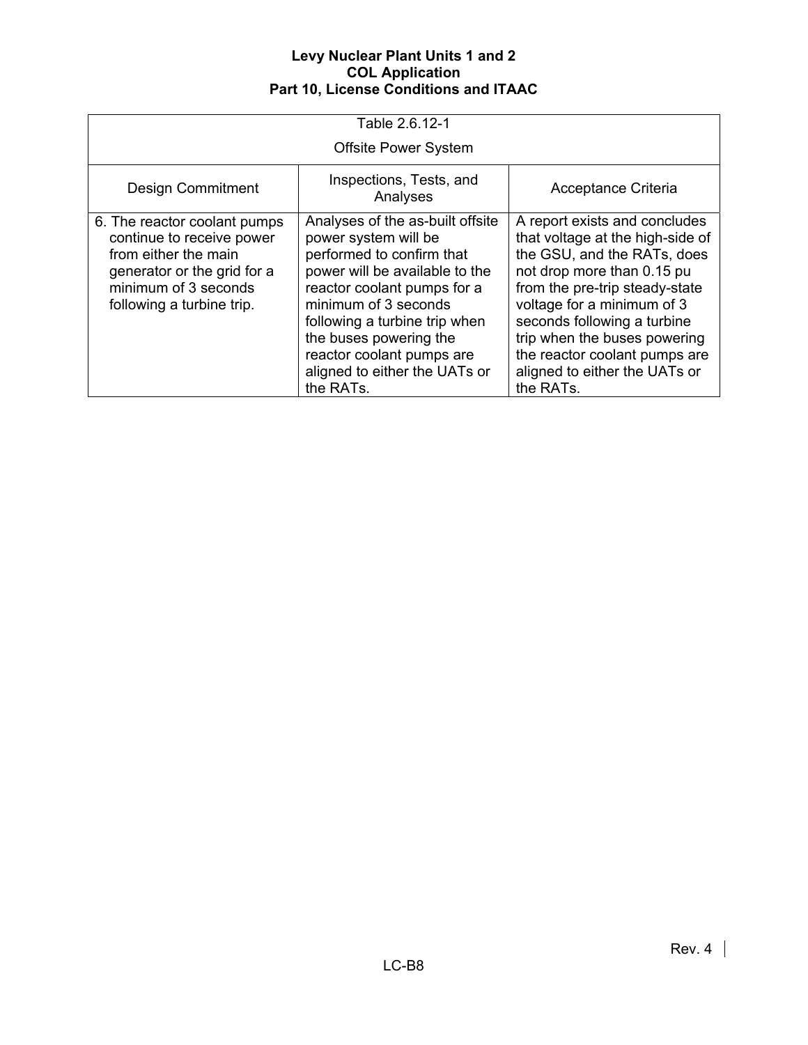| Table 2.6.12-1<br>Offsite Power System | | |
|---|---|---|
| Design Commitment | Inspections, Tests, and Analyses | Acceptance Criteria |
| 6. The reactor coolant pumps continue to receive power from either the main generator or the grid for a minimum of 3 seconds following a turbine trip. | Analyses of the as-built offsite power system will be performed to confirm that power will be available to the reactor coolant pumps for a minimum of 3 seconds following a turbine trip when the buses powering the reactor coolant pumps are aligned to either the UATs or the RATs. | A report exists and concludes that voltage at the high-side of the GSU, and the RATs, does not drop more than 0.15 pu from the pre-trip steady-state voltage for a minimum of 3 seconds following a turbine trip when the buses powering the reactor coolant pumps are aligned to either the UATs or the RATs. |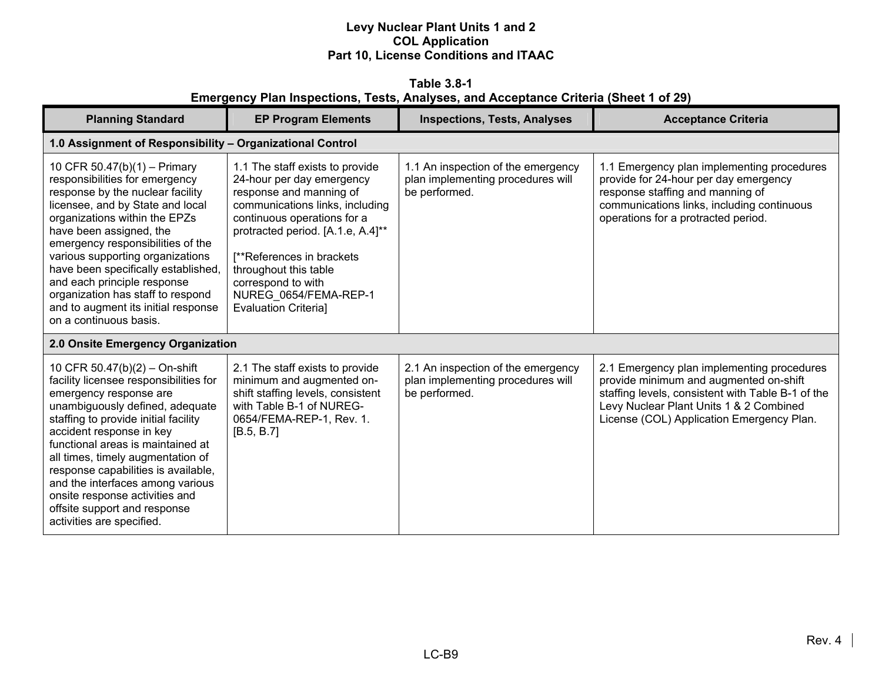**Levy Nuclear Plant Units 1 and 2**
**COL Application**
**Part 10, License Conditions and ITAAC**

**Table 3.8-1**
**Emergency Plan Inspections, Tests, Analyses, and Acceptance Criteria (Sheet 1 of 29)**

| Planning Standard | EP Program Elements | Inspections, Tests, Analyses | Acceptance Criteria |
|---|---|---|---|
| **1.0 Assignment of Responsibility – Organizational Control** | | | |
| 10 CFR 50.47(b)(1) – Primary responsibilities for emergency response by the nuclear facility licensee, and by State and local organizations within the EPZs have been assigned, the emergency responsibilities of the various supporting organizations have been specifically established, and each principle response organization has staff to respond and to augment its initial response on a continuous basis. | 1.1 The staff exists to provide 24-hour per day emergency response and manning of communications links, including continuous operations for a protracted period. [A.1.e, A.4]** <br><br> [**References in brackets throughout this table correspond to with NUREG_0654/FEMA-REP-1 Evaluation Criteria] | 1.1 An inspection of the emergency plan implementing procedures will be performed. | 1.1 Emergency plan implementing procedures provide for 24-hour per day emergency response staffing and manning of communications links, including continuous operations for a protracted period. |
| **2.0 Onsite Emergency Organization** | | | |
| 10 CFR 50.47(b)(2) – On-shift facility licensee responsibilities for emergency response are unambiguously defined, adequate staffing to provide initial facility accident response in key functional areas is maintained at all times, timely augmentation of response capabilities is available, and the interfaces among various onsite response activities and offsite support and response activities are specified. | 2.1 The staff exists to provide minimum and augmented on-shift staffing levels, consistent with Table B-1 of NUREG-0654/FEMA-REP-1, Rev. 1. [B.5, B.7] | 2.1 An inspection of the emergency plan implementing procedures will be performed. | 2.1 Emergency plan implementing procedures provide minimum and augmented on-shift staffing levels, consistent with Table B-1 of the Levy Nuclear Plant Units 1 & 2 Combined License (COL) Application Emergency Plan. |

Rev. 4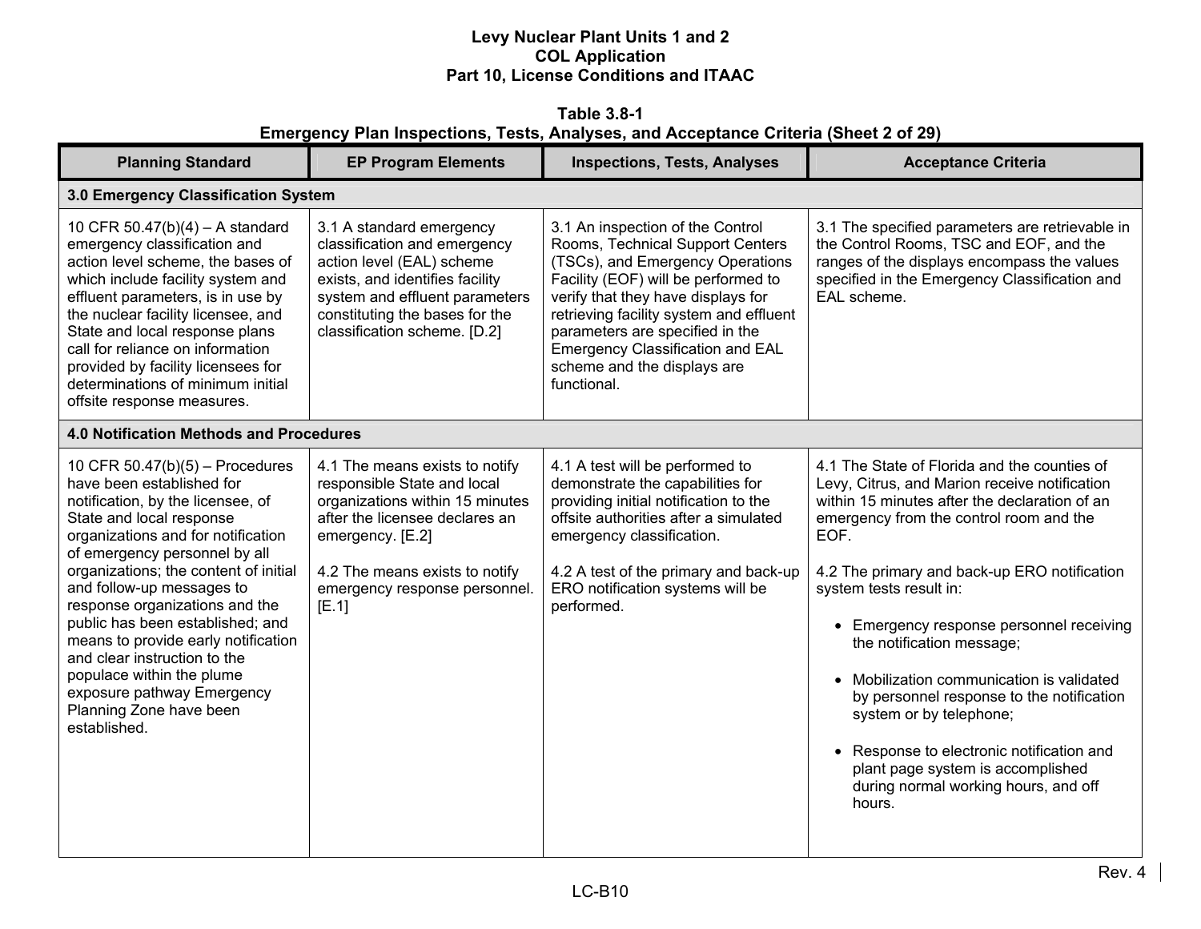**Table 3.8-1**
**Emergency Plan Inspections, Tests, Analyses, and Acceptance Criteria (Sheet 2 of 29)**

| Planning Standard | EP Program Elements | Inspections, Tests, Analyses | Acceptance Criteria |
|---|---|---|---|
| **3.0 Emergency Classification System** | | | |
| 10 CFR 50.47(b)(4) – A standard emergency classification and action level scheme, the bases of which include facility system and effluent parameters, is in use by the nuclear facility licensee, and State and local response plans call for reliance on information provided by facility licensees for determinations of minimum initial offsite response measures. | 3.1 A standard emergency classification and emergency action level (EAL) scheme exists, and identifies facility system and effluent parameters constituting the bases for the classification scheme. [D.2] | 3.1 An inspection of the Control Rooms, Technical Support Centers (TSCs), and Emergency Operations Facility (EOF) will be performed to verify that they have displays for retrieving facility system and effluent parameters are specified in the Emergency Classification and EAL scheme and the displays are functional. | 3.1 The specified parameters are retrievable in the Control Rooms, TSC and EOF, and the ranges of the displays encompass the values specified in the Emergency Classification and EAL scheme. |
| **4.0 Notification Methods and Procedures** | | | |
| 10 CFR 50.47(b)(5) – Procedures have been established for notification, by the licensee, of State and local response organizations and for notification of emergency personnel by all organizations; the content of initial and follow-up messages to response organizations and the public has been established; and means to provide early notification and clear instruction to the populace within the plume exposure pathway Emergency Planning Zone have been established. | 4.1 The means exists to notify responsible State and local organizations within 15 minutes after the licensee declares an emergency. [E.2]<br><br>4.2 The means exists to notify emergency response personnel. [E.1] | 4.1 A test will be performed to demonstrate the capabilities for providing initial notification to the offsite authorities after a simulated emergency classification.<br><br>4.2 A test of the primary and back-up ERO notification systems will be performed. | 4.1 The State of Florida and the counties of Levy, Citrus, and Marion receive notification within 15 minutes after the declaration of an emergency from the control room and the EOF.<br><br>4.2 The primary and back-up ERO notification system tests result in:<br>• Emergency response personnel receiving the notification message;<br>• Mobilization communication is validated by personnel response to the notification system or by telephone;<br>• Response to electronic notification and plant page system is accomplished during normal working hours, and off hours. |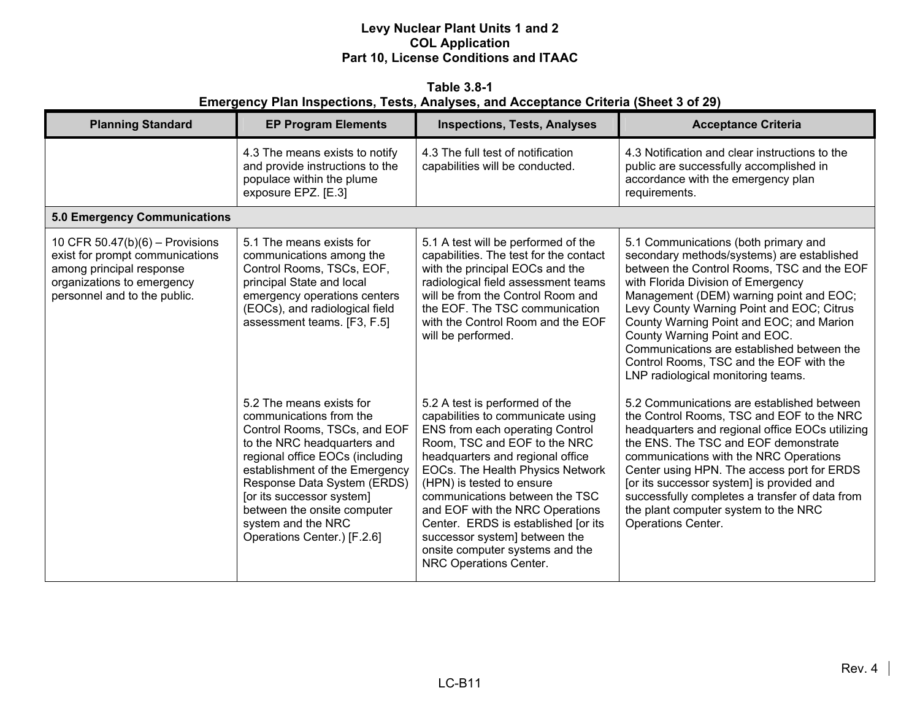**Table 3.8-1**
**Emergency Plan Inspections, Tests, Analyses, and Acceptance Criteria (Sheet 3 of 29)**

| Planning Standard | EP Program Elements | Inspections, Tests, Analyses | Acceptance Criteria |
|---|---|---|---|
| | 4.3 The means exists to notify and provide instructions to the populace within the plume exposure EPZ. [E.3] | 4.3 The full test of notification capabilities will be conducted. | 4.3 Notification and clear instructions to the public are successfully accomplished in accordance with the emergency plan requirements. |
| **5.0 Emergency Communications** | | | |
| 10 CFR 50.47(b)(6) – Provisions exist for prompt communications among principal response organizations to emergency personnel and to the public. | 5.1 The means exists for communications among the Control Rooms, TSCs, EOF, principal State and local emergency operations centers (EOCs), and radiological field assessment teams. [F3, F.5] | 5.1 A test will be performed of the capabilities. The test for the contact with the principal EOCs and the radiological field assessment teams will be from the Control Room and the EOF. The TSC communication with the Control Room and the EOF will be performed. | 5.1 Communications (both primary and secondary methods/systems) are established between the Control Rooms, TSC and the EOF with Florida Division of Emergency Management (DEM) warning point and EOC; Levy County Warning Point and EOC; Citrus County Warning Point and EOC; and Marion County Warning Point and EOC. Communications are established between the Control Rooms, TSC and the EOF with the LNP radiological monitoring teams. |
| | 5.2 The means exists for communications from the Control Rooms, TSCs, and EOF to the NRC headquarters and regional office EOCs (including establishment of the Emergency Response Data System (ERDS) [or its successor system] between the onsite computer system and the NRC Operations Center.) [F.2.6] | 5.2 A test is performed of the capabilities to communicate using ENS from each operating Control Room, TSC and EOF to the NRC headquarters and regional office EOCs. The Health Physics Network (HPN) is tested to ensure communications between the TSC and EOF with the NRC Operations Center. ERDS is established [or its successor system] between the onsite computer systems and the NRC Operations Center. | 5.2 Communications are established between the Control Rooms, TSC and EOF to the NRC headquarters and regional office EOCs utilizing the ENS. The TSC and EOF demonstrate communications with the NRC Operations Center using HPN. The access port for ERDS [or its successor system] is provided and successfully completes a transfer of data from the plant computer system to the NRC Operations Center. |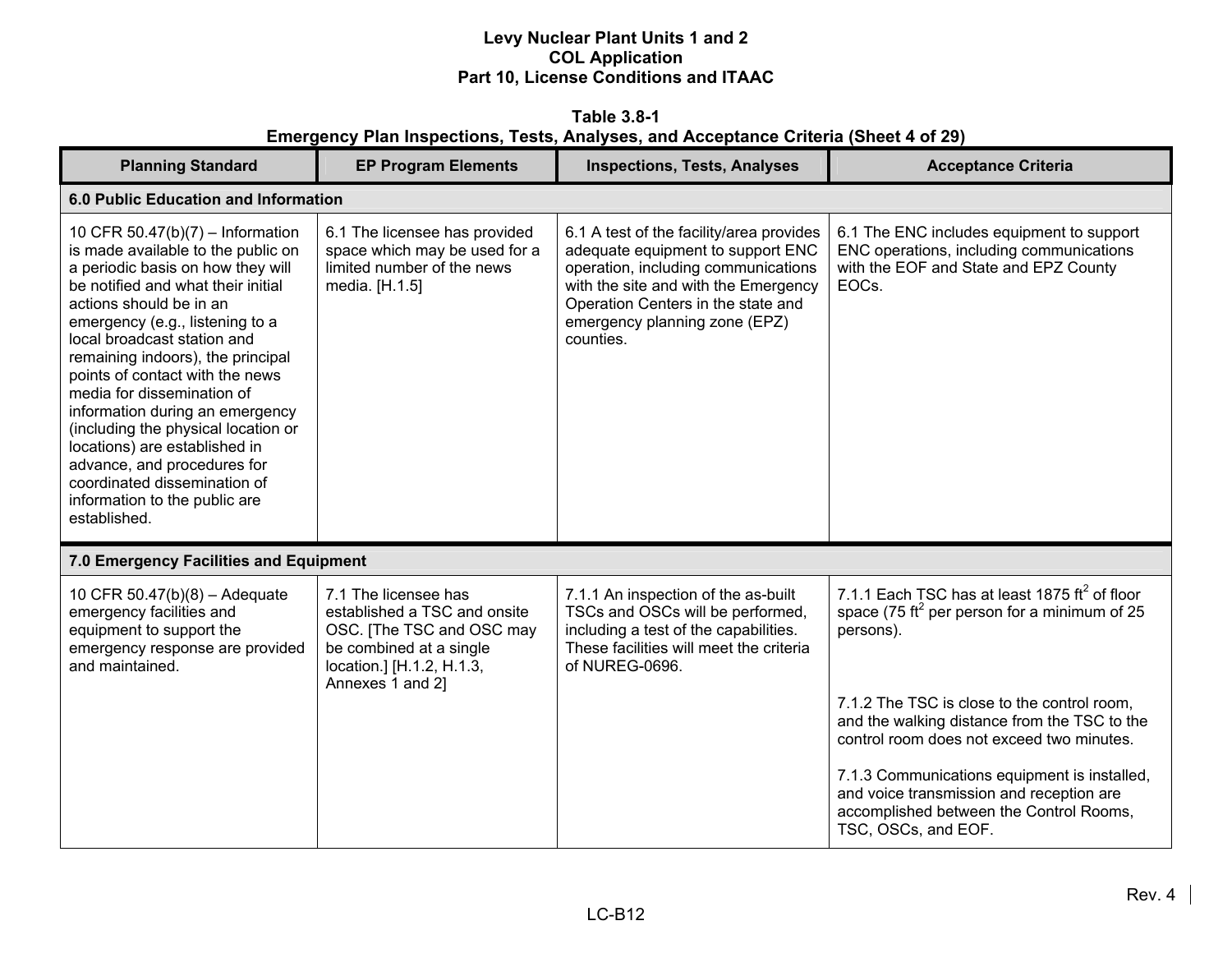Levy Nuclear Plant Units 1 and 2
COL Application
Part 10, License Conditions and ITAAC

**Table 3.8-1**
**Emergency Plan Inspections, Tests, Analyses, and Acceptance Criteria (Sheet 4 of 29)**

| Planning Standard | EP Program Elements | Inspections, Tests, Analyses | Acceptance Criteria |
|---|---|---|---|
| **6.0 Public Education and Information** | | | |
| 10 CFR 50.47(b)(7) – Information is made available to the public on a periodic basis on how they will be notified and what their initial actions should be in an emergency (e.g., listening to a local broadcast station and remaining indoors), the principal points of contact with the news media for dissemination of information during an emergency (including the physical location or locations) are established in advance, and procedures for coordinated dissemination of information to the public are established. | 6.1 The licensee has provided space which may be used for a limited number of the news media. [H.1.5] | 6.1 A test of the facility/area provides adequate equipment to support ENC operation, including communications with the site and with the Emergency Operation Centers in the state and emergency planning zone (EPZ) counties. | 6.1 The ENC includes equipment to support ENC operations, including communications with the EOF and State and EPZ County EOCs. |
| **7.0 Emergency Facilities and Equipment** | | | |
| 10 CFR 50.47(b)(8) – Adequate emergency facilities and equipment to support the emergency response are provided and maintained. | 7.1 The licensee has established a TSC and onsite OSC. [The TSC and OSC may be combined at a single location.] [H.1.2, H.1.3, Annexes 1 and 2] | 7.1.1 An inspection of the as-built TSCs and OSCs will be performed, including a test of the capabilities. These facilities will meet the criteria of NUREG-0696. | 7.1.1 Each TSC has at least 1875 $ft^2$ of floor space (75 $ft^2$ per person for a minimum of 25 persons).<br><br>7.1.2 The TSC is close to the control room, and the walking distance from the TSC to the control room does not exceed two minutes.<br><br>7.1.3 Communications equipment is installed, and voice transmission and reception are accomplished between the Control Rooms, TSC, OSCs, and EOF. |

Rev. 4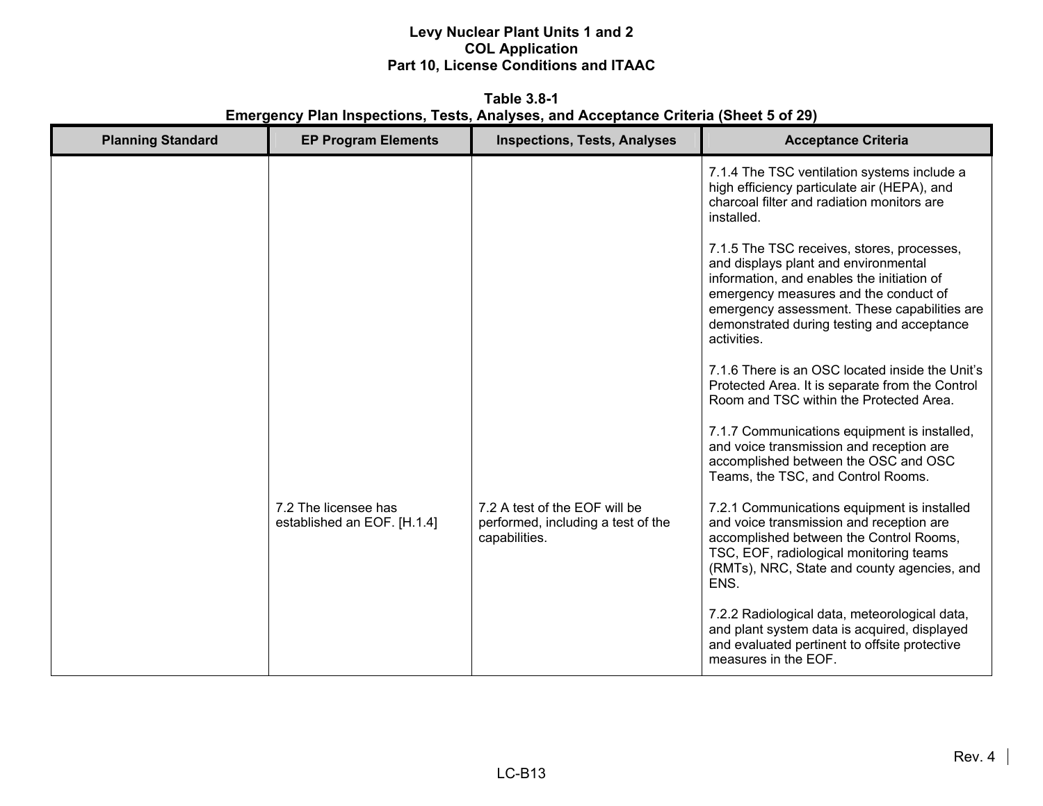**Table 3.8-1**
**Emergency Plan Inspections, Tests, Analyses, and Acceptance Criteria (Sheet 5 of 29)**

| Planning Standard | EP Program Elements | Inspections, Tests, Analyses | Acceptance Criteria |
|---|---|---|---|
| | | | 7.1.4 The TSC ventilation systems include a high efficiency particulate air (HEPA), and charcoal filter and radiation monitors are installed.<br><br>7.1.5 The TSC receives, stores, processes, and displays plant and environmental information, and enables the initiation of emergency measures and the conduct of emergency assessment. These capabilities are demonstrated during testing and acceptance activities.<br><br>7.1.6 There is an OSC located inside the Unit's Protected Area. It is separate from the Control Room and TSC within the Protected Area.<br><br>7.1.7 Communications equipment is installed, and voice transmission and reception are accomplished between the OSC and OSC Teams, the TSC, and Control Rooms. |
| | 7.2 The licensee has established an EOF. [H.1.4] | 7.2 A test of the EOF will be performed, including a test of the capabilities. | 7.2.1 Communications equipment is installed and voice transmission and reception are accomplished between the Control Rooms, TSC, EOF, radiological monitoring teams (RMTs), NRC, State and county agencies, and ENS.<br><br>7.2.2 Radiological data, meteorological data, and plant system data is acquired, displayed and evaluated pertinent to offsite protective measures in the EOF. |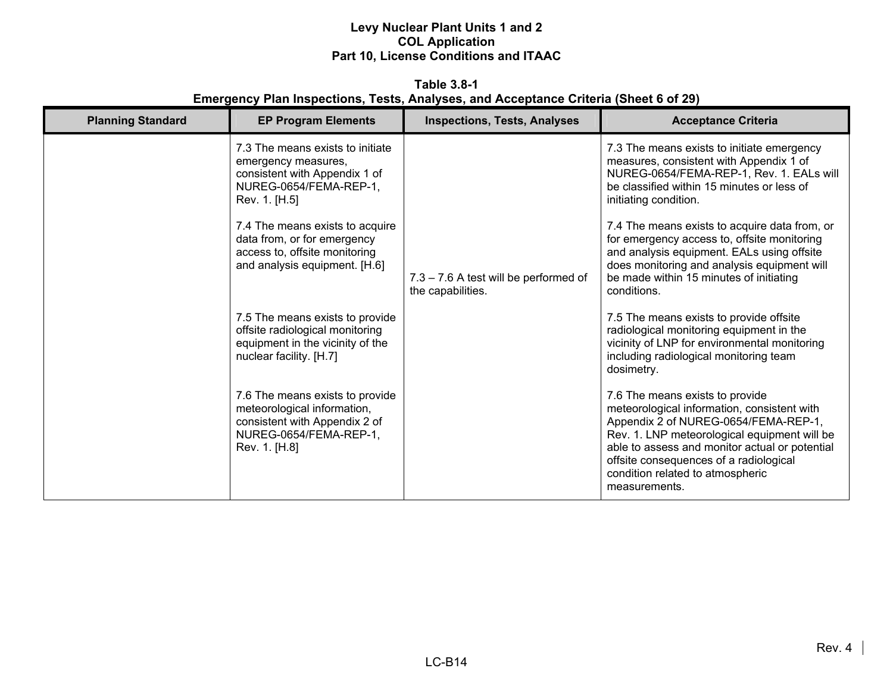**Table 3.8-1**
**Emergency Plan Inspections, Tests, Analyses, and Acceptance Criteria (Sheet 6 of 29)**

| Planning Standard | EP Program Elements | Inspections, Tests, Analyses | Acceptance Criteria |
|---|---|---|---|
| | 7.3 The means exists to initiate emergency measures, consistent with Appendix 1 of NUREG-0654/FEMA-REP-1, Rev. 1. [H.5] | 7.3 – 7.6 A test will be performed of the capabilities. | 7.3 The means exists to initiate emergency measures, consistent with Appendix 1 of NUREG-0654/FEMA-REP-1, Rev. 1. EALs will be classified within 15 minutes or less of initiating condition. |
| | 7.4 The means exists to acquire data from, or for emergency access to, offsite monitoring and analysis equipment. [H.6] | | 7.4 The means exists to acquire data from, or for emergency access to, offsite monitoring and analysis equipment. EALs using offsite does monitoring and analysis equipment will be made within 15 minutes of initiating conditions. |
| | 7.5 The means exists to provide offsite radiological monitoring equipment in the vicinity of the nuclear facility. [H.7] | | 7.5 The means exists to provide offsite radiological monitoring equipment in the vicinity of LNP for environmental monitoring including radiological monitoring team dosimetry. |
| | 7.6 The means exists to provide meteorological information, consistent with Appendix 2 of NUREG-0654/FEMA-REP-1, Rev. 1. [H.8] | | 7.6 The means exists to provide meteorological information, consistent with Appendix 2 of NUREG-0654/FEMA-REP-1, Rev. 1. LNP meteorological equipment will be able to assess and monitor actual or potential offsite consequences of a radiological condition related to atmospheric measurements. |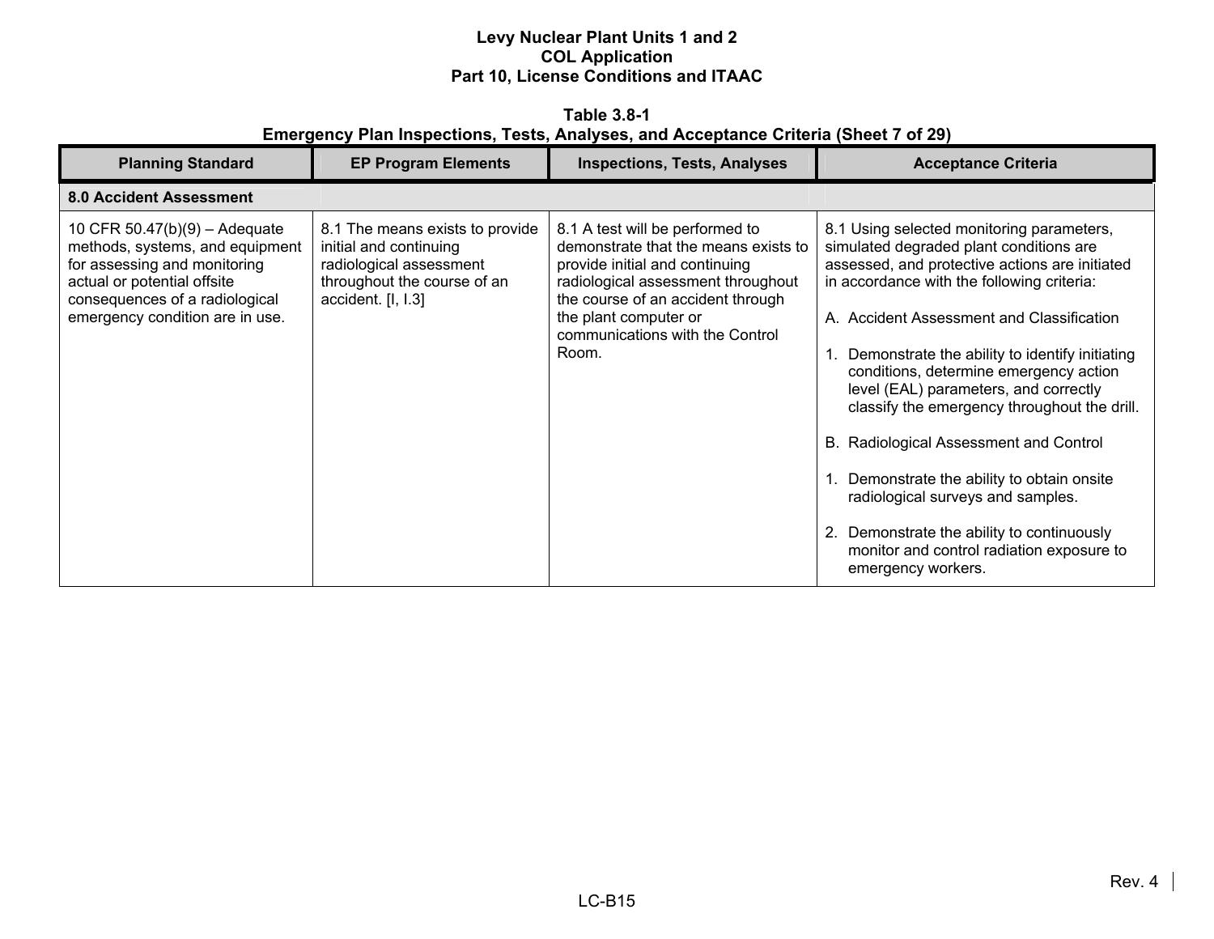**Table 3.8-1**
**Emergency Plan Inspections, Tests, Analyses, and Acceptance Criteria (Sheet 7 of 29)**

| Planning Standard | EP Program Elements | Inspections, Tests, Analyses | Acceptance Criteria |
|---|---|---|---|
| **8.0 Accident Assessment** | | | |
| 10 CFR 50.47(b)(9) – Adequate methods, systems, and equipment for assessing and monitoring actual or potential offsite consequences of a radiological emergency condition are in use. | 8.1 The means exists to provide initial and continuing radiological assessment throughout the course of an accident. [I, I.3] | 8.1 A test will be performed to demonstrate that the means exists to provide initial and continuing radiological assessment throughout the course of an accident through the plant computer or communications with the Control Room. | 8.1 Using selected monitoring parameters, simulated degraded plant conditions are assessed, and protective actions are initiated in accordance with the following criteria:<br><br>A. Accident Assessment and Classification<br><br>1. Demonstrate the ability to identify initiating conditions, determine emergency action level (EAL) parameters, and correctly classify the emergency throughout the drill.<br><br>B. Radiological Assessment and Control<br><br>1. Demonstrate the ability to obtain onsite radiological surveys and samples.<br><br>2. Demonstrate the ability to continuously monitor and control radiation exposure to emergency workers. |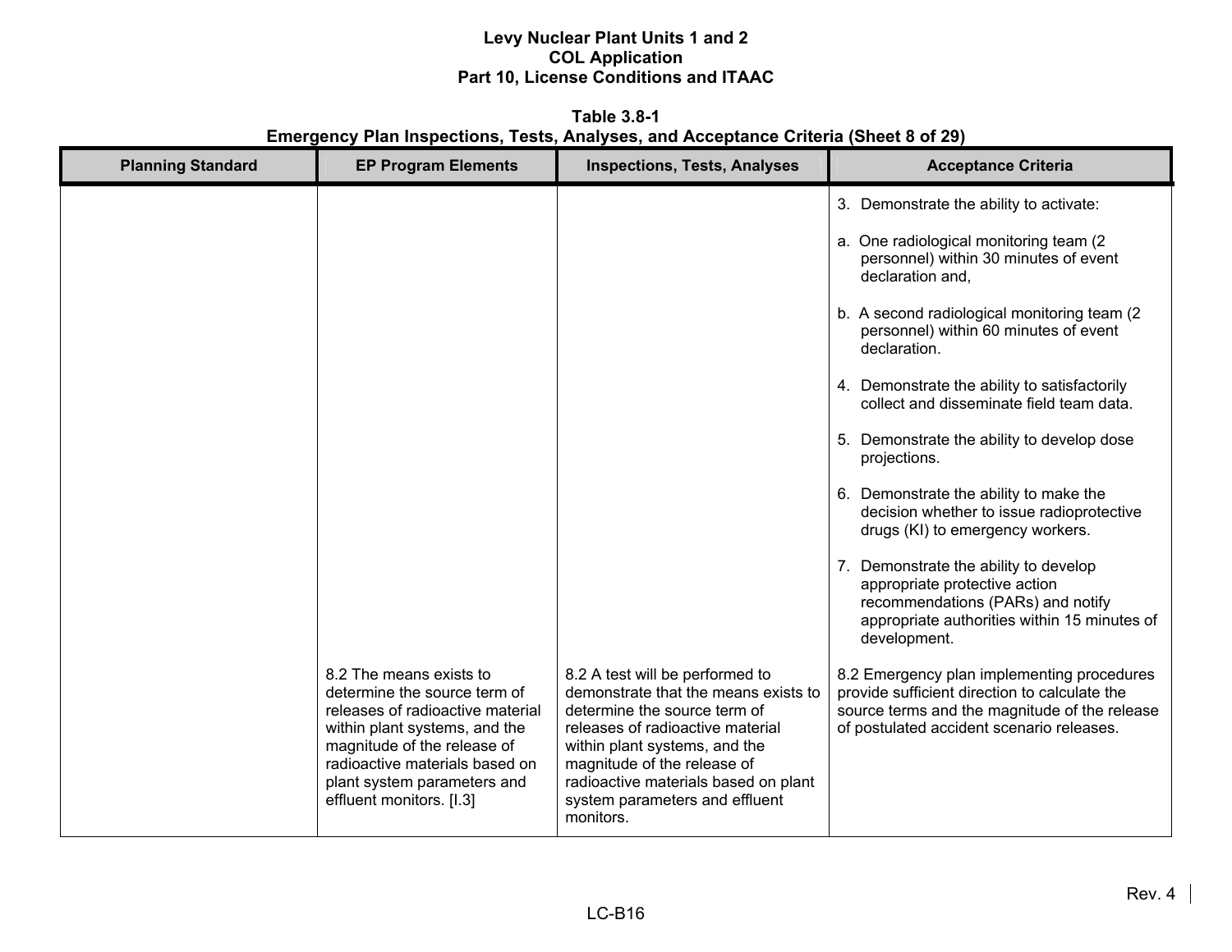**Table 3.8-1**
**Emergency Plan Inspections, Tests, Analyses, and Acceptance Criteria (Sheet 8 of 29)**

| Planning Standard | EP Program Elements | Inspections, Tests, Analyses | Acceptance Criteria |
|---|---|---|---|
| | | | 3. Demonstrate the ability to activate:<br><br>a. One radiological monitoring team (2 personnel) within 30 minutes of event declaration and,<br><br>b. A second radiological monitoring team (2 personnel) within 60 minutes of event declaration.<br><br>4. Demonstrate the ability to satisfactorily collect and disseminate field team data.<br><br>5. Demonstrate the ability to develop dose projections.<br><br>6. Demonstrate the ability to make the decision whether to issue radioprotective drugs (KI) to emergency workers.<br><br>7. Demonstrate the ability to develop appropriate protective action recommendations (PARs) and notify appropriate authorities within 15 minutes of development. |
| | 8.2 The means exists to determine the source term of releases of radioactive material within plant systems, and the magnitude of the release of radioactive materials based on plant system parameters and effluent monitors. [I.3] | 8.2 A test will be performed to demonstrate that the means exists to determine the source term of releases of radioactive material within plant systems, and the magnitude of the release of radioactive materials based on plant system parameters and effluent monitors. | 8.2 Emergency plan implementing procedures provide sufficient direction to calculate the source terms and the magnitude of the release of postulated accident scenario releases. |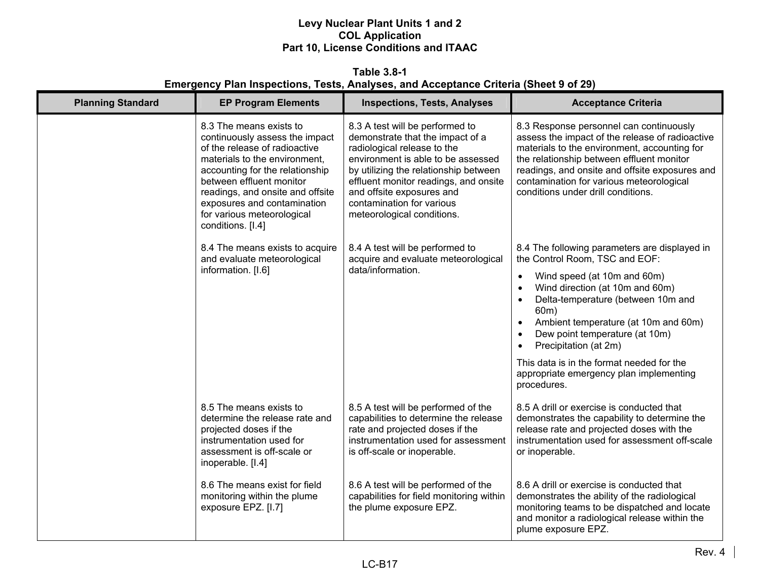**Table 3.8-1**
**Emergency Plan Inspections, Tests, Analyses, and Acceptance Criteria (Sheet 9 of 29)**

| Planning Standard | EP Program Elements | Inspections, Tests, Analyses | Acceptance Criteria |
|---|---|---|---|
| | 8.3 The means exists to continuously assess the impact of the release of radioactive materials to the environment, accounting for the relationship between effluent monitor readings, and onsite and offsite exposures and contamination for various meteorological conditions. [I.4] | 8.3 A test will be performed to demonstrate that the impact of a radiological release to the environment is able to be assessed by utilizing the relationship between effluent monitor readings, and onsite and offsite exposures and contamination for various meteorological conditions. | 8.3 Response personnel can continuously assess the impact of the release of radioactive materials to the environment, accounting for the relationship between effluent monitor readings, and onsite and offsite exposures and contamination for various meteorological conditions under drill conditions. |
| | 8.4 The means exists to acquire and evaluate meteorological information. [I.6] | 8.4 A test will be performed to acquire and evaluate meteorological data/information. | 8.4 The following parameters are displayed in the Control Room, TSC and EOF:<br>• Wind speed (at 10m and 60m)<br>• Wind direction (at 10m and 60m)<br>• Delta-temperature (between 10m and 60m)<br>• Ambient temperature (at 10m and 60m)<br>• Dew point temperature (at 10m)<br>• Precipitation (at 2m)<br><br>This data is in the format needed for the appropriate emergency plan implementing procedures. |
| | 8.5 The means exists to determine the release rate and projected doses if the instrumentation used for assessment is off-scale or inoperable. [I.4] | 8.5 A test will be performed of the capabilities to determine the release rate and projected doses if the instrumentation used for assessment is off-scale or inoperable. | 8.5 A drill or exercise is conducted that demonstrates the capability to determine the release rate and projected doses with the instrumentation used for assessment off-scale or inoperable. |
| | 8.6 The means exist for field monitoring within the plume exposure EPZ. [I.7] | 8.6 A test will be performed of the capabilities for field monitoring within the plume exposure EPZ. | 8.6 A drill or exercise is conducted that demonstrates the ability of the radiological monitoring teams to be dispatched and locate and monitor a radiological release within the plume exposure EPZ. |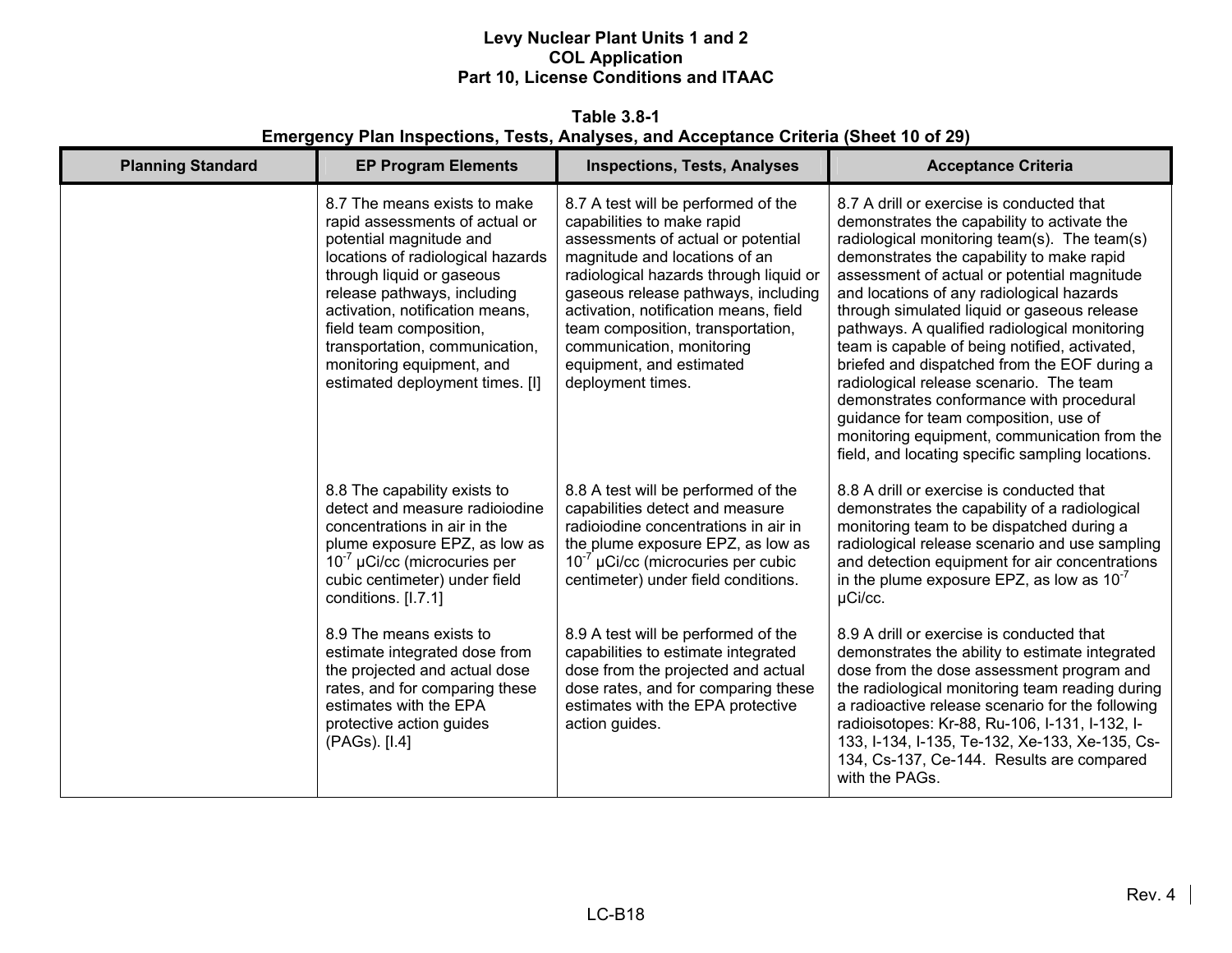**Table 3.8-1**
**Emergency Plan Inspections, Tests, Analyses, and Acceptance Criteria (Sheet 10 of 29)**

| Planning Standard | EP Program Elements | Inspections, Tests, Analyses | Acceptance Criteria |
|---|---|---|---|
| | 8.7 The means exists to make rapid assessments of actual or potential magnitude and locations of radiological hazards through liquid or gaseous release pathways, including activation, notification means, field team composition, transportation, communication, monitoring equipment, and estimated deployment times. [I] | 8.7 A test will be performed of the capabilities to make rapid assessments of actual or potential magnitude and locations of an radiological hazards through liquid or gaseous release pathways, including activation, notification means, field team composition, transportation, communication, monitoring equipment, and estimated deployment times. | 8.7 A drill or exercise is conducted that demonstrates the capability to activate the radiological monitoring team(s). The team(s) demonstrates the capability to make rapid assessment of actual or potential magnitude and locations of any radiological hazards through simulated liquid or gaseous release pathways. A qualified radiological monitoring team is capable of being notified, activated, briefed and dispatched from the EOF during a radiological release scenario. The team demonstrates conformance with procedural guidance for team composition, use of monitoring equipment, communication from the field, and locating specific sampling locations. |
| | 8.8 The capability exists to detect and measure radioiodine concentrations in air in the plume exposure EPZ, as low as $10^{-7}$ μCi/cc (microcuries per cubic centimeter) under field conditions. [I.7.1] | 8.8 A test will be performed of the capabilities detect and measure radioiodine concentrations in air in the plume exposure EPZ, as low as $10^{-7}$ μCi/cc (microcuries per cubic centimeter) under field conditions. | 8.8 A drill or exercise is conducted that demonstrates the capability of a radiological monitoring team to be dispatched during a radiological release scenario and use sampling and detection equipment for air concentrations in the plume exposure EPZ, as low as $10^{-7}$ μCi/cc. |
| | 8.9 The means exists to estimate integrated dose from the projected and actual dose rates, and for comparing these estimates with the EPA protective action guides (PAGs). [I.4] | 8.9 A test will be performed of the capabilities to estimate integrated dose from the projected and actual dose rates, and for comparing these estimates with the EPA protective action guides. | 8.9 A drill or exercise is conducted that demonstrates the ability to estimate integrated dose from the dose assessment program and the radiological monitoring team reading during a radioactive release scenario for the following radioisotopes: Kr-88, Ru-106, I-131, I-132, I-133, I-134, I-135, Te-132, Xe-133, Xe-135, Cs-134, Cs-137, Ce-144. Results are compared with the PAGs. |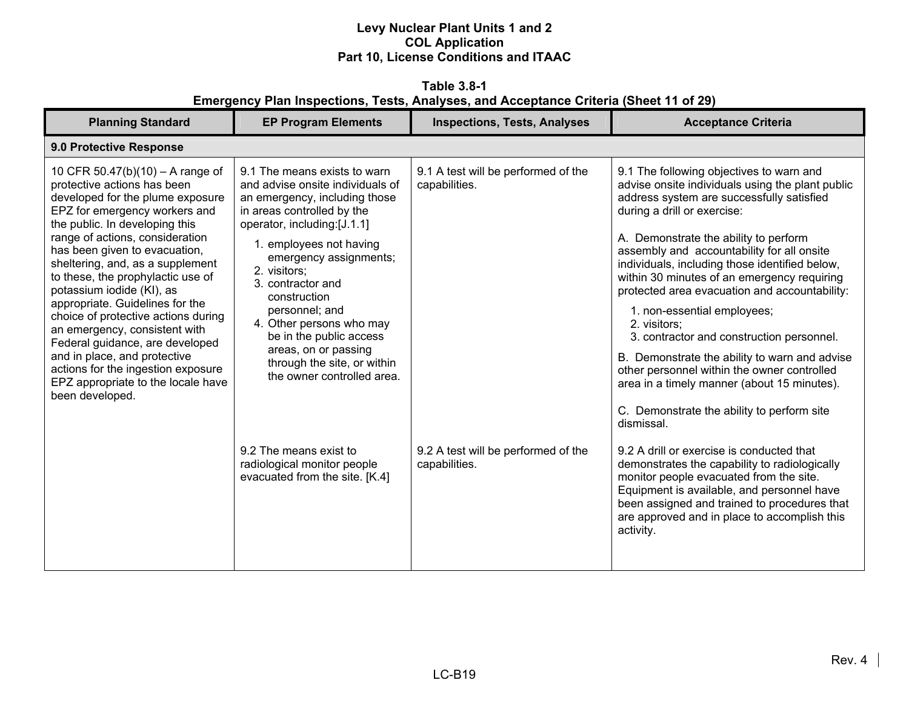**Table 3.8-1**
**Emergency Plan Inspections, Tests, Analyses, and Acceptance Criteria (Sheet 11 of 29)**

| Planning Standard | EP Program Elements | Inspections, Tests, Analyses | Acceptance Criteria |
|---|---|---|---|
| **9.0 Protective Response** | | | |
| 10 CFR 50.47(b)(10) – A range of protective actions has been developed for the plume exposure EPZ for emergency workers and the public. In developing this range of actions, consideration has been given to evacuation, sheltering, and, as a supplement to these, the prophylactic use of potassium iodide (KI), as appropriate. Guidelines for the choice of protective actions during an emergency, consistent with Federal guidance, are developed and in place, and protective actions for the ingestion exposure EPZ appropriate to the locale have been developed. | 9.1 The means exists to warn and advise onsite individuals of an emergency, including those in areas controlled by the operator, including:[J.1.1]<br>1. employees not having emergency assignments;<br>2. visitors;<br>3. contractor and construction personnel; and<br>4. Other persons who may be in the public access areas, on or passing through the site, or within the owner controlled area. | 9.1 A test will be performed of the capabilities. | 9.1 The following objectives to warn and advise onsite individuals using the plant public address system are successfully satisfied during a drill or exercise:<br><br>A. Demonstrate the ability to perform assembly and accountability for all onsite individuals, including those identified below, within 30 minutes of an emergency requiring protected area evacuation and accountability:<br>1. non-essential employees;<br>2. visitors;<br>3. contractor and construction personnel.<br><br>B. Demonstrate the ability to warn and advise other personnel within the owner controlled area in a timely manner (about 15 minutes).<br><br>C. Demonstrate the ability to perform site dismissal. |
| | 9.2 The means exist to radiological monitor people evacuated from the site. [K.4] | 9.2 A test will be performed of the capabilities. | 9.2 A drill or exercise is conducted that demonstrates the capability to radiologically monitor people evacuated from the site. Equipment is available, and personnel have been assigned and trained to procedures that are approved and in place to accomplish this activity. |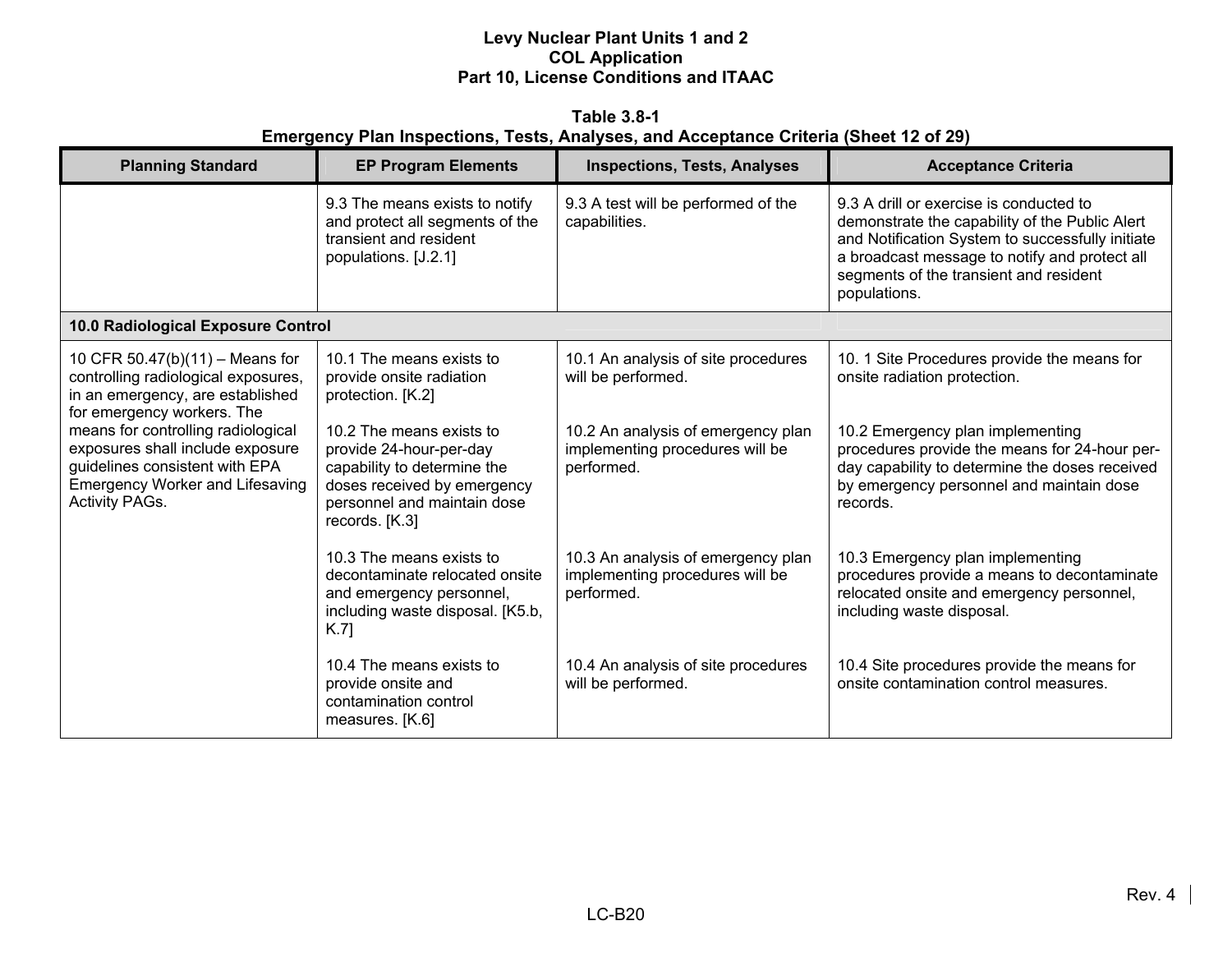**Table 3.8-1**
**Emergency Plan Inspections, Tests, Analyses, and Acceptance Criteria (Sheet 12 of 29)**

| Planning Standard | EP Program Elements | Inspections, Tests, Analyses | Acceptance Criteria |
|---|---|---|---|
| | 9.3 The means exists to notify and protect all segments of the transient and resident populations. [J.2.1] | 9.3 A test will be performed of the capabilities. | 9.3 A drill or exercise is conducted to demonstrate the capability of the Public Alert and Notification System to successfully initiate a broadcast message to notify and protect all segments of the transient and resident populations. |
| **10.0 Radiological Exposure Control** | | | |
| 10 CFR 50.47(b)(11) – Means for controlling radiological exposures, in an emergency, are established for emergency workers. The means for controlling radiological exposures shall include exposure guidelines consistent with EPA Emergency Worker and Lifesaving Activity PAGs. | 10.1 The means exists to provide onsite radiation protection. [K.2] | 10.1 An analysis of site procedures will be performed. | 10. 1 Site Procedures provide the means for onsite radiation protection. |
| | 10.2 The means exists to provide 24-hour-per-day capability to determine the doses received by emergency personnel and maintain dose records. [K.3] | 10.2 An analysis of emergency plan implementing procedures will be performed. | 10.2 Emergency plan implementing procedures provide the means for 24-hour per-day capability to determine the doses received by emergency personnel and maintain dose records. |
| | 10.3 The means exists to decontaminate relocated onsite and emergency personnel, including waste disposal. [K5.b, K.7] | 10.3 An analysis of emergency plan implementing procedures will be performed. | 10.3 Emergency plan implementing procedures provide a means to decontaminate relocated onsite and emergency personnel, including waste disposal. |
| | 10.4 The means exists to provide onsite and contamination control measures. [K.6] | 10.4 An analysis of site procedures will be performed. | 10.4 Site procedures provide the means for onsite contamination control measures. |

Rev. 4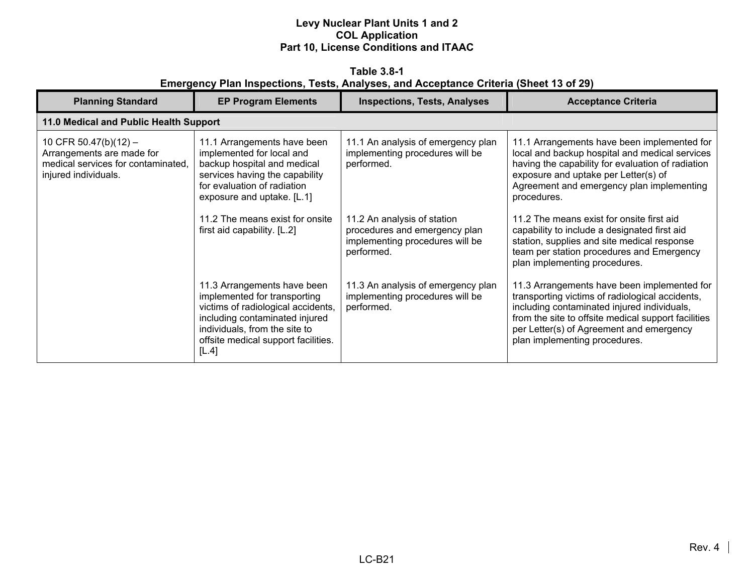**Table 3.8-1**
**Emergency Plan Inspections, Tests, Analyses, and Acceptance Criteria (Sheet 13 of 29)**

| Planning Standard | EP Program Elements | Inspections, Tests, Analyses | Acceptance Criteria |
|---|---|---|---|
| **11.0 Medical and Public Health Support** | | | |
| 10 CFR 50.47(b)(12) – Arrangements are made for medical services for contaminated, injured individuals. | 11.1 Arrangements have been implemented for local and backup hospital and medical services having the capability for evaluation of radiation exposure and uptake. [L.1] | 11.1 An analysis of emergency plan implementing procedures will be performed. | 11.1 Arrangements have been implemented for local and backup hospital and medical services having the capability for evaluation of radiation exposure and uptake per Letter(s) of Agreement and emergency plan implementing procedures. |
| | 11.2 The means exist for onsite first aid capability. [L.2] | 11.2 An analysis of station procedures and emergency plan implementing procedures will be performed. | 11.2 The means exist for onsite first aid capability to include a designated first aid station, supplies and site medical response team per station procedures and Emergency plan implementing procedures. |
| | 11.3 Arrangements have been implemented for transporting victims of radiological accidents, including contaminated injured individuals, from the site to offsite medical support facilities. [L.4] | 11.3 An analysis of emergency plan implementing procedures will be performed. | 11.3 Arrangements have been implemented for transporting victims of radiological accidents, including contaminated injured individuals, from the site to offsite medical support facilities per Letter(s) of Agreement and emergency plan implementing procedures. |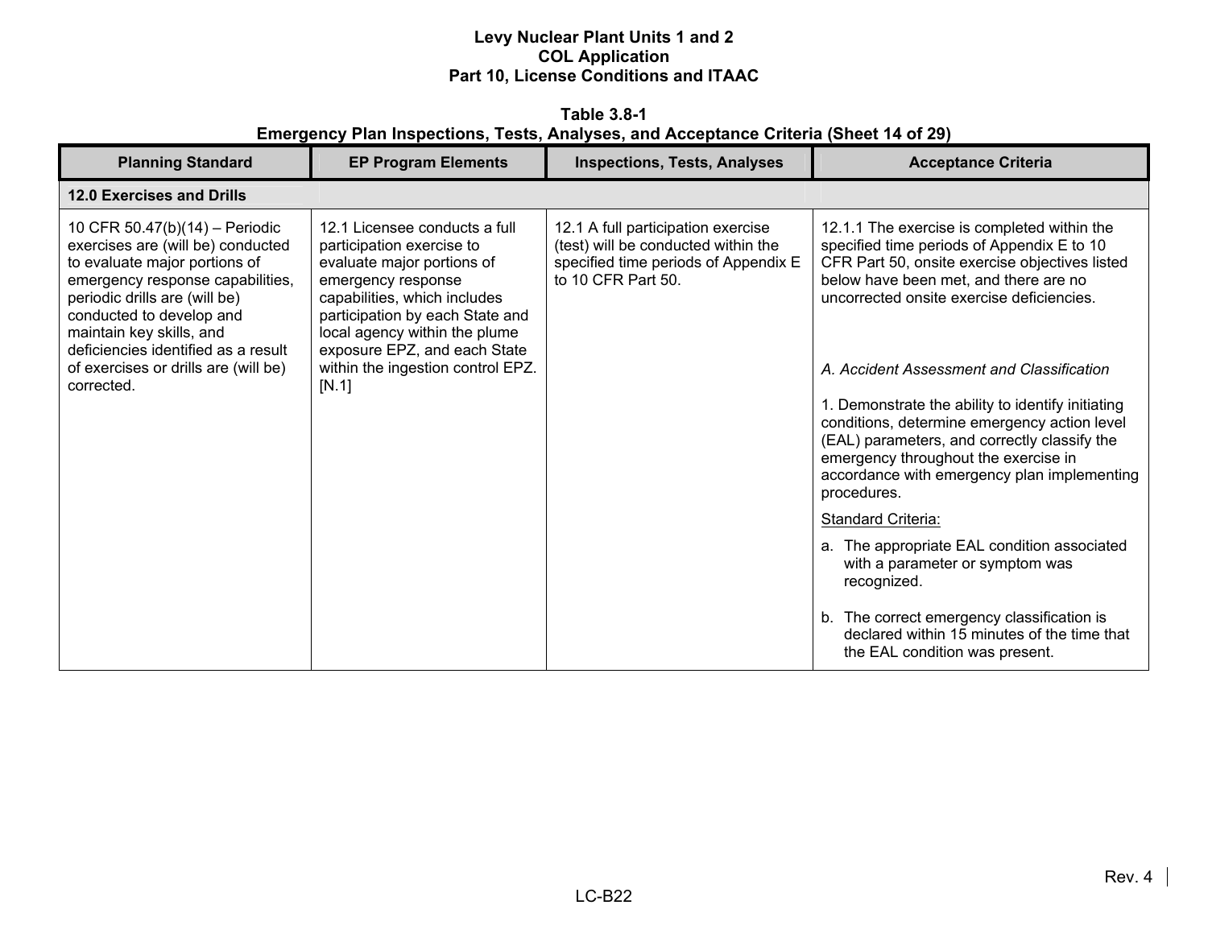Levy Nuclear Plant Units 1 and 2
COL Application
Part 10, License Conditions and ITAAC

**Table 3.8-1**
**Emergency Plan Inspections, Tests, Analyses, and Acceptance Criteria (Sheet 14 of 29)**

| Planning Standard | EP Program Elements | Inspections, Tests, Analyses | Acceptance Criteria |
|---|---|---|---|
| **12.0 Exercises and Drills** | | | |
| 10 CFR 50.47(b)(14) – Periodic exercises are (will be) conducted to evaluate major portions of emergency response capabilities, periodic drills are (will be) conducted to develop and maintain key skills, and deficiencies identified as a result of exercises or drills are (will be) corrected. | 12.1 Licensee conducts a full participation exercise to evaluate major portions of emergency response capabilities, which includes participation by each State and local agency within the plume exposure EPZ, and each State within the ingestion control EPZ. [N.1] | 12.1 A full participation exercise (test) will be conducted within the specified time periods of Appendix E to 10 CFR Part 50. | 12.1.1 The exercise is completed within the specified time periods of Appendix E to 10 CFR Part 50, onsite exercise objectives listed below have been met, and there are no uncorrected onsite exercise deficiencies.<br><br>*A. Accident Assessment and Classification*<br><br>1. Demonstrate the ability to identify initiating conditions, determine emergency action level (EAL) parameters, and correctly classify the emergency throughout the exercise in accordance with emergency plan implementing procedures.<br><br>Standard Criteria:<br><br>a. The appropriate EAL condition associated with a parameter or symptom was recognized.<br><br>b. The correct emergency classification is declared within 15 minutes of the time that the EAL condition was present. |

Rev. 4

LC-B22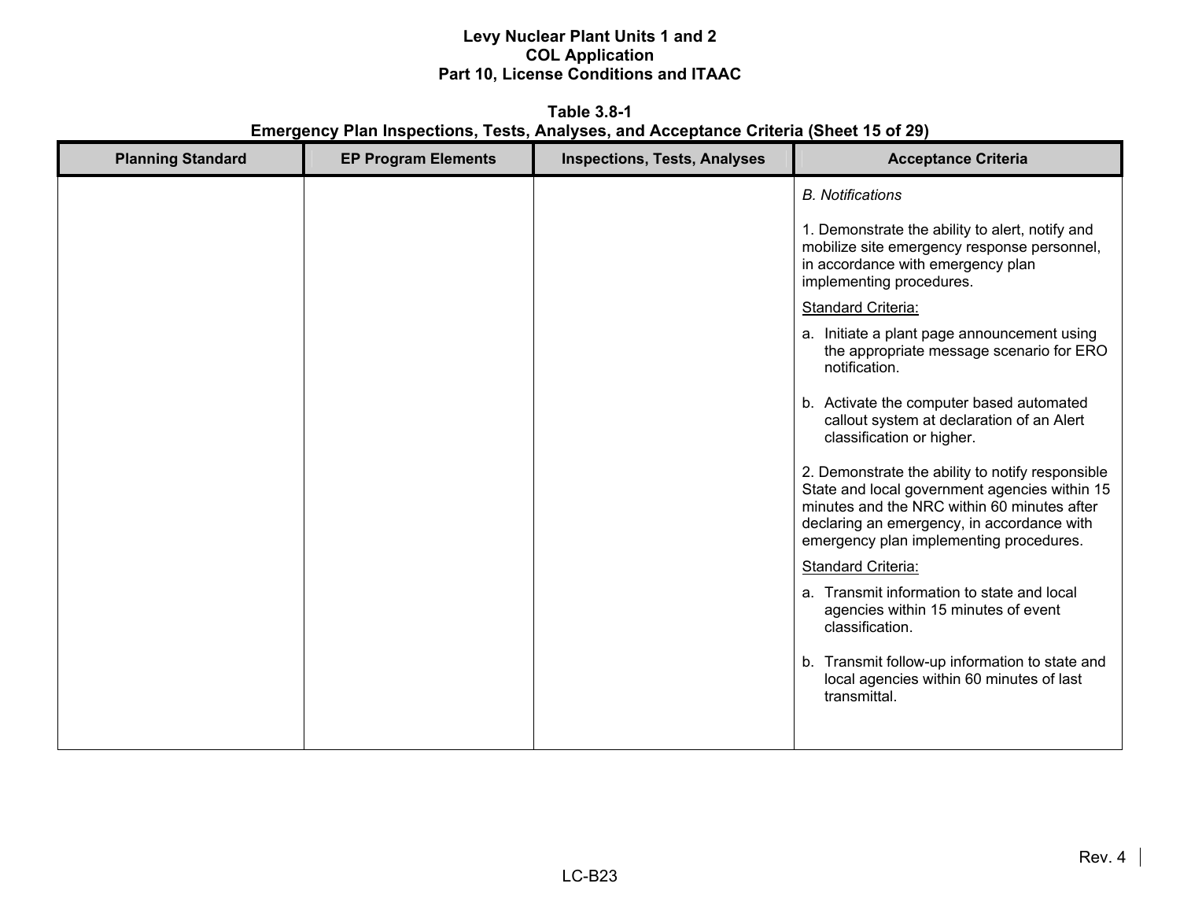**Table 3.8-1**
**Emergency Plan Inspections, Tests, Analyses, and Acceptance Criteria (Sheet 15 of 29)**

| Planning Standard | EP Program Elements | Inspections, Tests, Analyses | Acceptance Criteria |
|---|---|---|---|
| | | | *B. Notifications*<br><br>1. Demonstrate the ability to alert, notify and mobilize site emergency response personnel, in accordance with emergency plan implementing procedures.<br><br>Standard Criteria:<br><br>a. Initiate a plant page announcement using the appropriate message scenario for ERO notification.<br><br>b. Activate the computer based automated callout system at declaration of an Alert classification or higher.<br><br>2. Demonstrate the ability to notify responsible State and local government agencies within 15 minutes and the NRC within 60 minutes after declaring an emergency, in accordance with emergency plan implementing procedures.<br><br>Standard Criteria:<br><br>a. Transmit information to state and local agencies within 15 minutes of event classification.<br><br>b. Transmit follow-up information to state and local agencies within 60 minutes of last transmittal. |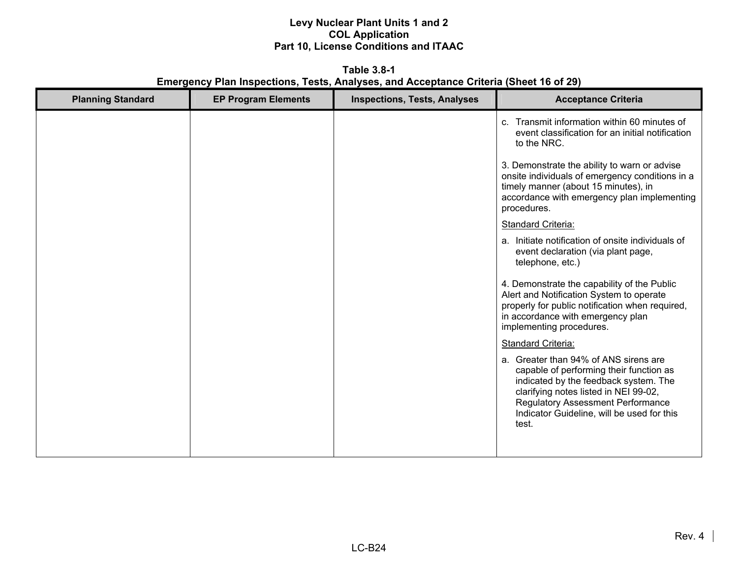**Table 3.8-1**
**Emergency Plan Inspections, Tests, Analyses, and Acceptance Criteria (Sheet 16 of 29)**

| Planning Standard | EP Program Elements | Inspections, Tests, Analyses | Acceptance Criteria |
|---|---|---|---|
| | | | c. Transmit information within 60 minutes of event classification for an initial notification to the NRC.<br><br>3. Demonstrate the ability to warn or advise onsite individuals of emergency conditions in a timely manner (about 15 minutes), in accordance with emergency plan implementing procedures.<br><br>Standard Criteria:<br><br>a. Initiate notification of onsite individuals of event declaration (via plant page, telephone, etc.)<br><br>4. Demonstrate the capability of the Public Alert and Notification System to operate properly for public notification when required, in accordance with emergency plan implementing procedures.<br><br>Standard Criteria:<br><br>a. Greater than 94% of ANS sirens are capable of performing their function as indicated by the feedback system. The clarifying notes listed in NEI 99-02, Regulatory Assessment Performance Indicator Guideline, will be used for this test. |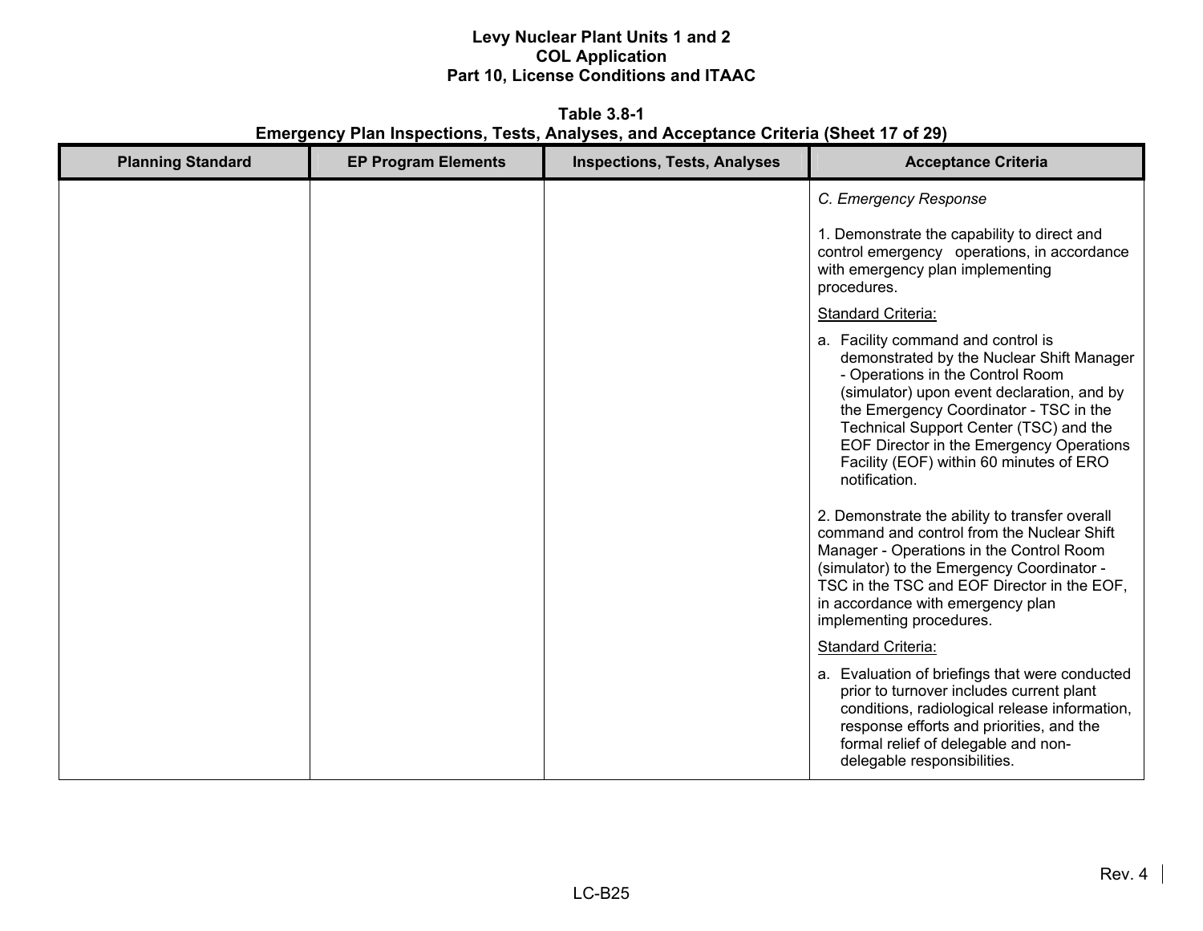**Table 3.8-1**
**Emergency Plan Inspections, Tests, Analyses, and Acceptance Criteria (Sheet 17 of 29)**

| Planning Standard | EP Program Elements | Inspections, Tests, Analyses | Acceptance Criteria |
|---|---|---|---|
| | | | *C. Emergency Response*<br><br>1. Demonstrate the capability to direct and control emergency operations, in accordance with emergency plan implementing procedures.<br><br><u>Standard Criteria:</u><br><br>a. Facility command and control is demonstrated by the Nuclear Shift Manager - Operations in the Control Room (simulator) upon event declaration, and by the Emergency Coordinator - TSC in the Technical Support Center (TSC) and the EOF Director in the Emergency Operations Facility (EOF) within 60 minutes of ERO notification.<br><br>2. Demonstrate the ability to transfer overall command and control from the Nuclear Shift Manager - Operations in the Control Room (simulator) to the Emergency Coordinator - TSC in the TSC and EOF Director in the EOF, in accordance with emergency plan implementing procedures.<br><br><u>Standard Criteria:</u><br><br>a. Evaluation of briefings that were conducted prior to turnover includes current plant conditions, radiological release information, response efforts and priorities, and the formal relief of delegable and non-delegable responsibilities. |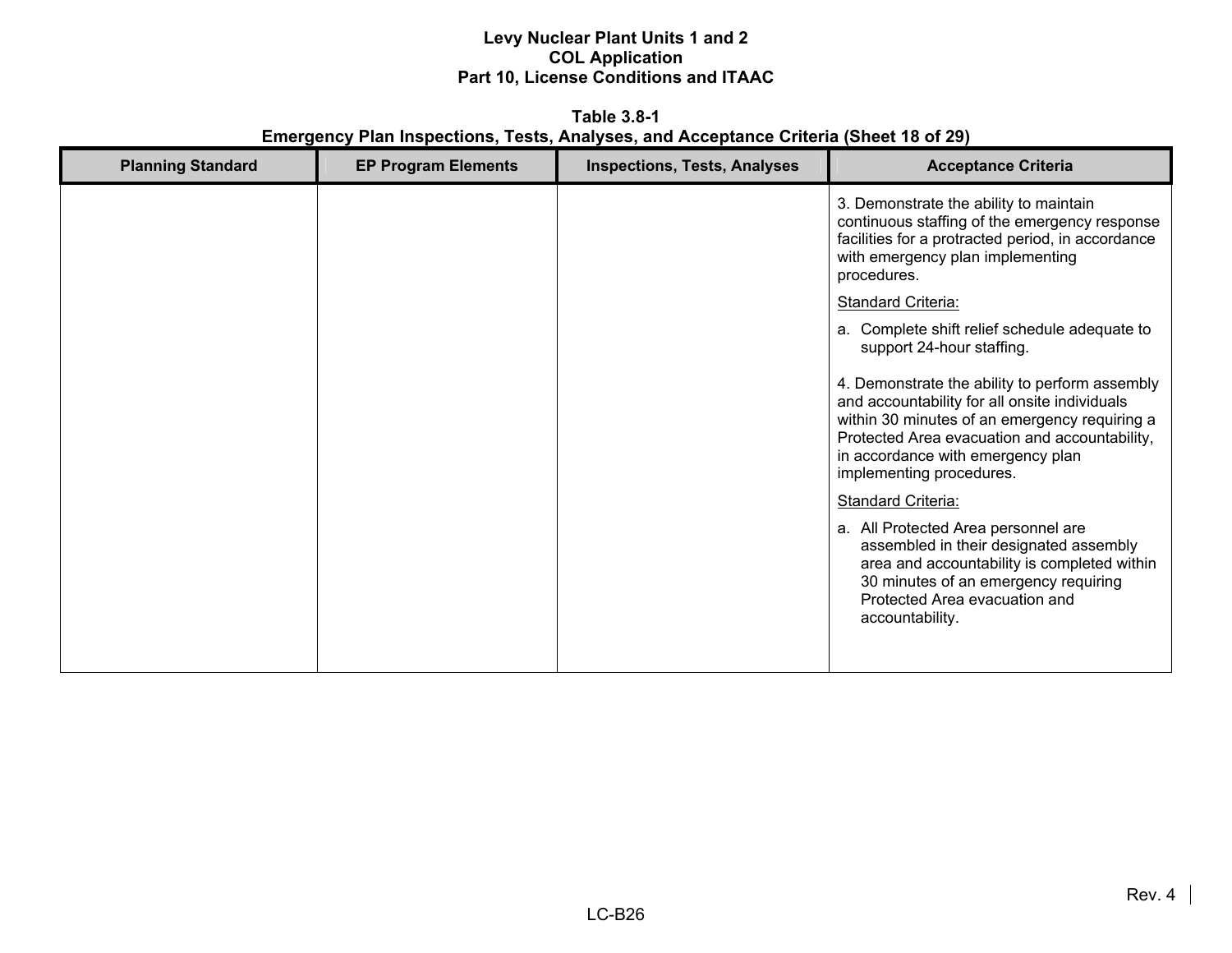**Table 3.8-1**
**Emergency Plan Inspections, Tests, Analyses, and Acceptance Criteria (Sheet 18 of 29)**

| Planning Standard | EP Program Elements | Inspections, Tests, Analyses | Acceptance Criteria |
|---|---|---|---|
| | | | 3. Demonstrate the ability to maintain continuous staffing of the emergency response facilities for a protracted period, in accordance with emergency plan implementing procedures.<br><br><u>Standard Criteria:</u><br><br>a. Complete shift relief schedule adequate to support 24-hour staffing.<br><br>4. Demonstrate the ability to perform assembly and accountability for all onsite individuals within 30 minutes of an emergency requiring a Protected Area evacuation and accountability, in accordance with emergency plan implementing procedures.<br><br><u>Standard Criteria:</u><br><br>a. All Protected Area personnel are assembled in their designated assembly area and accountability is completed within 30 minutes of an emergency requiring Protected Area evacuation and accountability. |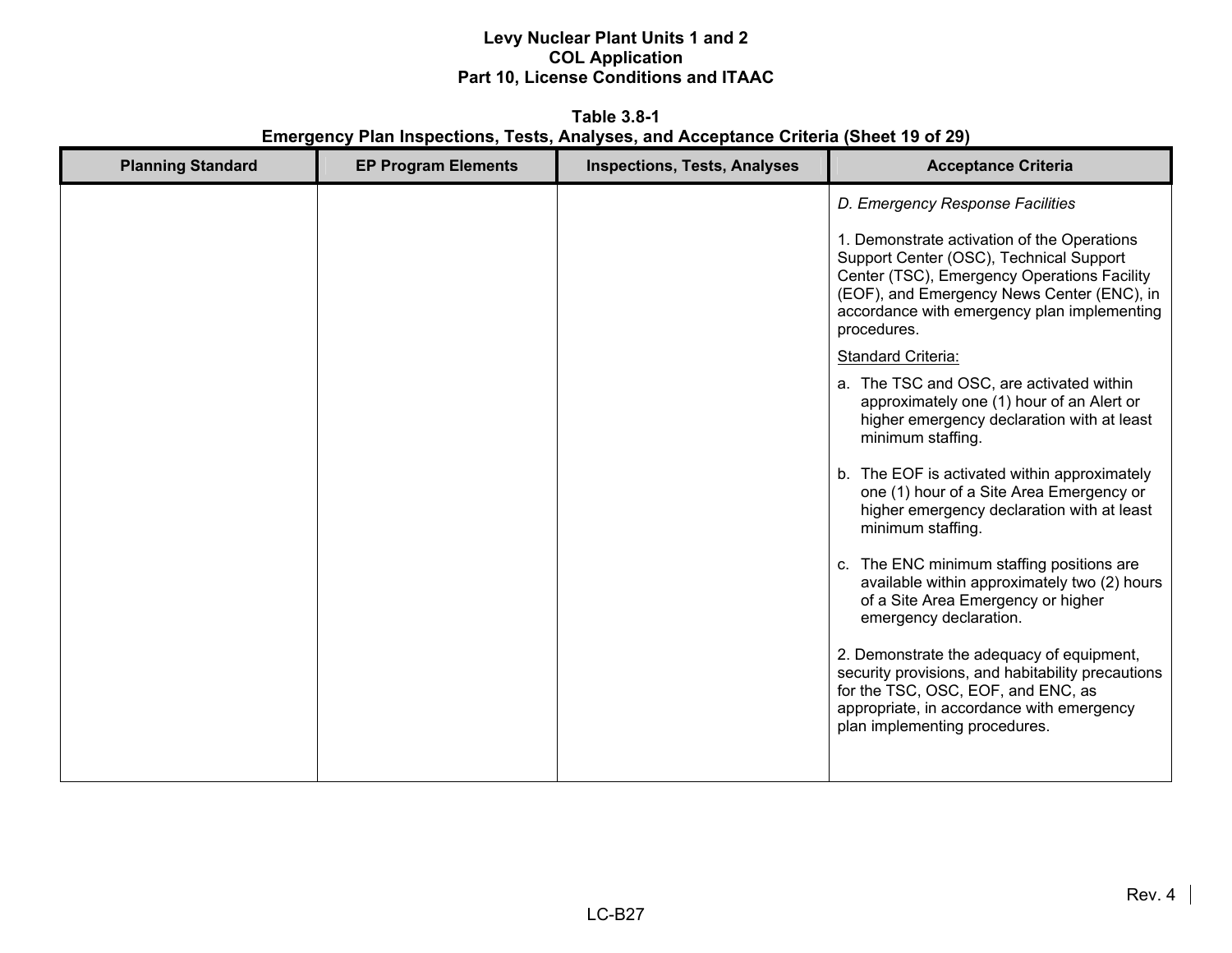Table 3.8-1
Emergency Plan Inspections, Tests, Analyses, and Acceptance Criteria (Sheet 19 of 29)

| Planning Standard | EP Program Elements | Inspections, Tests, Analyses | Acceptance Criteria |
|---|---|---|---|
| | | | *D. Emergency Response Facilities*<br><br>1. Demonstrate activation of the Operations Support Center (OSC), Technical Support Center (TSC), Emergency Operations Facility (EOF), and Emergency News Center (ENC), in accordance with emergency plan implementing procedures.<br><br><u>Standard Criteria:</u><br><br>a. The TSC and OSC, are activated within approximately one (1) hour of an Alert or higher emergency declaration with at least minimum staffing.<br><br>b. The EOF is activated within approximately one (1) hour of a Site Area Emergency or higher emergency declaration with at least minimum staffing.<br><br>c. The ENC minimum staffing positions are available within approximately two (2) hours of a Site Area Emergency or higher emergency declaration.<br><br>2. Demonstrate the adequacy of equipment, security provisions, and habitability precautions for the TSC, OSC, EOF, and ENC, as appropriate, in accordance with emergency plan implementing procedures. |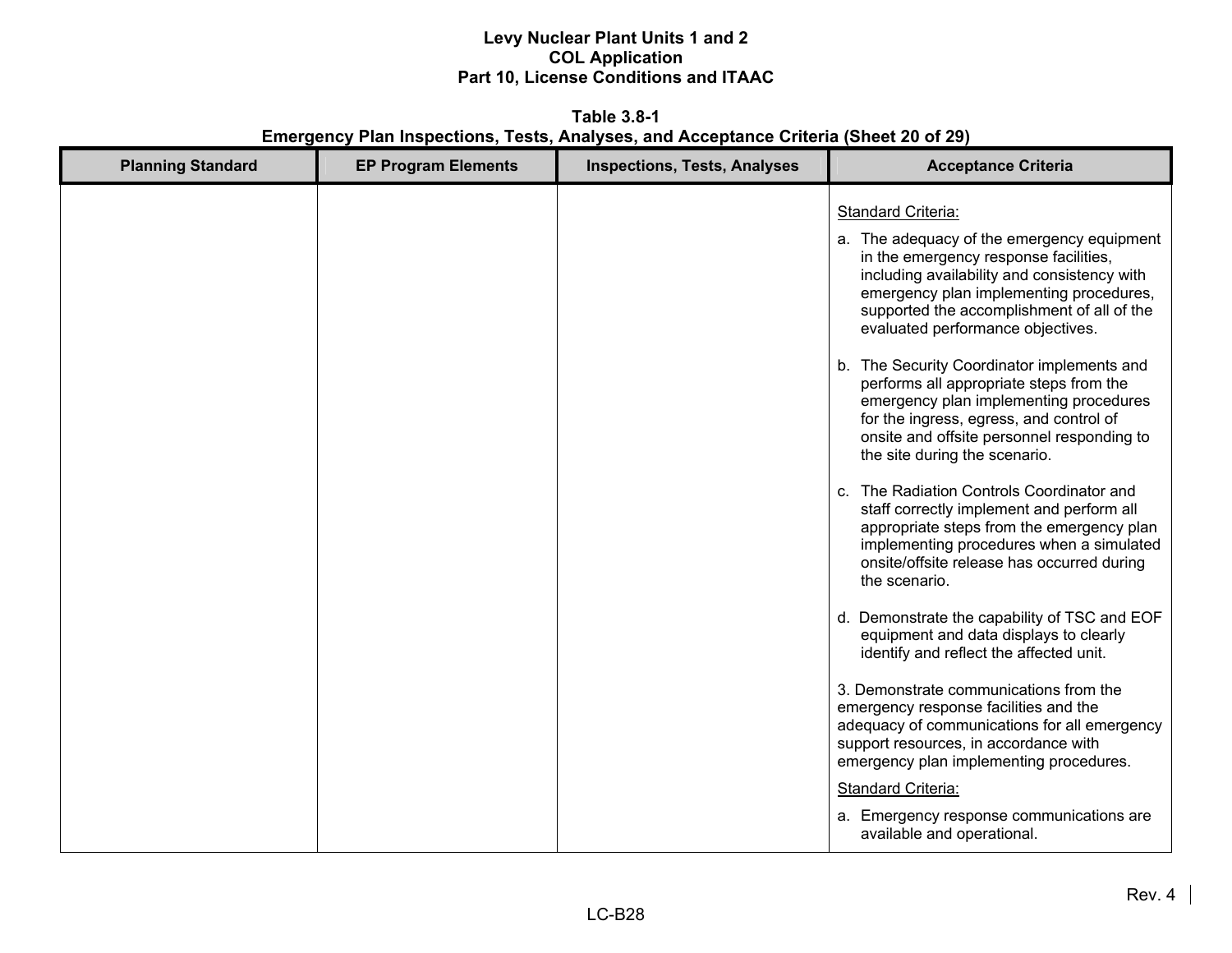**Table 3.8-1**
**Emergency Plan Inspections, Tests, Analyses, and Acceptance Criteria (Sheet 20 of 29)**

| Planning Standard | EP Program Elements | Inspections, Tests, Analyses | Acceptance Criteria |
|---|---|---|---|
| | | | Standard Criteria:<br><br>a. The adequacy of the emergency equipment in the emergency response facilities, including availability and consistency with emergency plan implementing procedures, supported the accomplishment of all of the evaluated performance objectives.<br><br>b. The Security Coordinator implements and performs all appropriate steps from the emergency plan implementing procedures for the ingress, egress, and control of onsite and offsite personnel responding to the site during the scenario.<br><br>c. The Radiation Controls Coordinator and staff correctly implement and perform all appropriate steps from the emergency plan implementing procedures when a simulated onsite/offsite release has occurred during the scenario.<br><br>d. Demonstrate the capability of TSC and EOF equipment and data displays to clearly identify and reflect the affected unit.<br><br>3. Demonstrate communications from the emergency response facilities and the adequacy of communications for all emergency support resources, in accordance with emergency plan implementing procedures.<br><br>Standard Criteria:<br><br>a. Emergency response communications are available and operational. |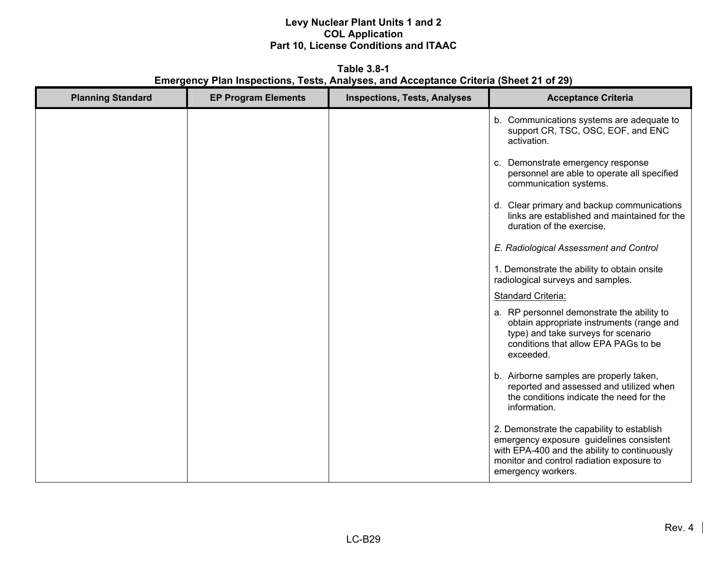**Table 3.8-1**
**Emergency Plan Inspections, Tests, Analyses, and Acceptance Criteria (Sheet 21 of 29)**

| Planning Standard | EP Program Elements | Inspections, Tests, Analyses | Acceptance Criteria |
|---|---|---|---|
| | | | b. Communications systems are adequate to support CR, TSC, OSC, EOF, and ENC activation.<br><br>c. Demonstrate emergency response personnel are able to operate all specified communication systems.<br><br>d. Clear primary and backup communications links are established and maintained for the duration of the exercise.<br><br>*E. Radiological Assessment and Control*<br><br>1. Demonstrate the ability to obtain onsite radiological surveys and samples.<br><br><u>Standard Criteria:</u><br><br>a. RP personnel demonstrate the ability to obtain appropriate instruments (range and type) and take surveys for scenario conditions that allow EPA PAGs to be exceeded.<br><br>b. Airborne samples are properly taken, reported and assessed and utilized when the conditions indicate the need for the information.<br><br>2. Demonstrate the capability to establish emergency exposure guidelines consistent with EPA-400 and the ability to continuously monitor and control radiation exposure to emergency workers. |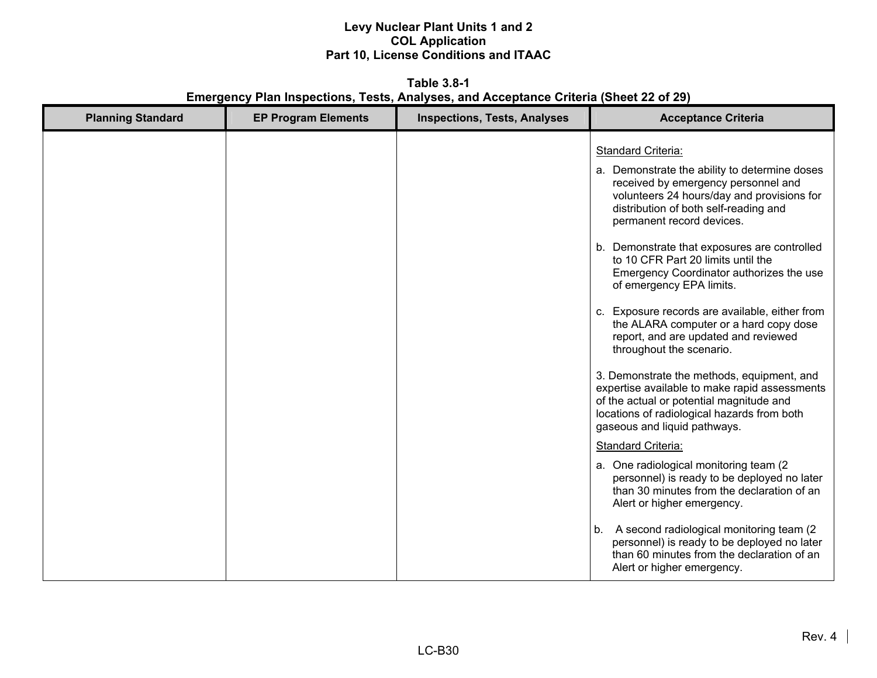**Table 3.8-1**
**Emergency Plan Inspections, Tests, Analyses, and Acceptance Criteria (Sheet 22 of 29)**

| Planning Standard | EP Program Elements | Inspections, Tests, Analyses | Acceptance Criteria |
|---|---|---|---|
| | | | Standard Criteria:<br>a. Demonstrate the ability to determine doses received by emergency personnel and volunteers 24 hours/day and provisions for distribution of both self-reading and permanent record devices.<br><br>b. Demonstrate that exposures are controlled to 10 CFR Part 20 limits until the Emergency Coordinator authorizes the use of emergency EPA limits.<br><br>c. Exposure records are available, either from the ALARA computer or a hard copy dose report, and are updated and reviewed throughout the scenario.<br><br>3. Demonstrate the methods, equipment, and expertise available to make rapid assessments of the actual or potential magnitude and locations of radiological hazards from both gaseous and liquid pathways.<br><br>Standard Criteria:<br>a. One radiological monitoring team (2 personnel) is ready to be deployed no later than 30 minutes from the declaration of an Alert or higher emergency.<br><br>b. A second radiological monitoring team (2 personnel) is ready to be deployed no later than 60 minutes from the declaration of an Alert or higher emergency. |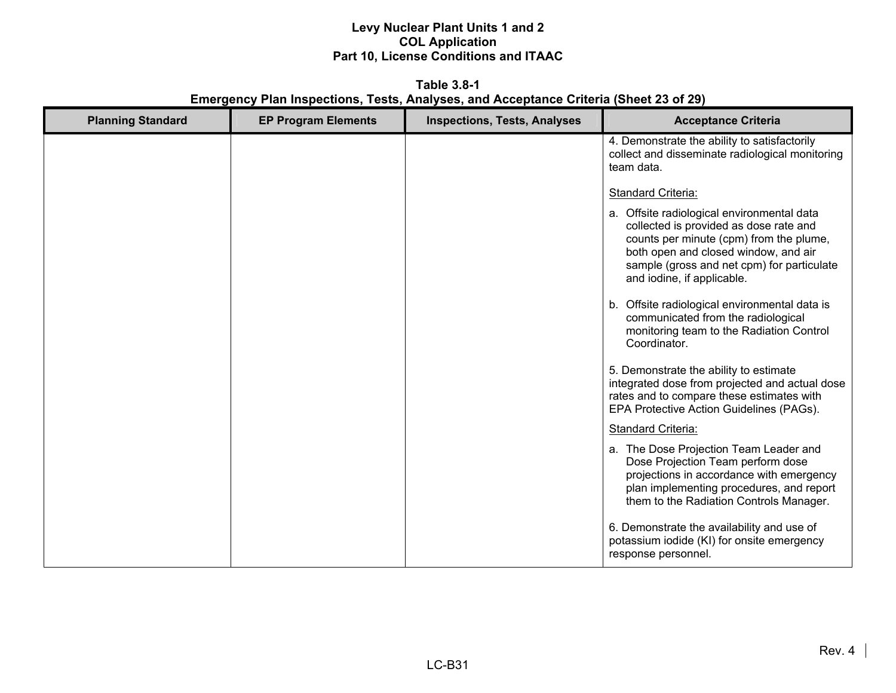**Table 3.8-1**
**Emergency Plan Inspections, Tests, Analyses, and Acceptance Criteria (Sheet 23 of 29)**

| Planning Standard | EP Program Elements | Inspections, Tests, Analyses | Acceptance Criteria |
|---|---|---|---|
| | | | 4. Demonstrate the ability to satisfactorily collect and disseminate radiological monitoring team data.<br><br>Standard Criteria:<br><br>a. Offsite radiological environmental data collected is provided as dose rate and counts per minute (cpm) from the plume, both open and closed window, and air sample (gross and net cpm) for particulate and iodine, if applicable.<br><br>b. Offsite radiological environmental data is communicated from the radiological monitoring team to the Radiation Control Coordinator.<br><br>5. Demonstrate the ability to estimate integrated dose from projected and actual dose rates and to compare these estimates with EPA Protective Action Guidelines (PAGs).<br><br>Standard Criteria:<br><br>a. The Dose Projection Team Leader and Dose Projection Team perform dose projections in accordance with emergency plan implementing procedures, and report them to the Radiation Controls Manager.<br><br>6. Demonstrate the availability and use of potassium iodide (KI) for onsite emergency response personnel. |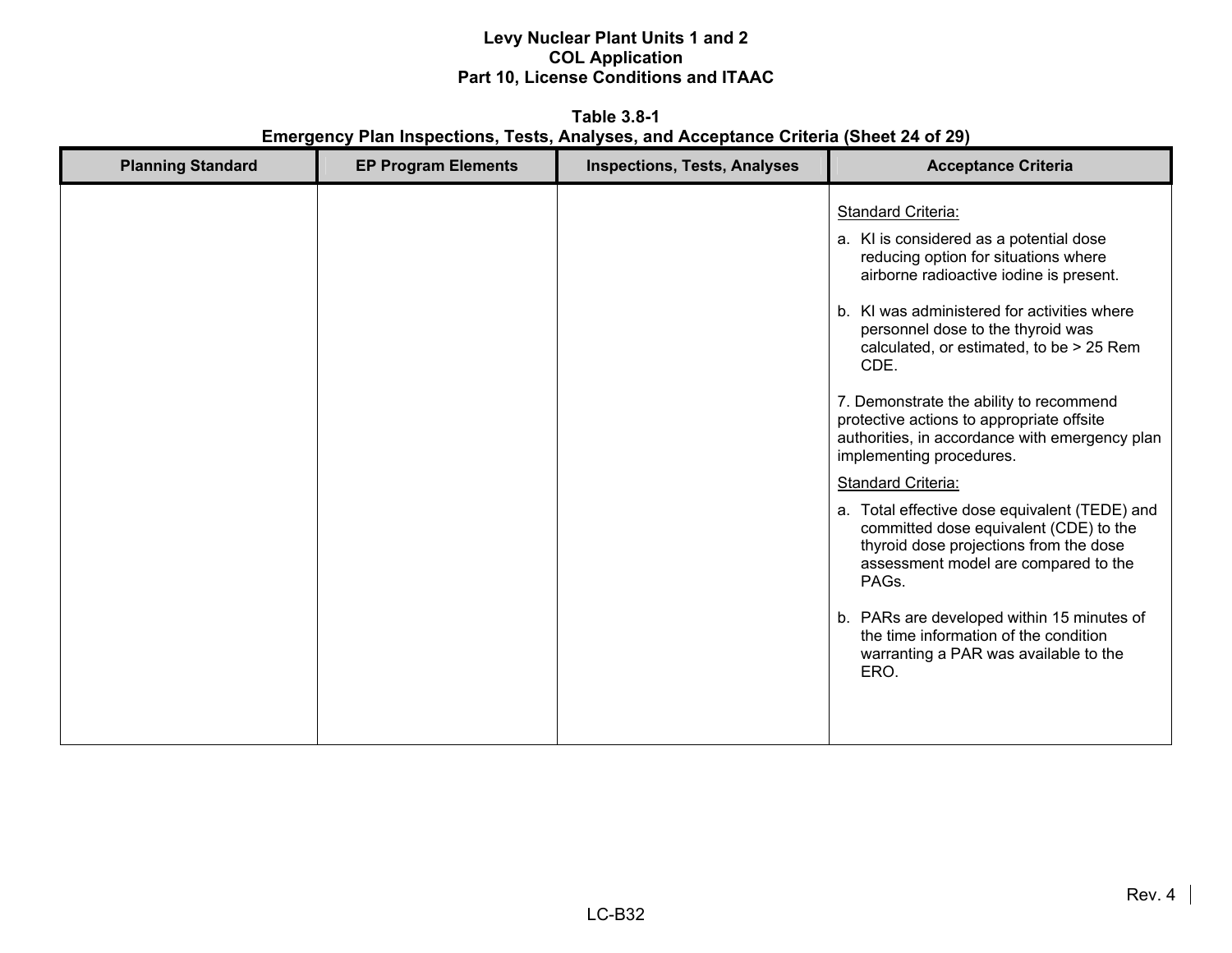**Table 3.8-1**
**Emergency Plan Inspections, Tests, Analyses, and Acceptance Criteria (Sheet 24 of 29)**

| Planning Standard | EP Program Elements | Inspections, Tests, Analyses | Acceptance Criteria |
|---|---|---|---|
| | | | Standard Criteria:<br><br>a. KI is considered as a potential dose reducing option for situations where airborne radioactive iodine is present.<br><br>b. KI was administered for activities where personnel dose to the thyroid was calculated, or estimated, to be > 25 Rem CDE.<br><br>7. Demonstrate the ability to recommend protective actions to appropriate offsite authorities, in accordance with emergency plan implementing procedures.<br><br>Standard Criteria:<br><br>a. Total effective dose equivalent (TEDE) and committed dose equivalent (CDE) to the thyroid dose projections from the dose assessment model are compared to the PAGs.<br><br>b. PARs are developed within 15 minutes of the time information of the condition warranting a PAR was available to the ERO. |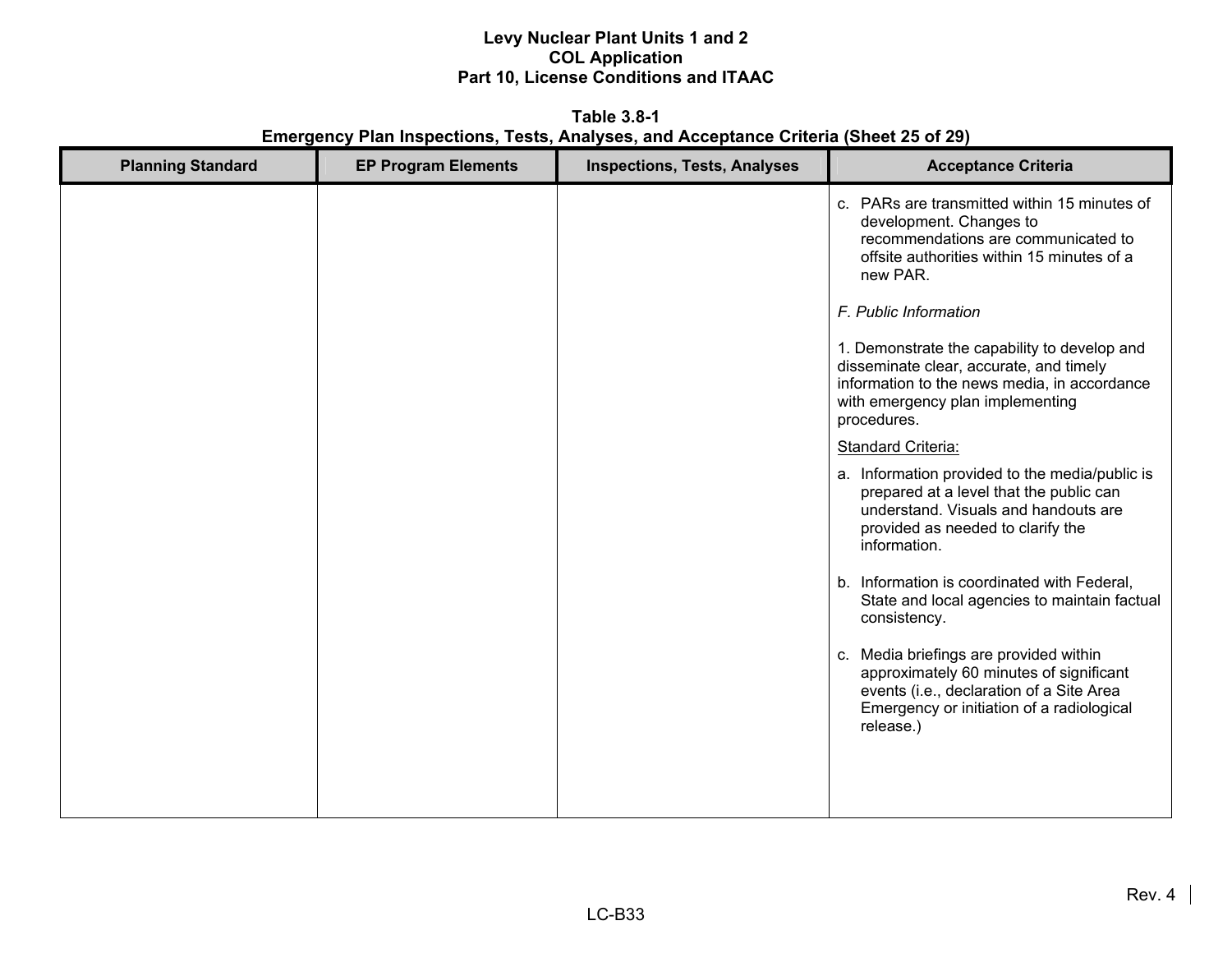**Table 3.8-1**
**Emergency Plan Inspections, Tests, Analyses, and Acceptance Criteria (Sheet 25 of 29)**

| Planning Standard | EP Program Elements | Inspections, Tests, Analyses | Acceptance Criteria |
|---|---|---|---|
| | | | c. PARs are transmitted within 15 minutes of development. Changes to recommendations are communicated to offsite authorities within 15 minutes of a new PAR.<br><br>*F. Public Information*<br><br>1. Demonstrate the capability to develop and disseminate clear, accurate, and timely information to the news media, in accordance with emergency plan implementing procedures.<br><br>Standard Criteria:<br><br>a. Information provided to the media/public is prepared at a level that the public can understand. Visuals and handouts are provided as needed to clarify the information.<br><br>b. Information is coordinated with Federal, State and local agencies to maintain factual consistency.<br><br>c. Media briefings are provided within approximately 60 minutes of significant events (i.e., declaration of a Site Area Emergency or initiation of a radiological release.) |

Rev. 4

LC-B33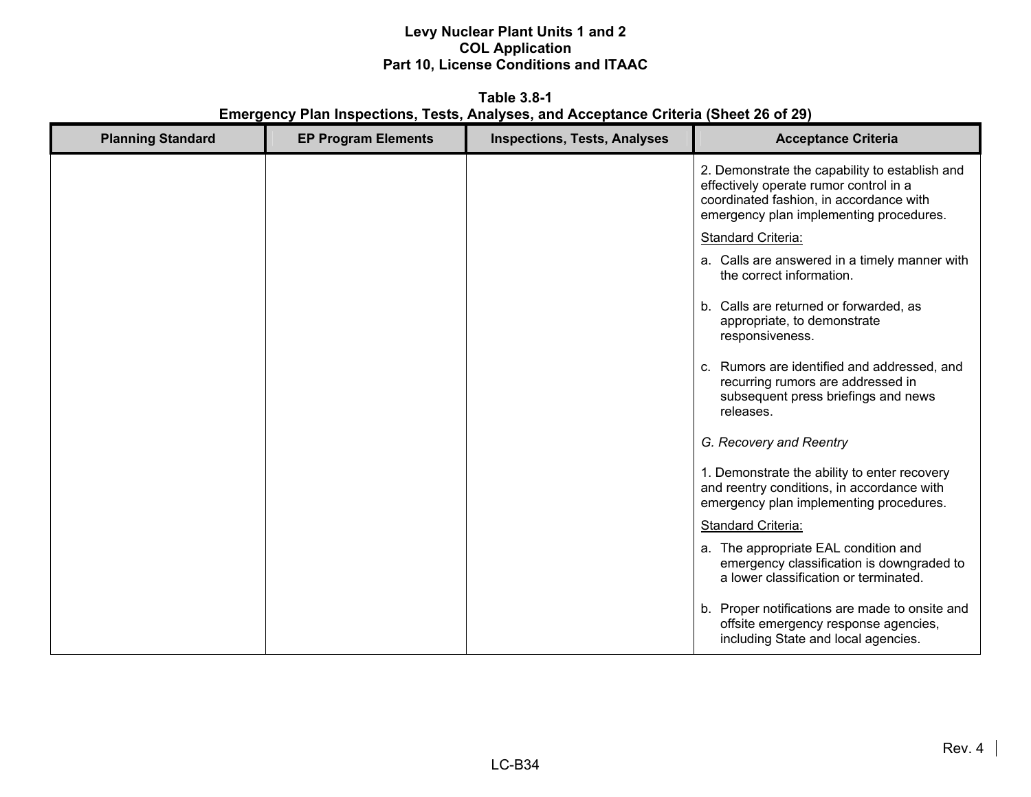**Table 3.8-1**
**Emergency Plan Inspections, Tests, Analyses, and Acceptance Criteria (Sheet 26 of 29)**

| Planning Standard | EP Program Elements | Inspections, Tests, Analyses | Acceptance Criteria |
|---|---|---|---|
| | | | 2. Demonstrate the capability to establish and effectively operate rumor control in a coordinated fashion, in accordance with emergency plan implementing procedures.<br><br><u>Standard Criteria:</u><br><br>a. Calls are answered in a timely manner with the correct information.<br><br>b. Calls are returned or forwarded, as appropriate, to demonstrate responsiveness.<br><br>c. Rumors are identified and addressed, and recurring rumors are addressed in subsequent press briefings and news releases.<br><br>*G. Recovery and Reentry*<br><br>1. Demonstrate the ability to enter recovery and reentry conditions, in accordance with emergency plan implementing procedures.<br><br><u>Standard Criteria:</u><br><br>a. The appropriate EAL condition and emergency classification is downgraded to a lower classification or terminated.<br><br>b. Proper notifications are made to onsite and offsite emergency response agencies, including State and local agencies. |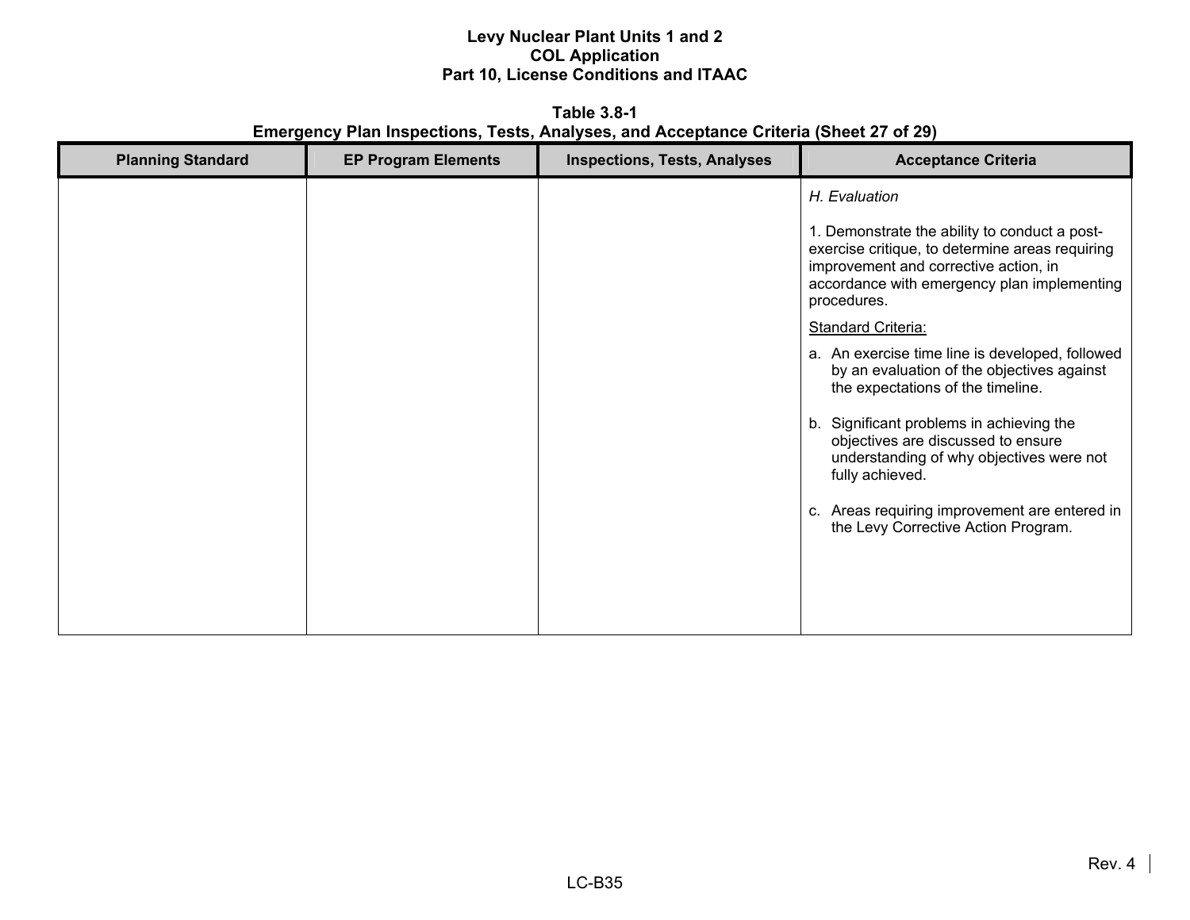**Table 3.8-1**
**Emergency Plan Inspections, Tests, Analyses, and Acceptance Criteria (Sheet 27 of 29)**

| Planning Standard | EP Program Elements | Inspections, Tests, Analyses | Acceptance Criteria |
|---|---|---|---|
| | | | *H. Evaluation*<br><br>1. Demonstrate the ability to conduct a post-exercise critique, to determine areas requiring improvement and corrective action, in accordance with emergency plan implementing procedures.<br><br>Standard Criteria:<br><br>a. An exercise time line is developed, followed by an evaluation of the objectives against the expectations of the timeline.<br><br>b. Significant problems in achieving the objectives are discussed to ensure understanding of why objectives were not fully achieved.<br><br>c. Areas requiring improvement are entered in the Levy Corrective Action Program. |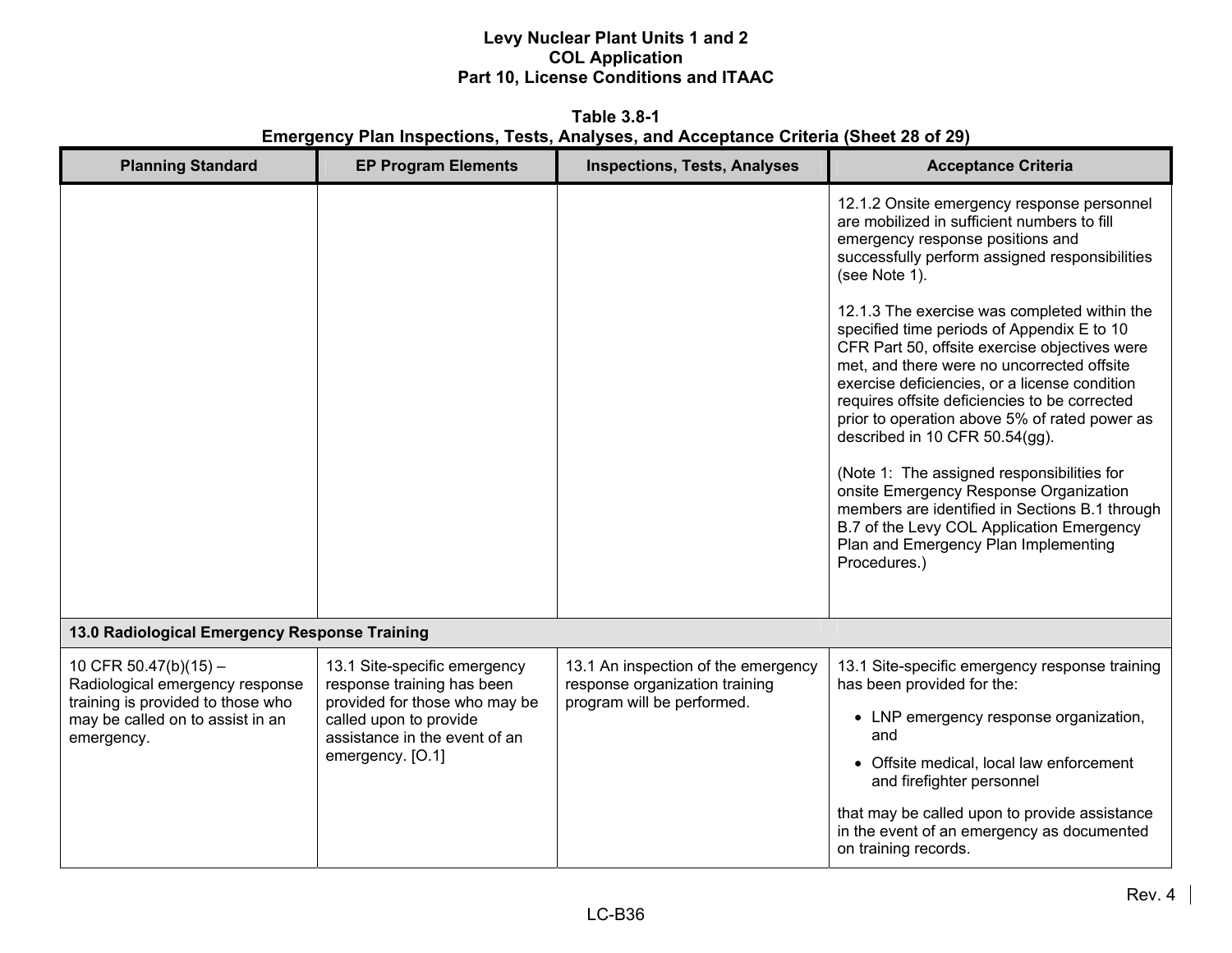Levy Nuclear Plant Units 1 and 2
COL Application
Part 10, License Conditions and ITAAC

**Table 3.8-1**
**Emergency Plan Inspections, Tests, Analyses, and Acceptance Criteria (Sheet 28 of 29)**

| Planning Standard | EP Program Elements | Inspections, Tests, Analyses | Acceptance Criteria |
|---|---|---|---|
| | | | 12.1.2 Onsite emergency response personnel are mobilized in sufficient numbers to fill emergency response positions and successfully perform assigned responsibilities (see Note 1).<br><br>12.1.3 The exercise was completed within the specified time periods of Appendix E to 10 CFR Part 50, offsite exercise objectives were met, and there were no uncorrected offsite exercise deficiencies, or a license condition requires offsite deficiencies to be corrected prior to operation above 5% of rated power as described in 10 CFR 50.54(gg).<br><br>(Note 1: The assigned responsibilities for onsite Emergency Response Organization members are identified in Sections B.1 through B.7 of the Levy COL Application Emergency Plan and Emergency Plan Implementing Procedures.) |
| **13.0 Radiological Emergency Response Training** | | | |
| 10 CFR 50.47(b)(15) – Radiological emergency response training is provided to those who may be called on to assist in an emergency. | 13.1 Site-specific emergency response training has been provided for those who may be called upon to provide assistance in the event of an emergency. [O.1] | 13.1 An inspection of the emergency response organization training program will be performed. | 13.1 Site-specific emergency response training has been provided for the:<br>• LNP emergency response organization, and<br>• Offsite medical, local law enforcement and firefighter personnel<br><br>that may be called upon to provide assistance in the event of an emergency as documented on training records. |

Rev. 4

LC-B36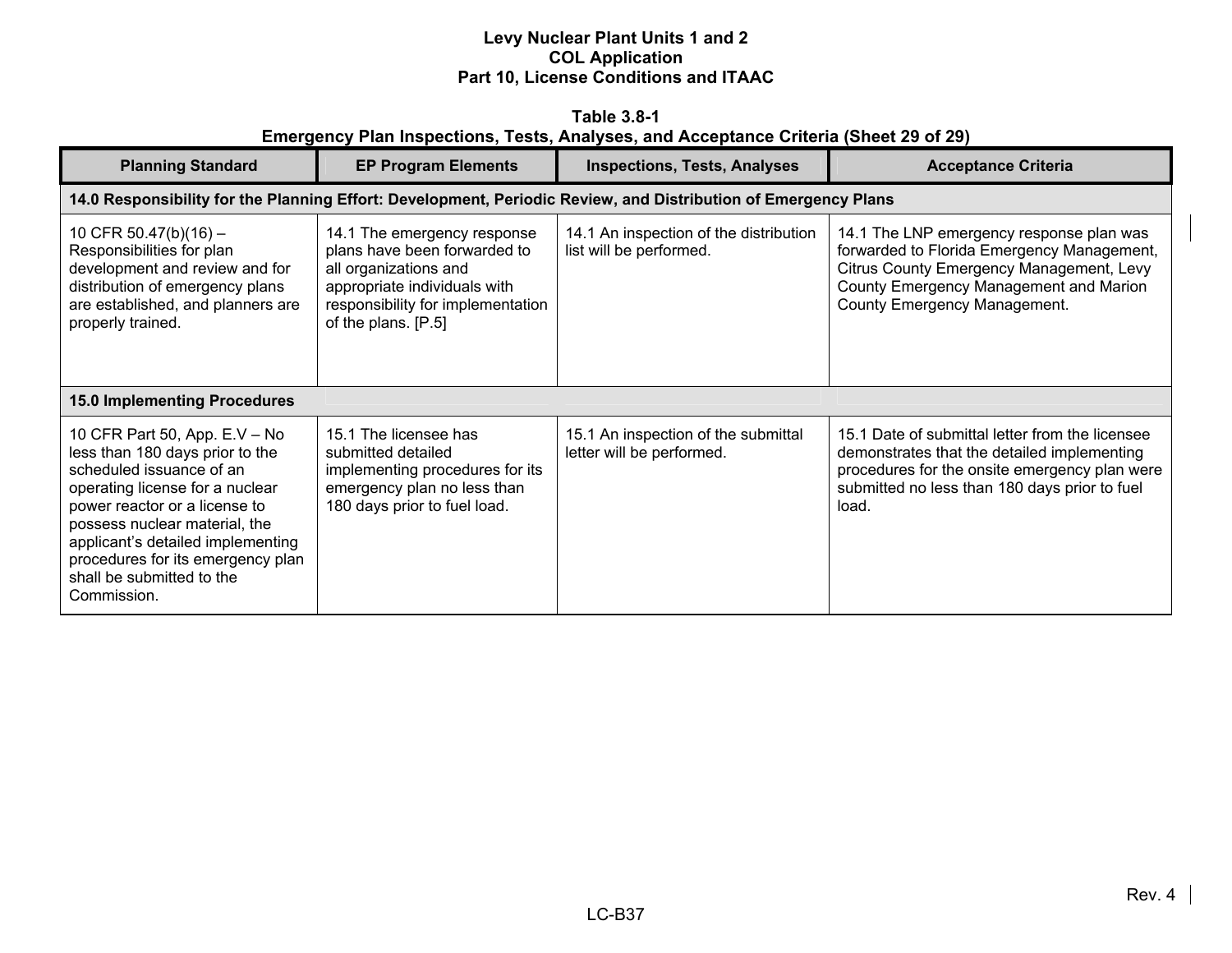**Table 3.8-1**
**Emergency Plan Inspections, Tests, Analyses, and Acceptance Criteria (Sheet 29 of 29)**

| Planning Standard | EP Program Elements | Inspections, Tests, Analyses | Acceptance Criteria |
|---|---|---|---|
| **14.0 Responsibility for the Planning Effort: Development, Periodic Review, and Distribution of Emergency Plans** | | | |
| 10 CFR 50.47(b)(16) – Responsibilities for plan development and review and for distribution of emergency plans are established, and planners are properly trained. | 14.1 The emergency response plans have been forwarded to all organizations and appropriate individuals with responsibility for implementation of the plans. [P.5] | 14.1 An inspection of the distribution list will be performed. | 14.1 The LNP emergency response plan was forwarded to Florida Emergency Management, Citrus County Emergency Management, Levy County Emergency Management and Marion County Emergency Management. |
| **15.0 Implementing Procedures** | | | |
| 10 CFR Part 50, App. E.V – No less than 180 days prior to the scheduled issuance of an operating license for a nuclear power reactor or a license to possess nuclear material, the applicant's detailed implementing procedures for its emergency plan shall be submitted to the Commission. | 15.1 The licensee has submitted detailed implementing procedures for its emergency plan no less than 180 days prior to fuel load. | 15.1 An inspection of the submittal letter will be performed. | 15.1 Date of submittal letter from the licensee demonstrates that the detailed implementing procedures for the onsite emergency plan were submitted no less than 180 days prior to fuel load. |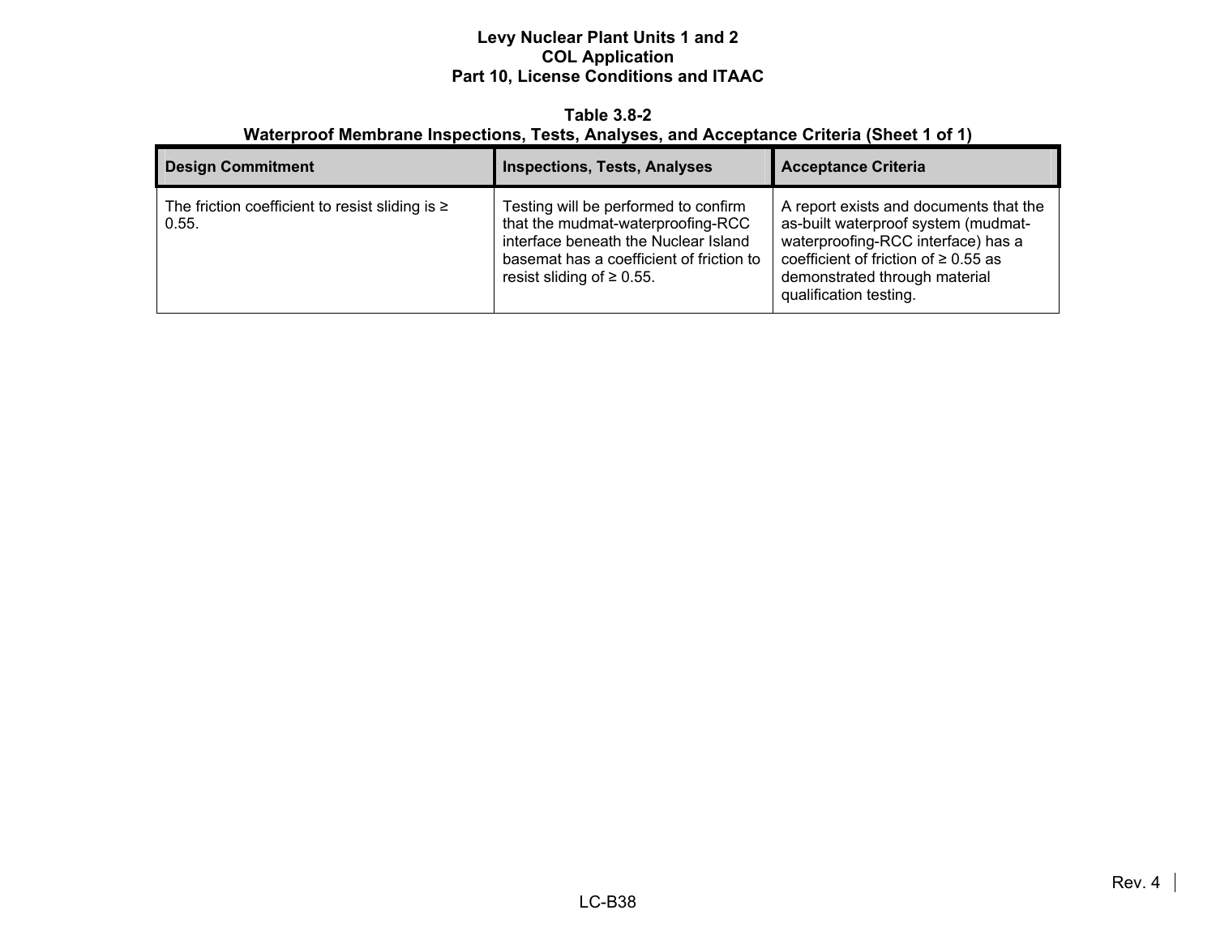**Table 3.8-2**
**Waterproof Membrane Inspections, Tests, Analyses, and Acceptance Criteria (Sheet 1 of 1)**

| Design Commitment | Inspections, Tests, Analyses | Acceptance Criteria |
|---|---|---|
| The friction coefficient to resist sliding is ≥ 0.55. | Testing will be performed to confirm that the mudmat-waterproofing-RCC interface beneath the Nuclear Island basemat has a coefficient of friction to resist sliding of ≥ 0.55. | A report exists and documents that the as-built waterproof system (mudmat-waterproofing-RCC interface) has a coefficient of friction of ≥ 0.55 as demonstrated through material qualification testing. |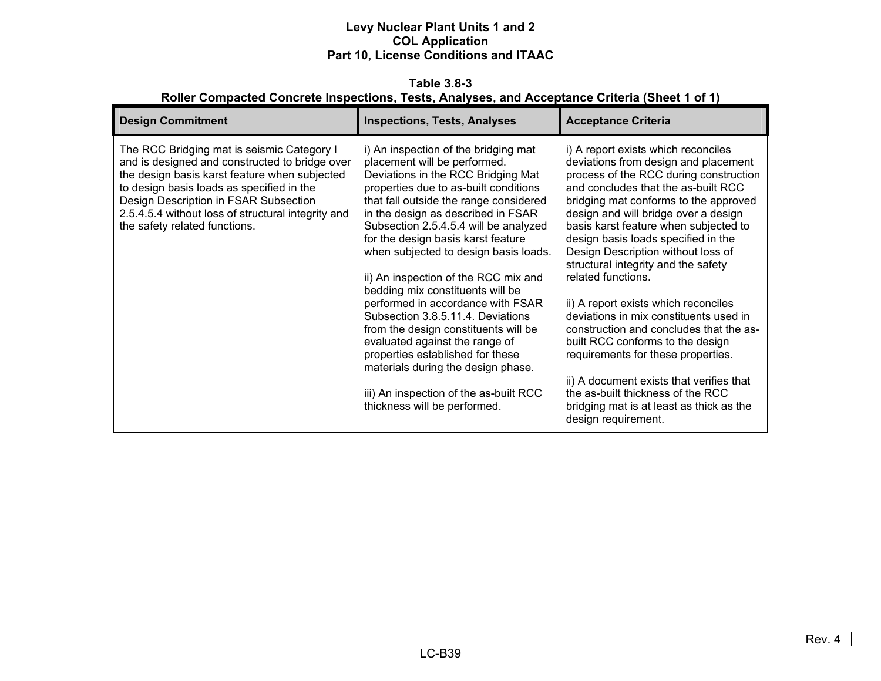**Table 3.8-3**
**Roller Compacted Concrete Inspections, Tests, Analyses, and Acceptance Criteria (Sheet 1 of 1)**

| Design Commitment | Inspections, Tests, Analyses | Acceptance Criteria |
|---|---|---|
| The RCC Bridging mat is seismic Category I and is designed and constructed to bridge over the design basis karst feature when subjected to design basis loads as specified in the Design Description in FSAR Subsection 2.5.4.5.4 without loss of structural integrity and the safety related functions. | i) An inspection of the bridging mat placement will be performed. Deviations in the RCC Bridging Mat properties due to as-built conditions that fall outside the range considered in the design as described in FSAR Subsection 2.5.4.5.4 will be analyzed for the design basis karst feature when subjected to design basis loads.<br><br>ii) An inspection of the RCC mix and bedding mix constituents will be performed in accordance with FSAR Subsection 3.8.5.11.4. Deviations from the design constituents will be evaluated against the range of properties established for these materials during the design phase.<br><br>iii) An inspection of the as-built RCC thickness will be performed. | i) A report exists which reconciles deviations from design and placement process of the RCC during construction and concludes that the as-built RCC bridging mat conforms to the approved design and will bridge over a design basis karst feature when subjected to design basis loads specified in the Design Description without loss of structural integrity and the safety related functions.<br><br>ii) A report exists which reconciles deviations in mix constituents used in construction and concludes that the as-built RCC conforms to the design requirements for these properties.<br><br>ii) A document exists that verifies that the as-built thickness of the RCC bridging mat is at least as thick as the design requirement. |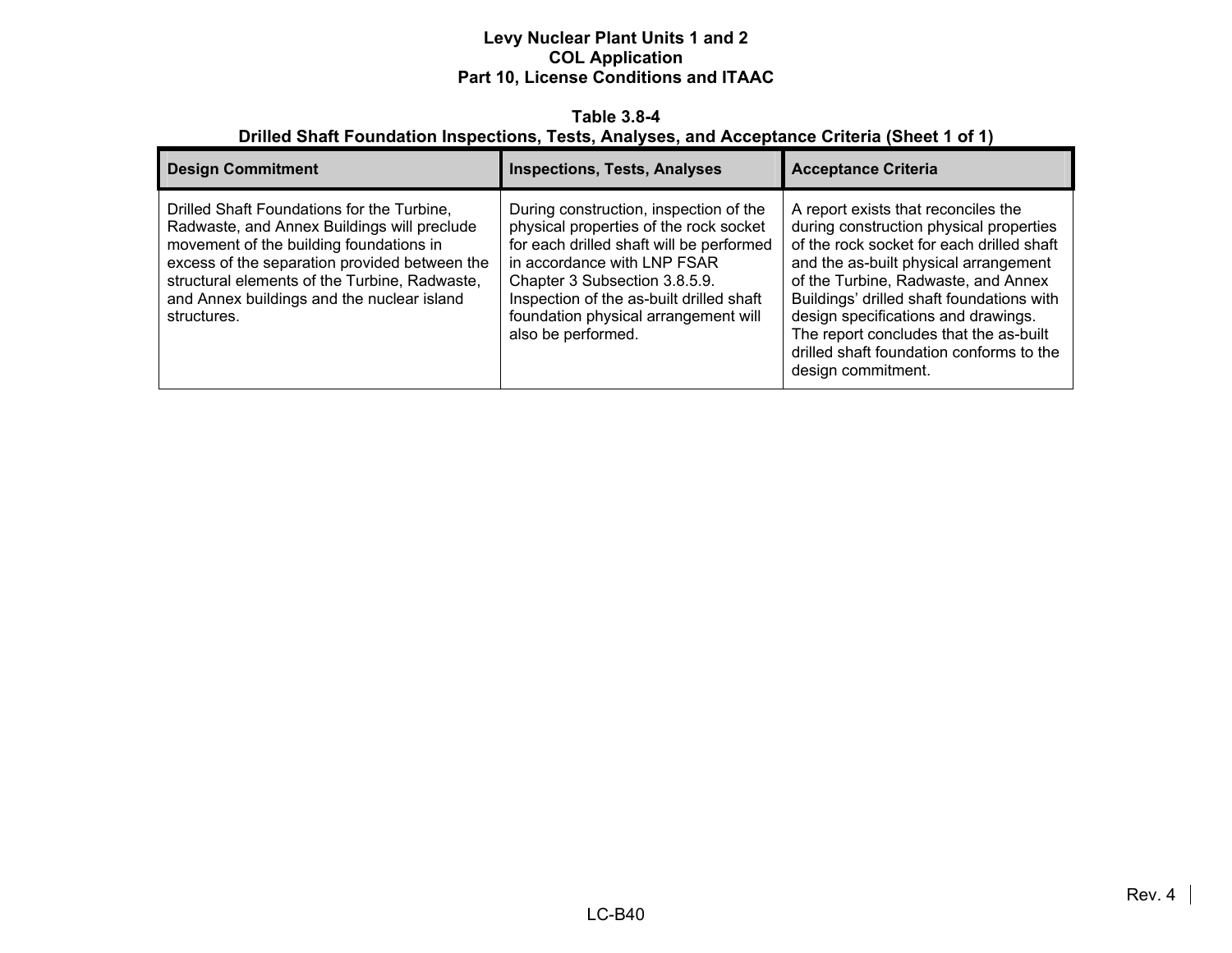**Table 3.8-4**
**Drilled Shaft Foundation Inspections, Tests, Analyses, and Acceptance Criteria (Sheet 1 of 1)**

| Design Commitment | Inspections, Tests, Analyses | Acceptance Criteria |
|---|---|---|
| Drilled Shaft Foundations for the Turbine, Radwaste, and Annex Buildings will preclude movement of the building foundations in excess of the separation provided between the structural elements of the Turbine, Radwaste, and Annex buildings and the nuclear island structures. | During construction, inspection of the physical properties of the rock socket for each drilled shaft will be performed in accordance with LNP FSAR Chapter 3 Subsection 3.8.5.9. Inspection of the as-built drilled shaft foundation physical arrangement will also be performed. | A report exists that reconciles the during construction physical properties of the rock socket for each drilled shaft and the as-built physical arrangement of the Turbine, Radwaste, and Annex Buildings' drilled shaft foundations with design specifications and drawings. The report concludes that the as-built drilled shaft foundation conforms to the design commitment. |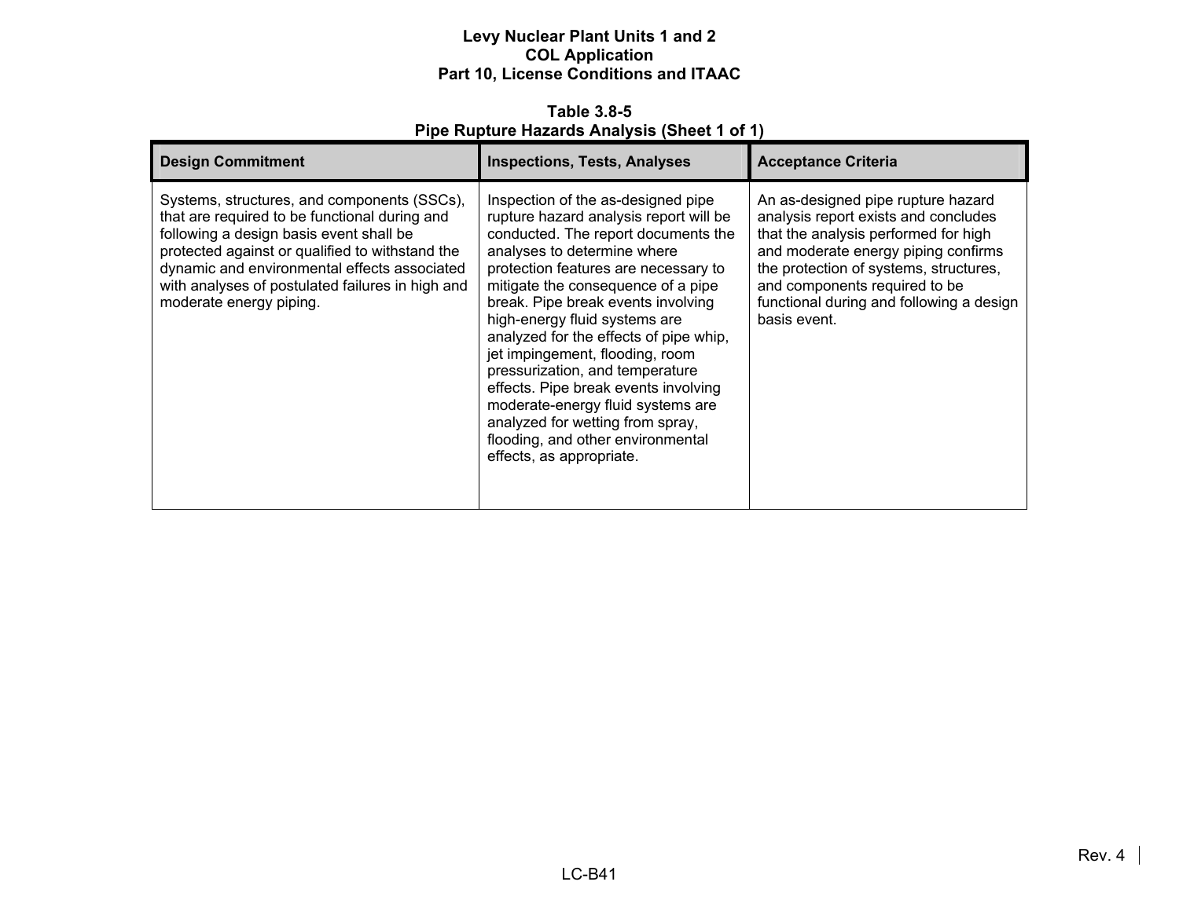**Table 3.8-5**
**Pipe Rupture Hazards Analysis (Sheet 1 of 1)**

| Design Commitment | Inspections, Tests, Analyses | Acceptance Criteria |
|---|---|---|
| Systems, structures, and components (SSCs), that are required to be functional during and following a design basis event shall be protected against or qualified to withstand the dynamic and environmental effects associated with analyses of postulated failures in high and moderate energy piping. | Inspection of the as-designed pipe rupture hazard analysis report will be conducted. The report documents the analyses to determine where protection features are necessary to mitigate the consequence of a pipe break. Pipe break events involving high-energy fluid systems are analyzed for the effects of pipe whip, jet impingement, flooding, room pressurization, and temperature effects. Pipe break events involving moderate-energy fluid systems are analyzed for wetting from spray, flooding, and other environmental effects, as appropriate. | An as-designed pipe rupture hazard analysis report exists and concludes that the analysis performed for high and moderate energy piping confirms the protection of systems, structures, and components required to be functional during and following a design basis event. |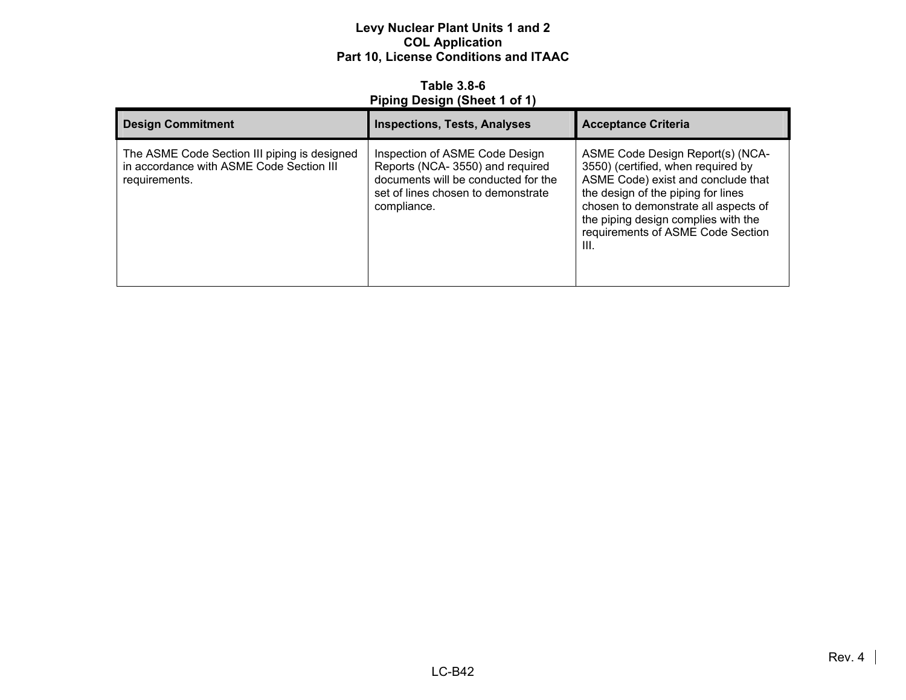**Table 3.8-6**
**Piping Design (Sheet 1 of 1)**

| Design Commitment | Inspections, Tests, Analyses | Acceptance Criteria |
| --- | --- | --- |
| The ASME Code Section III piping is designed in accordance with ASME Code Section III requirements. | Inspection of ASME Code Design Reports (NCA- 3550) and required documents will be conducted for the set of lines chosen to demonstrate compliance. | ASME Code Design Report(s) (NCA-3550) (certified, when required by ASME Code) exist and conclude that the design of the piping for lines chosen to demonstrate all aspects of the piping design complies with the requirements of ASME Code Section III. |